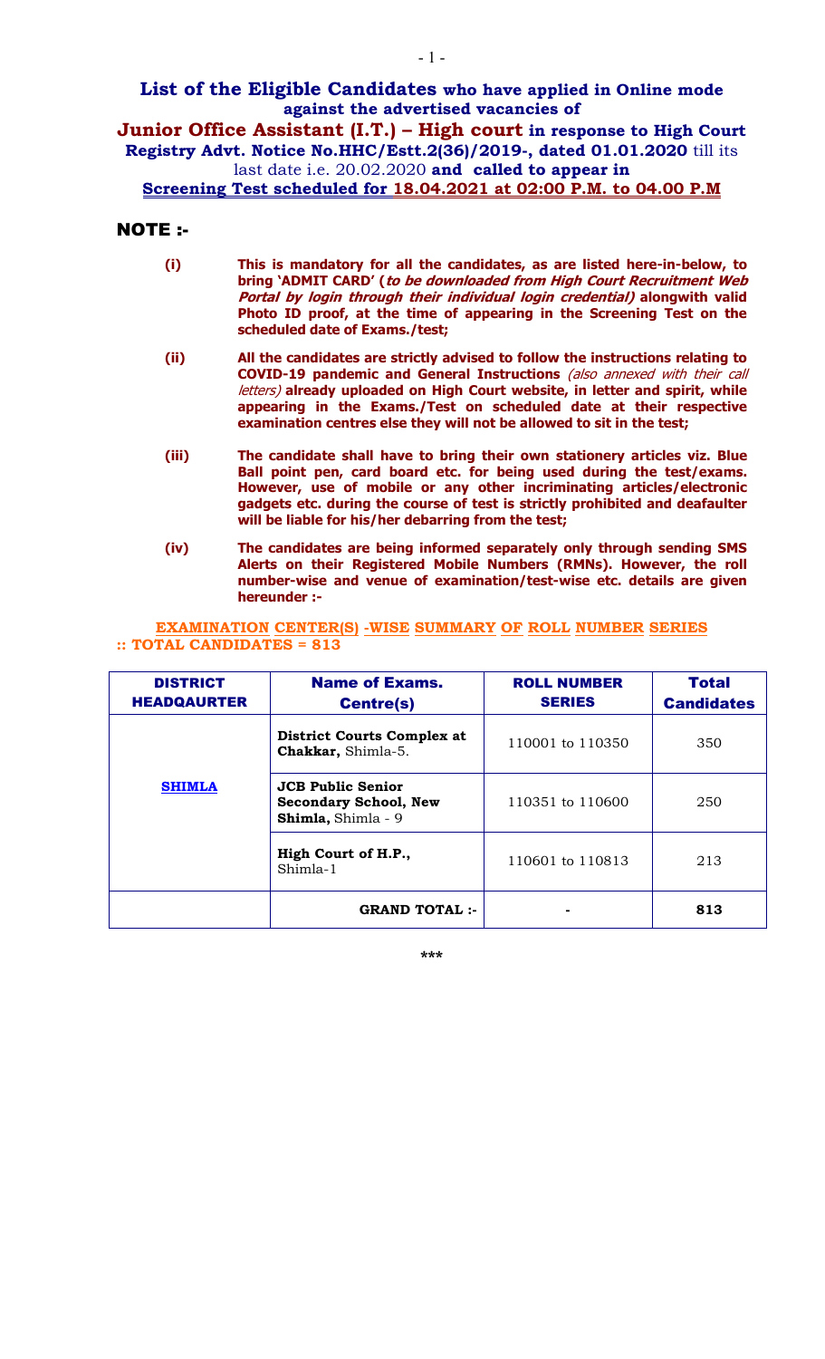## List of the Eligible Candidates who have applied in Online mode against the advertised vacancies of

## Junior Office Assistant (I.T.) – High court in response to High Court Registry Advt. Notice No.HHC/Estt.2(36)/2019-, dated 01.01.2020 till its last date i.e. 20.02.2020 and called to appear in

## Screening Test scheduled for 18.04.2021 at 02:00 P.M. to 04.00 P.M

## NOTE :-

**(i)** **This is mandatory for all the candidates, as are listed here-in-below, to bring 'ADMIT CARD' (*to be downloaded from High Court Recruitment Web Portal by login through their individual login credential*) alongwith valid Photo ID proof, at the time of appearing in the Screening Test on the scheduled date of Exams./test;**

**(ii)** **All the candidates are strictly advised to follow the instructions relating to COVID-19 pandemic and General Instructions** *(also annexed with their call letters)* **already uploaded on High Court website, in letter and spirit, while appearing in the Exams./Test on scheduled date at their respective examination centres else they will not be allowed to sit in the test;**

**(iii)** **The candidate shall have to bring their own stationery articles viz. Blue Ball point pen, card board etc. for being used during the test/exams. However, use of mobile or any other incriminating articles/electronic gadgets etc. during the course of test is strictly prohibited and deafaulter will be liable for his/her debarring from the test;**

**(iv)** **The candidates are being informed separately only through sending SMS Alerts on their Registered Mobile Numbers (RMNs). However, the roll number-wise and venue of examination/test-wise etc. details are given hereunder :-**

**EXAMINATION CENTER(S) -WISE SUMMARY OF ROLL NUMBER SERIES :: TOTAL CANDIDATES = 813**

| DISTRICT HEADQAURTER | Name of Exams. Centre(s) | ROLL NUMBER SERIES | Total Candidates |
|---|---|---|---|
| SHIMLA | **District Courts Complex at Chakkar,** Shimla-5. | 110001 to 110350 | 350 |
| | **JCB Public Senior Secondary School, New Shimla,** Shimla - 9 | 110351 to 110600 | 250 |
| | **High Court of H.P.,** Shimla-1 | 110601 to 110813 | 213 |
| | **GRAND TOTAL :-** | - | **813** |

\*\*\*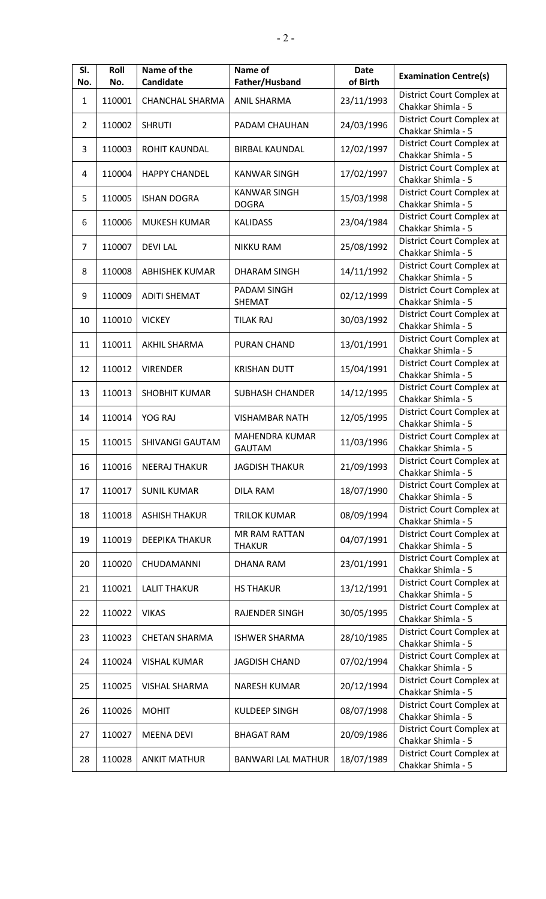| Sl. No. | Roll No. | Name of the Candidate | Name of Father/Husband | Date of Birth | Examination Centre(s) |
|---|---|---|---|---|---|
| 1 | 110001 | CHANCHAL SHARMA | ANIL SHARMA | 23/11/1993 | District Court Complex at Chakkar Shimla - 5 |
| 2 | 110002 | SHRUTI | PADAM CHAUHAN | 24/03/1996 | District Court Complex at Chakkar Shimla - 5 |
| 3 | 110003 | ROHIT KAUNDAL | BIRBAL KAUNDAL | 12/02/1997 | District Court Complex at Chakkar Shimla - 5 |
| 4 | 110004 | HAPPY CHANDEL | KANWAR SINGH | 17/02/1997 | District Court Complex at Chakkar Shimla - 5 |
| 5 | 110005 | ISHAN DOGRA | KANWAR SINGH DOGRA | 15/03/1998 | District Court Complex at Chakkar Shimla - 5 |
| 6 | 110006 | MUKESH KUMAR | KALIDASS | 23/04/1984 | District Court Complex at Chakkar Shimla - 5 |
| 7 | 110007 | DEVI LAL | NIKKU RAM | 25/08/1992 | District Court Complex at Chakkar Shimla - 5 |
| 8 | 110008 | ABHISHEK KUMAR | DHARAM SINGH | 14/11/1992 | District Court Complex at Chakkar Shimla - 5 |
| 9 | 110009 | ADITI SHEMAT | PADAM SINGH SHEMAT | 02/12/1999 | District Court Complex at Chakkar Shimla - 5 |
| 10 | 110010 | VICKEY | TILAK RAJ | 30/03/1992 | District Court Complex at Chakkar Shimla - 5 |
| 11 | 110011 | AKHIL SHARMA | PURAN CHAND | 13/01/1991 | District Court Complex at Chakkar Shimla - 5 |
| 12 | 110012 | VIRENDER | KRISHAN DUTT | 15/04/1991 | District Court Complex at Chakkar Shimla - 5 |
| 13 | 110013 | SHOBHIT KUMAR | SUBHASH CHANDER | 14/12/1995 | District Court Complex at Chakkar Shimla - 5 |
| 14 | 110014 | YOG RAJ | VISHAMBAR NATH | 12/05/1995 | District Court Complex at Chakkar Shimla - 5 |
| 15 | 110015 | SHIVANGI GAUTAM | MAHENDRA KUMAR GAUTAM | 11/03/1996 | District Court Complex at Chakkar Shimla - 5 |
| 16 | 110016 | NEERAJ THAKUR | JAGDISH THAKUR | 21/09/1993 | District Court Complex at Chakkar Shimla - 5 |
| 17 | 110017 | SUNIL KUMAR | DILA RAM | 18/07/1990 | District Court Complex at Chakkar Shimla - 5 |
| 18 | 110018 | ASHISH THAKUR | TRILOK KUMAR | 08/09/1994 | District Court Complex at Chakkar Shimla - 5 |
| 19 | 110019 | DEEPIKA THAKUR | MR RAM RATTAN THAKUR | 04/07/1991 | District Court Complex at Chakkar Shimla - 5 |
| 20 | 110020 | CHUDAMANNI | DHANA RAM | 23/01/1991 | District Court Complex at Chakkar Shimla - 5 |
| 21 | 110021 | LALIT THAKUR | HS THAKUR | 13/12/1991 | District Court Complex at Chakkar Shimla - 5 |
| 22 | 110022 | VIKAS | RAJENDER SINGH | 30/05/1995 | District Court Complex at Chakkar Shimla - 5 |
| 23 | 110023 | CHETAN SHARMA | ISHWER SHARMA | 28/10/1985 | District Court Complex at Chakkar Shimla - 5 |
| 24 | 110024 | VISHAL KUMAR | JAGDISH CHAND | 07/02/1994 | District Court Complex at Chakkar Shimla - 5 |
| 25 | 110025 | VISHAL SHARMA | NARESH KUMAR | 20/12/1994 | District Court Complex at Chakkar Shimla - 5 |
| 26 | 110026 | MOHIT | KULDEEP SINGH | 08/07/1998 | District Court Complex at Chakkar Shimla - 5 |
| 27 | 110027 | MEENA DEVI | BHAGAT RAM | 20/09/1986 | District Court Complex at Chakkar Shimla - 5 |
| 28 | 110028 | ANKIT MATHUR | BANWARI LAL MATHUR | 18/07/1989 | District Court Complex at Chakkar Shimla - 5 |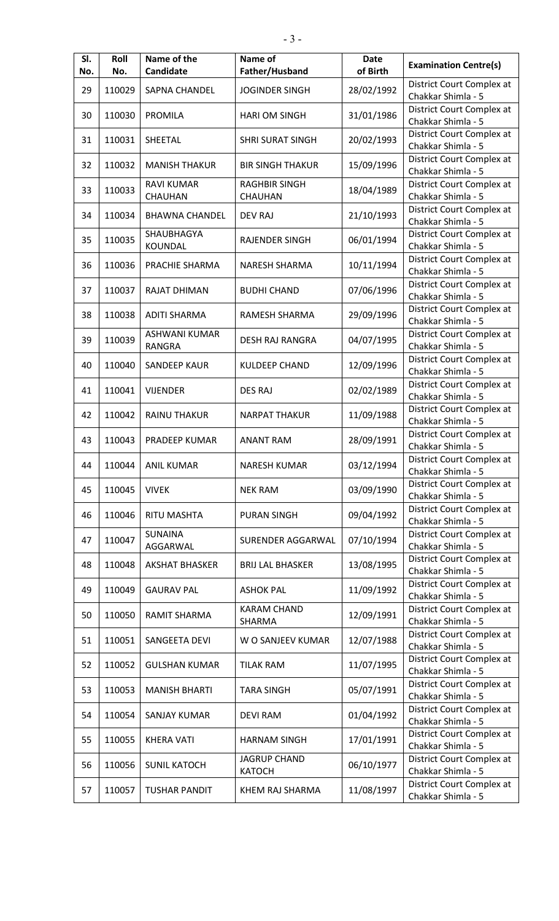| Sl. No. | Roll No. | Name of the Candidate | Name of Father/Husband | Date of Birth | Examination Centre(s) |
|---|---|---|---|---|---|
| 29 | 110029 | SAPNA CHANDEL | JOGINDER SINGH | 28/02/1992 | District Court Complex at Chakkar Shimla - 5 |
| 30 | 110030 | PROMILA | HARI OM SINGH | 31/01/1986 | District Court Complex at Chakkar Shimla - 5 |
| 31 | 110031 | SHEETAL | SHRI SURAT SINGH | 20/02/1993 | District Court Complex at Chakkar Shimla - 5 |
| 32 | 110032 | MANISH THAKUR | BIR SINGH THAKUR | 15/09/1996 | District Court Complex at Chakkar Shimla - 5 |
| 33 | 110033 | RAVI KUMAR CHAUHAN | RAGHBIR SINGH CHAUHAN | 18/04/1989 | District Court Complex at Chakkar Shimla - 5 |
| 34 | 110034 | BHAWNA CHANDEL | DEV RAJ | 21/10/1993 | District Court Complex at Chakkar Shimla - 5 |
| 35 | 110035 | SHAUBHAGYA KOUNDAL | RAJENDER SINGH | 06/01/1994 | District Court Complex at Chakkar Shimla - 5 |
| 36 | 110036 | PRACHIE SHARMA | NARESH SHARMA | 10/11/1994 | District Court Complex at Chakkar Shimla - 5 |
| 37 | 110037 | RAJAT DHIMAN | BUDHI CHAND | 07/06/1996 | District Court Complex at Chakkar Shimla - 5 |
| 38 | 110038 | ADITI SHARMA | RAMESH SHARMA | 29/09/1996 | District Court Complex at Chakkar Shimla - 5 |
| 39 | 110039 | ASHWANI KUMAR RANGRA | DESH RAJ RANGRA | 04/07/1995 | District Court Complex at Chakkar Shimla - 5 |
| 40 | 110040 | SANDEEP KAUR | KULDEEP CHAND | 12/09/1996 | District Court Complex at Chakkar Shimla - 5 |
| 41 | 110041 | VIJENDER | DES RAJ | 02/02/1989 | District Court Complex at Chakkar Shimla - 5 |
| 42 | 110042 | RAINU THAKUR | NARPAT THAKUR | 11/09/1988 | District Court Complex at Chakkar Shimla - 5 |
| 43 | 110043 | PRADEEP KUMAR | ANANT RAM | 28/09/1991 | District Court Complex at Chakkar Shimla - 5 |
| 44 | 110044 | ANIL KUMAR | NARESH KUMAR | 03/12/1994 | District Court Complex at Chakkar Shimla - 5 |
| 45 | 110045 | VIVEK | NEK RAM | 03/09/1990 | District Court Complex at Chakkar Shimla - 5 |
| 46 | 110046 | RITU MASHTA | PURAN SINGH | 09/04/1992 | District Court Complex at Chakkar Shimla - 5 |
| 47 | 110047 | SUNAINA AGGARWAL | SURENDER AGGARWAL | 07/10/1994 | District Court Complex at Chakkar Shimla - 5 |
| 48 | 110048 | AKSHAT BHASKER | BRIJ LAL BHASKER | 13/08/1995 | District Court Complex at Chakkar Shimla - 5 |
| 49 | 110049 | GAURAV PAL | ASHOK PAL | 11/09/1992 | District Court Complex at Chakkar Shimla - 5 |
| 50 | 110050 | RAMIT SHARMA | KARAM CHAND SHARMA | 12/09/1991 | District Court Complex at Chakkar Shimla - 5 |
| 51 | 110051 | SANGEETA DEVI | W O SANJEEV KUMAR | 12/07/1988 | District Court Complex at Chakkar Shimla - 5 |
| 52 | 110052 | GULSHAN KUMAR | TILAK RAM | 11/07/1995 | District Court Complex at Chakkar Shimla - 5 |
| 53 | 110053 | MANISH BHARTI | TARA SINGH | 05/07/1991 | District Court Complex at Chakkar Shimla - 5 |
| 54 | 110054 | SANJAY KUMAR | DEVI RAM | 01/04/1992 | District Court Complex at Chakkar Shimla - 5 |
| 55 | 110055 | KHERA VATI | HARNAM SINGH | 17/01/1991 | District Court Complex at Chakkar Shimla - 5 |
| 56 | 110056 | SUNIL KATOCH | JAGRUP CHAND KATOCH | 06/10/1977 | District Court Complex at Chakkar Shimla - 5 |
| 57 | 110057 | TUSHAR PANDIT | KHEM RAJ SHARMA | 11/08/1997 | District Court Complex at Chakkar Shimla - 5 |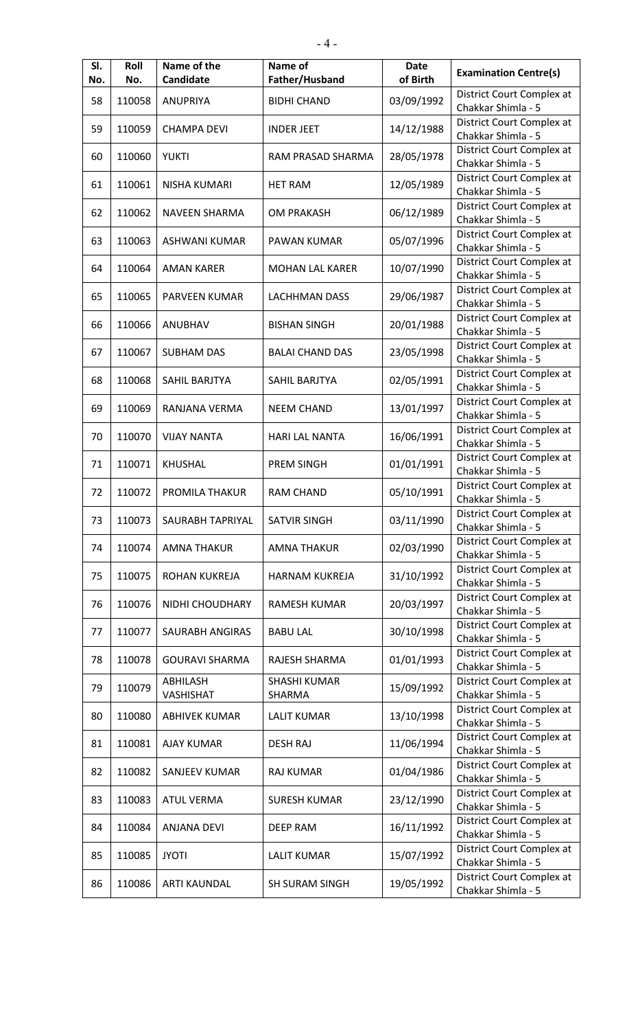| Sl. No. | Roll No. | Name of the Candidate | Name of Father/Husband | Date of Birth | Examination Centre(s) |
|---|---|---|---|---|---|
| 58 | 110058 | ANUPRIYA | BIDHI CHAND | 03/09/1992 | District Court Complex at Chakkar Shimla - 5 |
| 59 | 110059 | CHAMPA DEVI | INDER JEET | 14/12/1988 | District Court Complex at Chakkar Shimla - 5 |
| 60 | 110060 | YUKTI | RAM PRASAD SHARMA | 28/05/1978 | District Court Complex at Chakkar Shimla - 5 |
| 61 | 110061 | NISHA KUMARI | HET RAM | 12/05/1989 | District Court Complex at Chakkar Shimla - 5 |
| 62 | 110062 | NAVEEN SHARMA | OM PRAKASH | 06/12/1989 | District Court Complex at Chakkar Shimla - 5 |
| 63 | 110063 | ASHWANI KUMAR | PAWAN KUMAR | 05/07/1996 | District Court Complex at Chakkar Shimla - 5 |
| 64 | 110064 | AMAN KARER | MOHAN LAL KARER | 10/07/1990 | District Court Complex at Chakkar Shimla - 5 |
| 65 | 110065 | PARVEEN KUMAR | LACHHMAN DASS | 29/06/1987 | District Court Complex at Chakkar Shimla - 5 |
| 66 | 110066 | ANUBHAV | BISHAN SINGH | 20/01/1988 | District Court Complex at Chakkar Shimla - 5 |
| 67 | 110067 | SUBHAM DAS | BALAI CHAND DAS | 23/05/1998 | District Court Complex at Chakkar Shimla - 5 |
| 68 | 110068 | SAHIL BARJTYA | SAHIL BARJTYA | 02/05/1991 | District Court Complex at Chakkar Shimla - 5 |
| 69 | 110069 | RANJANA VERMA | NEEM CHAND | 13/01/1997 | District Court Complex at Chakkar Shimla - 5 |
| 70 | 110070 | VIJAY NANTA | HARI LAL NANTA | 16/06/1991 | District Court Complex at Chakkar Shimla - 5 |
| 71 | 110071 | KHUSHAL | PREM SINGH | 01/01/1991 | District Court Complex at Chakkar Shimla - 5 |
| 72 | 110072 | PROMILA THAKUR | RAM CHAND | 05/10/1991 | District Court Complex at Chakkar Shimla - 5 |
| 73 | 110073 | SAURABH TAPRIYAL | SATVIR SINGH | 03/11/1990 | District Court Complex at Chakkar Shimla - 5 |
| 74 | 110074 | AMNA THAKUR | AMNA THAKUR | 02/03/1990 | District Court Complex at Chakkar Shimla - 5 |
| 75 | 110075 | ROHAN KUKREJA | HARNAM KUKREJA | 31/10/1992 | District Court Complex at Chakkar Shimla - 5 |
| 76 | 110076 | NIDHI CHOUDHARY | RAMESH KUMAR | 20/03/1997 | District Court Complex at Chakkar Shimla - 5 |
| 77 | 110077 | SAURABH ANGIRAS | BABU LAL | 30/10/1998 | District Court Complex at Chakkar Shimla - 5 |
| 78 | 110078 | GOURAVI SHARMA | RAJESH SHARMA | 01/01/1993 | District Court Complex at Chakkar Shimla - 5 |
| 79 | 110079 | ABHILASH VASHISHAT | SHASHI KUMAR SHARMA | 15/09/1992 | District Court Complex at Chakkar Shimla - 5 |
| 80 | 110080 | ABHIVEK KUMAR | LALIT KUMAR | 13/10/1998 | District Court Complex at Chakkar Shimla - 5 |
| 81 | 110081 | AJAY KUMAR | DESH RAJ | 11/06/1994 | District Court Complex at Chakkar Shimla - 5 |
| 82 | 110082 | SANJEEV KUMAR | RAJ KUMAR | 01/04/1986 | District Court Complex at Chakkar Shimla - 5 |
| 83 | 110083 | ATUL VERMA | SURESH KUMAR | 23/12/1990 | District Court Complex at Chakkar Shimla - 5 |
| 84 | 110084 | ANJANA DEVI | DEEP RAM | 16/11/1992 | District Court Complex at Chakkar Shimla - 5 |
| 85 | 110085 | JYOTI | LALIT KUMAR | 15/07/1992 | District Court Complex at Chakkar Shimla - 5 |
| 86 | 110086 | ARTI KAUNDAL | SH SURAM SINGH | 19/05/1992 | District Court Complex at Chakkar Shimla - 5 |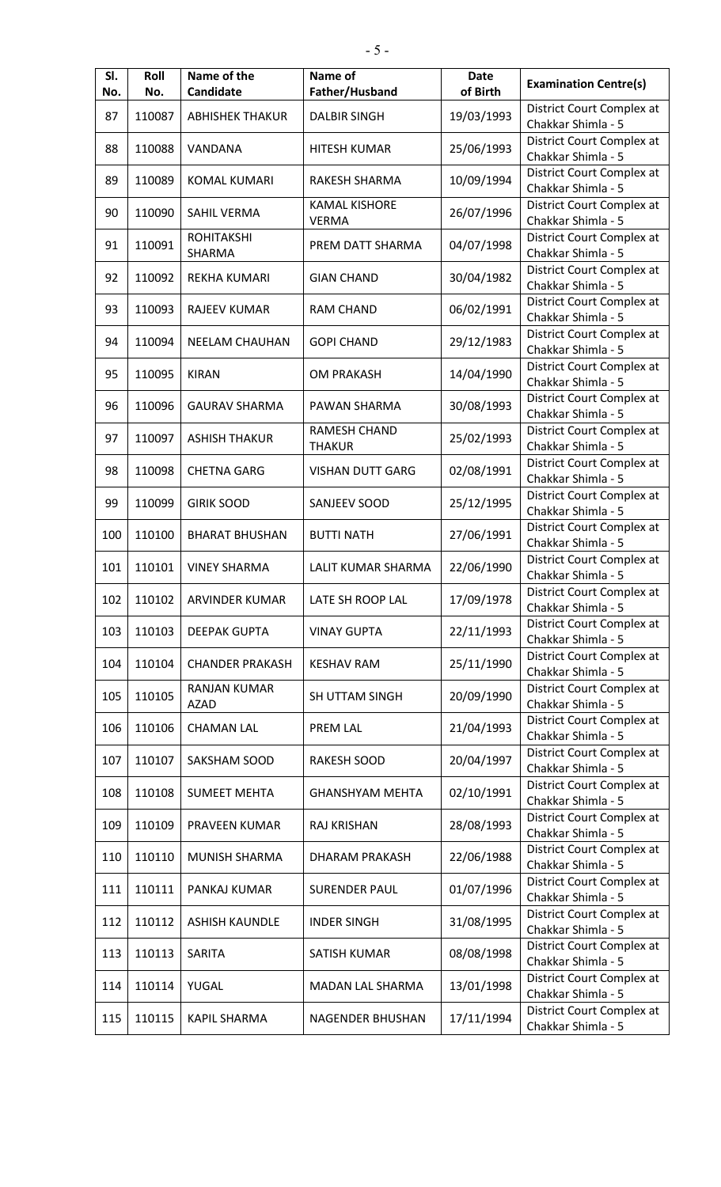| Sl. No. | Roll No. | Name of the Candidate | Name of Father/Husband | Date of Birth | Examination Centre(s) |
|---|---|---|---|---|---|
| 87 | 110087 | ABHISHEK THAKUR | DALBIR SINGH | 19/03/1993 | District Court Complex at Chakkar Shimla - 5 |
| 88 | 110088 | VANDANA | HITESH KUMAR | 25/06/1993 | District Court Complex at Chakkar Shimla - 5 |
| 89 | 110089 | KOMAL KUMARI | RAKESH SHARMA | 10/09/1994 | District Court Complex at Chakkar Shimla - 5 |
| 90 | 110090 | SAHIL VERMA | KAMAL KISHORE VERMA | 26/07/1996 | District Court Complex at Chakkar Shimla - 5 |
| 91 | 110091 | ROHITAKSHI SHARMA | PREM DATT SHARMA | 04/07/1998 | District Court Complex at Chakkar Shimla - 5 |
| 92 | 110092 | REKHA KUMARI | GIAN CHAND | 30/04/1982 | District Court Complex at Chakkar Shimla - 5 |
| 93 | 110093 | RAJEEV KUMAR | RAM CHAND | 06/02/1991 | District Court Complex at Chakkar Shimla - 5 |
| 94 | 110094 | NEELAM CHAUHAN | GOPI CHAND | 29/12/1983 | District Court Complex at Chakkar Shimla - 5 |
| 95 | 110095 | KIRAN | OM PRAKASH | 14/04/1990 | District Court Complex at Chakkar Shimla - 5 |
| 96 | 110096 | GAURAV SHARMA | PAWAN SHARMA | 30/08/1993 | District Court Complex at Chakkar Shimla - 5 |
| 97 | 110097 | ASHISH THAKUR | RAMESH CHAND THAKUR | 25/02/1993 | District Court Complex at Chakkar Shimla - 5 |
| 98 | 110098 | CHETNA GARG | VISHAN DUTT GARG | 02/08/1991 | District Court Complex at Chakkar Shimla - 5 |
| 99 | 110099 | GIRIK SOOD | SANJEEV SOOD | 25/12/1995 | District Court Complex at Chakkar Shimla - 5 |
| 100 | 110100 | BHARAT BHUSHAN | BUTTI NATH | 27/06/1991 | District Court Complex at Chakkar Shimla - 5 |
| 101 | 110101 | VINEY SHARMA | LALIT KUMAR SHARMA | 22/06/1990 | District Court Complex at Chakkar Shimla - 5 |
| 102 | 110102 | ARVINDER KUMAR | LATE SH ROOP LAL | 17/09/1978 | District Court Complex at Chakkar Shimla - 5 |
| 103 | 110103 | DEEPAK GUPTA | VINAY GUPTA | 22/11/1993 | District Court Complex at Chakkar Shimla - 5 |
| 104 | 110104 | CHANDER PRAKASH | KESHAV RAM | 25/11/1990 | District Court Complex at Chakkar Shimla - 5 |
| 105 | 110105 | RANJAN KUMAR AZAD | SH UTTAM SINGH | 20/09/1990 | District Court Complex at Chakkar Shimla - 5 |
| 106 | 110106 | CHAMAN LAL | PREM LAL | 21/04/1993 | District Court Complex at Chakkar Shimla - 5 |
| 107 | 110107 | SAKSHAM SOOD | RAKESH SOOD | 20/04/1997 | District Court Complex at Chakkar Shimla - 5 |
| 108 | 110108 | SUMEET MEHTA | GHANSHYAM MEHTA | 02/10/1991 | District Court Complex at Chakkar Shimla - 5 |
| 109 | 110109 | PRAVEEN KUMAR | RAJ KRISHAN | 28/08/1993 | District Court Complex at Chakkar Shimla - 5 |
| 110 | 110110 | MUNISH SHARMA | DHARAM PRAKASH | 22/06/1988 | District Court Complex at Chakkar Shimla - 5 |
| 111 | 110111 | PANKAJ KUMAR | SURENDER PAUL | 01/07/1996 | District Court Complex at Chakkar Shimla - 5 |
| 112 | 110112 | ASHISH KAUNDLE | INDER SINGH | 31/08/1995 | District Court Complex at Chakkar Shimla - 5 |
| 113 | 110113 | SARITA | SATISH KUMAR | 08/08/1998 | District Court Complex at Chakkar Shimla - 5 |
| 114 | 110114 | YUGAL | MADAN LAL SHARMA | 13/01/1998 | District Court Complex at Chakkar Shimla - 5 |
| 115 | 110115 | KAPIL SHARMA | NAGENDER BHUSHAN | 17/11/1994 | District Court Complex at Chakkar Shimla - 5 |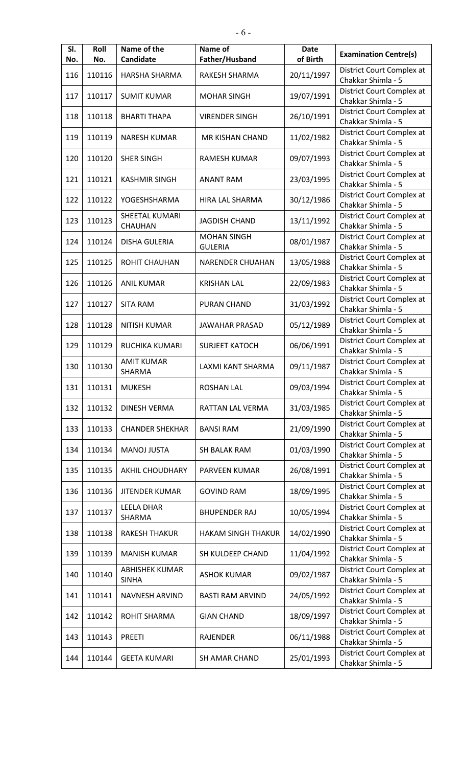| Sl. No. | Roll No. | Name of the Candidate | Name of Father/Husband | Date of Birth | Examination Centre(s) |
|---|---|---|---|---|---|
| 116 | 110116 | HARSHA SHARMA | RAKESH SHARMA | 20/11/1997 | District Court Complex at Chakkar Shimla - 5 |
| 117 | 110117 | SUMIT KUMAR | MOHAR SINGH | 19/07/1991 | District Court Complex at Chakkar Shimla - 5 |
| 118 | 110118 | BHARTI THAPA | VIRENDER SINGH | 26/10/1991 | District Court Complex at Chakkar Shimla - 5 |
| 119 | 110119 | NARESH KUMAR | MR KISHAN CHAND | 11/02/1982 | District Court Complex at Chakkar Shimla - 5 |
| 120 | 110120 | SHER SINGH | RAMESH KUMAR | 09/07/1993 | District Court Complex at Chakkar Shimla - 5 |
| 121 | 110121 | KASHMIR SINGH | ANANT RAM | 23/03/1995 | District Court Complex at Chakkar Shimla - 5 |
| 122 | 110122 | YOGESHSHARMA | HIRA LAL SHARMA | 30/12/1986 | District Court Complex at Chakkar Shimla - 5 |
| 123 | 110123 | SHEETAL KUMARI CHAUHAN | JAGDISH CHAND | 13/11/1992 | District Court Complex at Chakkar Shimla - 5 |
| 124 | 110124 | DISHA GULERIA | MOHAN SINGH GULERIA | 08/01/1987 | District Court Complex at Chakkar Shimla - 5 |
| 125 | 110125 | ROHIT CHAUHAN | NARENDER CHUAHAN | 13/05/1988 | District Court Complex at Chakkar Shimla - 5 |
| 126 | 110126 | ANIL KUMAR | KRISHAN LAL | 22/09/1983 | District Court Complex at Chakkar Shimla - 5 |
| 127 | 110127 | SITA RAM | PURAN CHAND | 31/03/1992 | District Court Complex at Chakkar Shimla - 5 |
| 128 | 110128 | NITISH KUMAR | JAWAHAR PRASAD | 05/12/1989 | District Court Complex at Chakkar Shimla - 5 |
| 129 | 110129 | RUCHIKA KUMARI | SURJEET KATOCH | 06/06/1991 | District Court Complex at Chakkar Shimla - 5 |
| 130 | 110130 | AMIT KUMAR SHARMA | LAXMI KANT SHARMA | 09/11/1987 | District Court Complex at Chakkar Shimla - 5 |
| 131 | 110131 | MUKESH | ROSHAN LAL | 09/03/1994 | District Court Complex at Chakkar Shimla - 5 |
| 132 | 110132 | DINESH VERMA | RATTAN LAL VERMA | 31/03/1985 | District Court Complex at Chakkar Shimla - 5 |
| 133 | 110133 | CHANDER SHEKHAR | BANSI RAM | 21/09/1990 | District Court Complex at Chakkar Shimla - 5 |
| 134 | 110134 | MANOJ JUSTA | SH BALAK RAM | 01/03/1990 | District Court Complex at Chakkar Shimla - 5 |
| 135 | 110135 | AKHIL CHOUDHARY | PARVEEN KUMAR | 26/08/1991 | District Court Complex at Chakkar Shimla - 5 |
| 136 | 110136 | JITENDER KUMAR | GOVIND RAM | 18/09/1995 | District Court Complex at Chakkar Shimla - 5 |
| 137 | 110137 | LEELA DHAR SHARMA | BHUPENDER RAJ | 10/05/1994 | District Court Complex at Chakkar Shimla - 5 |
| 138 | 110138 | RAKESH THAKUR | HAKAM SINGH THAKUR | 14/02/1990 | District Court Complex at Chakkar Shimla - 5 |
| 139 | 110139 | MANISH KUMAR | SH KULDEEP CHAND | 11/04/1992 | District Court Complex at Chakkar Shimla - 5 |
| 140 | 110140 | ABHISHEK KUMAR SINHA | ASHOK KUMAR | 09/02/1987 | District Court Complex at Chakkar Shimla - 5 |
| 141 | 110141 | NAVNESH ARVIND | BASTI RAM ARVIND | 24/05/1992 | District Court Complex at Chakkar Shimla - 5 |
| 142 | 110142 | ROHIT SHARMA | GIAN CHAND | 18/09/1997 | District Court Complex at Chakkar Shimla - 5 |
| 143 | 110143 | PREETI | RAJENDER | 06/11/1988 | District Court Complex at Chakkar Shimla - 5 |
| 144 | 110144 | GEETA KUMARI | SH AMAR CHAND | 25/01/1993 | District Court Complex at Chakkar Shimla - 5 |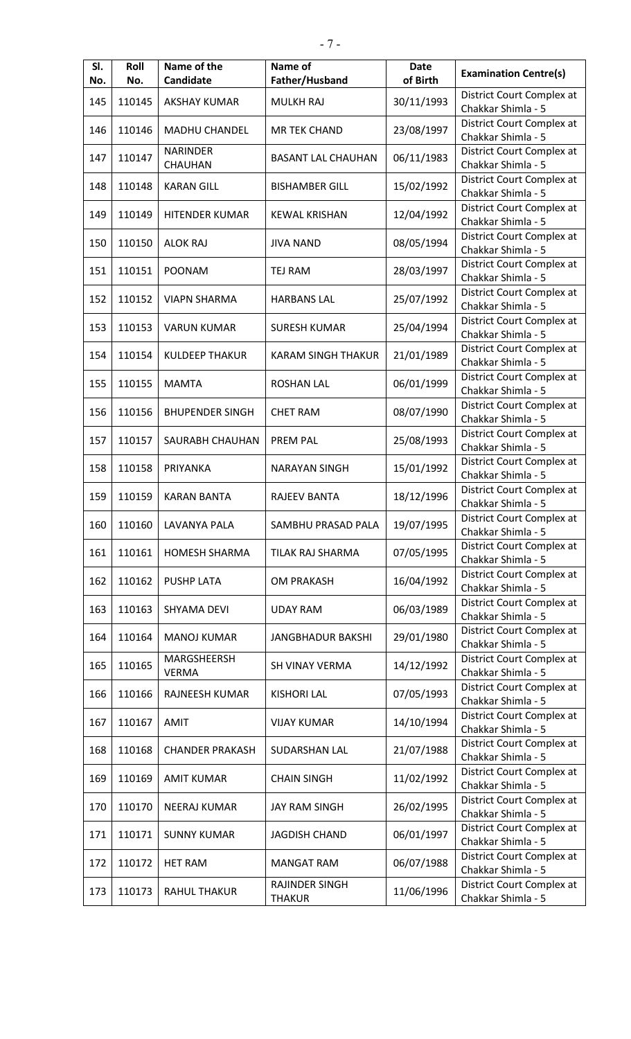| Sl. No. | Roll No. | Name of the Candidate | Name of Father/Husband | Date of Birth | Examination Centre(s) |
|---|---|---|---|---|---|
| 145 | 110145 | AKSHAY KUMAR | MULKH RAJ | 30/11/1993 | District Court Complex at Chakkar Shimla - 5 |
| 146 | 110146 | MADHU CHANDEL | MR TEK CHAND | 23/08/1997 | District Court Complex at Chakkar Shimla - 5 |
| 147 | 110147 | NARINDER CHAUHAN | BASANT LAL CHAUHAN | 06/11/1983 | District Court Complex at Chakkar Shimla - 5 |
| 148 | 110148 | KARAN GILL | BISHAMBER GILL | 15/02/1992 | District Court Complex at Chakkar Shimla - 5 |
| 149 | 110149 | HITENDER KUMAR | KEWAL KRISHAN | 12/04/1992 | District Court Complex at Chakkar Shimla - 5 |
| 150 | 110150 | ALOK RAJ | JIVA NAND | 08/05/1994 | District Court Complex at Chakkar Shimla - 5 |
| 151 | 110151 | POONAM | TEJ RAM | 28/03/1997 | District Court Complex at Chakkar Shimla - 5 |
| 152 | 110152 | VIAPN SHARMA | HARBANS LAL | 25/07/1992 | District Court Complex at Chakkar Shimla - 5 |
| 153 | 110153 | VARUN KUMAR | SURESH KUMAR | 25/04/1994 | District Court Complex at Chakkar Shimla - 5 |
| 154 | 110154 | KULDEEP THAKUR | KARAM SINGH THAKUR | 21/01/1989 | District Court Complex at Chakkar Shimla - 5 |
| 155 | 110155 | MAMTA | ROSHAN LAL | 06/01/1999 | District Court Complex at Chakkar Shimla - 5 |
| 156 | 110156 | BHUPENDER SINGH | CHET RAM | 08/07/1990 | District Court Complex at Chakkar Shimla - 5 |
| 157 | 110157 | SAURABH CHAUHAN | PREM PAL | 25/08/1993 | District Court Complex at Chakkar Shimla - 5 |
| 158 | 110158 | PRIYANKA | NARAYAN SINGH | 15/01/1992 | District Court Complex at Chakkar Shimla - 5 |
| 159 | 110159 | KARAN BANTA | RAJEEV BANTA | 18/12/1996 | District Court Complex at Chakkar Shimla - 5 |
| 160 | 110160 | LAVANYA PALA | SAMBHU PRASAD PALA | 19/07/1995 | District Court Complex at Chakkar Shimla - 5 |
| 161 | 110161 | HOMESH SHARMA | TILAK RAJ SHARMA | 07/05/1995 | District Court Complex at Chakkar Shimla - 5 |
| 162 | 110162 | PUSHP LATA | OM PRAKASH | 16/04/1992 | District Court Complex at Chakkar Shimla - 5 |
| 163 | 110163 | SHYAMA DEVI | UDAY RAM | 06/03/1989 | District Court Complex at Chakkar Shimla - 5 |
| 164 | 110164 | MANOJ KUMAR | JANGBHADUR BAKSHI | 29/01/1980 | District Court Complex at Chakkar Shimla - 5 |
| 165 | 110165 | MARGSHEERSH VERMA | SH VINAY VERMA | 14/12/1992 | District Court Complex at Chakkar Shimla - 5 |
| 166 | 110166 | RAJNEESH KUMAR | KISHORI LAL | 07/05/1993 | District Court Complex at Chakkar Shimla - 5 |
| 167 | 110167 | AMIT | VIJAY KUMAR | 14/10/1994 | District Court Complex at Chakkar Shimla - 5 |
| 168 | 110168 | CHANDER PRAKASH | SUDARSHAN LAL | 21/07/1988 | District Court Complex at Chakkar Shimla - 5 |
| 169 | 110169 | AMIT KUMAR | CHAIN SINGH | 11/02/1992 | District Court Complex at Chakkar Shimla - 5 |
| 170 | 110170 | NEERAJ KUMAR | JAY RAM SINGH | 26/02/1995 | District Court Complex at Chakkar Shimla - 5 |
| 171 | 110171 | SUNNY KUMAR | JAGDISH CHAND | 06/01/1997 | District Court Complex at Chakkar Shimla - 5 |
| 172 | 110172 | HET RAM | MANGAT RAM | 06/07/1988 | District Court Complex at Chakkar Shimla - 5 |
| 173 | 110173 | RAHUL THAKUR | RAJINDER SINGH THAKUR | 11/06/1996 | District Court Complex at Chakkar Shimla - 5 |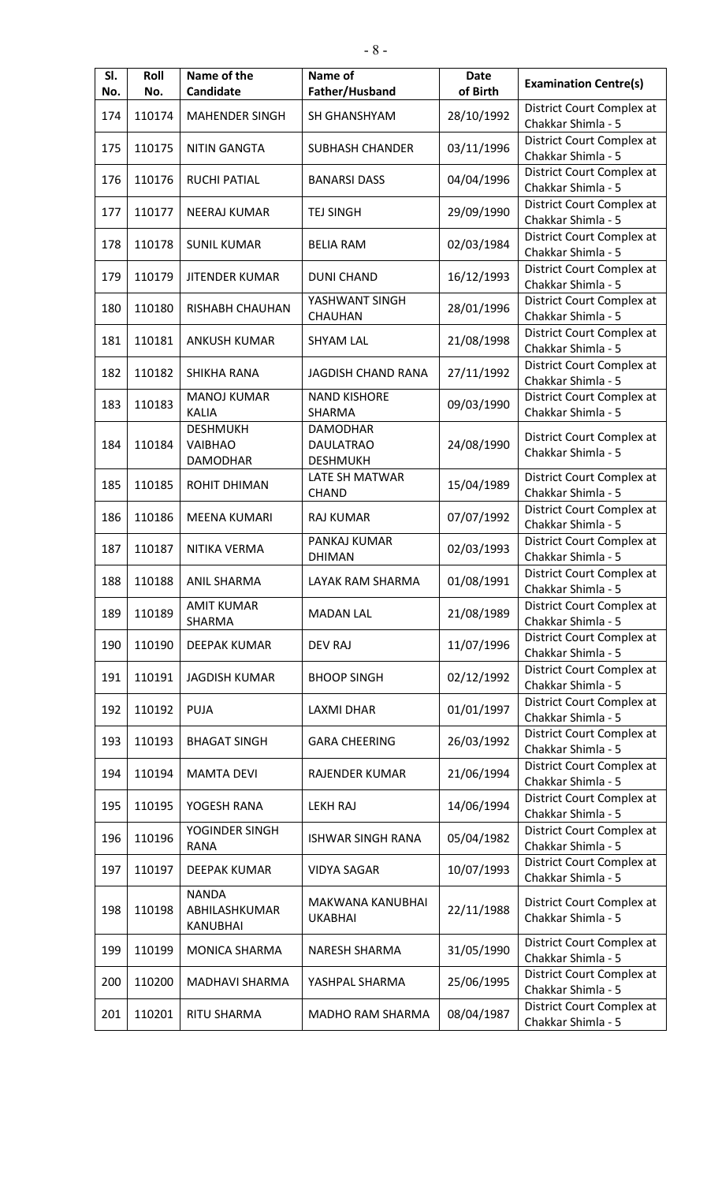| Sl. No. | Roll No. | Name of the Candidate | Name of Father/Husband | Date of Birth | Examination Centre(s) |
|---|---|---|---|---|---|
| 174 | 110174 | MAHENDER SINGH | SH GHANSHYAM | 28/10/1992 | District Court Complex at Chakkar Shimla - 5 |
| 175 | 110175 | NITIN GANGTA | SUBHASH CHANDER | 03/11/1996 | District Court Complex at Chakkar Shimla - 5 |
| 176 | 110176 | RUCHI PATIAL | BANARSI DASS | 04/04/1996 | District Court Complex at Chakkar Shimla - 5 |
| 177 | 110177 | NEERAJ KUMAR | TEJ SINGH | 29/09/1990 | District Court Complex at Chakkar Shimla - 5 |
| 178 | 110178 | SUNIL KUMAR | BELIA RAM | 02/03/1984 | District Court Complex at Chakkar Shimla - 5 |
| 179 | 110179 | JITENDER KUMAR | DUNI CHAND | 16/12/1993 | District Court Complex at Chakkar Shimla - 5 |
| 180 | 110180 | RISHABH CHAUHAN | YASHWANT SINGH CHAUHAN | 28/01/1996 | District Court Complex at Chakkar Shimla - 5 |
| 181 | 110181 | ANKUSH KUMAR | SHYAM LAL | 21/08/1998 | District Court Complex at Chakkar Shimla - 5 |
| 182 | 110182 | SHIKHA RANA | JAGDISH CHAND RANA | 27/11/1992 | District Court Complex at Chakkar Shimla - 5 |
| 183 | 110183 | MANOJ KUMAR KALIA | NAND KISHORE SHARMA | 09/03/1990 | District Court Complex at Chakkar Shimla - 5 |
| 184 | 110184 | DESHMUKH VAIBHAO DAMODHAR | DAMODHAR DAULATRAO DESHMUKH | 24/08/1990 | District Court Complex at Chakkar Shimla - 5 |
| 185 | 110185 | ROHIT DHIMAN | LATE SH MATWAR CHAND | 15/04/1989 | District Court Complex at Chakkar Shimla - 5 |
| 186 | 110186 | MEENA KUMARI | RAJ KUMAR | 07/07/1992 | District Court Complex at Chakkar Shimla - 5 |
| 187 | 110187 | NITIKA VERMA | PANKAJ KUMAR DHIMAN | 02/03/1993 | District Court Complex at Chakkar Shimla - 5 |
| 188 | 110188 | ANIL SHARMA | LAYAK RAM SHARMA | 01/08/1991 | District Court Complex at Chakkar Shimla - 5 |
| 189 | 110189 | AMIT KUMAR SHARMA | MADAN LAL | 21/08/1989 | District Court Complex at Chakkar Shimla - 5 |
| 190 | 110190 | DEEPAK KUMAR | DEV RAJ | 11/07/1996 | District Court Complex at Chakkar Shimla - 5 |
| 191 | 110191 | JAGDISH KUMAR | BHOOP SINGH | 02/12/1992 | District Court Complex at Chakkar Shimla - 5 |
| 192 | 110192 | PUJA | LAXMI DHAR | 01/01/1997 | District Court Complex at Chakkar Shimla - 5 |
| 193 | 110193 | BHAGAT SINGH | GARA CHEERING | 26/03/1992 | District Court Complex at Chakkar Shimla - 5 |
| 194 | 110194 | MAMTA DEVI | RAJENDER KUMAR | 21/06/1994 | District Court Complex at Chakkar Shimla - 5 |
| 195 | 110195 | YOGESH RANA | LEKH RAJ | 14/06/1994 | District Court Complex at Chakkar Shimla - 5 |
| 196 | 110196 | YOGINDER SINGH RANA | ISHWAR SINGH RANA | 05/04/1982 | District Court Complex at Chakkar Shimla - 5 |
| 197 | 110197 | DEEPAK KUMAR | VIDYA SAGAR | 10/07/1993 | District Court Complex at Chakkar Shimla - 5 |
| 198 | 110198 | NANDA ABHILASHKUMAR KANUBHAI | MAKWANA KANUBHAI UKABHAI | 22/11/1988 | District Court Complex at Chakkar Shimla - 5 |
| 199 | 110199 | MONICA SHARMA | NARESH SHARMA | 31/05/1990 | District Court Complex at Chakkar Shimla - 5 |
| 200 | 110200 | MADHAVI SHARMA | YASHPAL SHARMA | 25/06/1995 | District Court Complex at Chakkar Shimla - 5 |
| 201 | 110201 | RITU SHARMA | MADHO RAM SHARMA | 08/04/1987 | District Court Complex at Chakkar Shimla - 5 |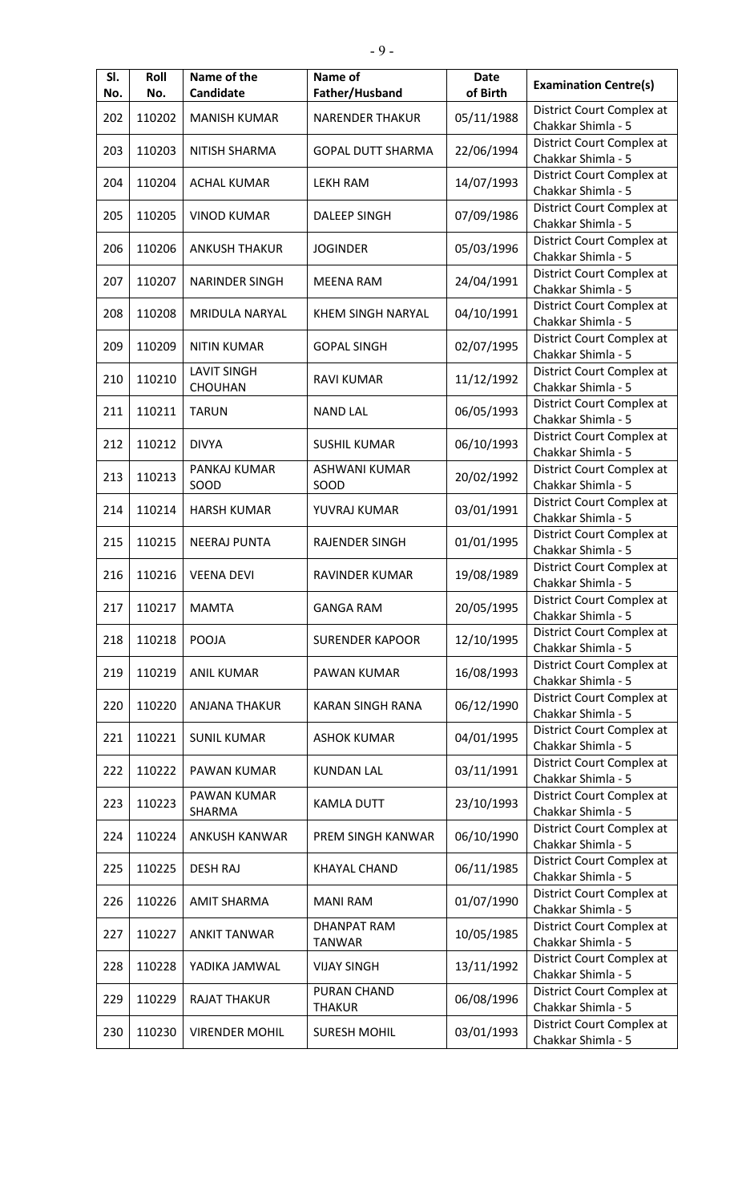| Sl. No. | Roll No. | Name of the Candidate | Name of Father/Husband | Date of Birth | Examination Centre(s) |
|---|---|---|---|---|---|
| 202 | 110202 | MANISH KUMAR | NARENDER THAKUR | 05/11/1988 | District Court Complex at Chakkar Shimla - 5 |
| 203 | 110203 | NITISH SHARMA | GOPAL DUTT SHARMA | 22/06/1994 | District Court Complex at Chakkar Shimla - 5 |
| 204 | 110204 | ACHAL KUMAR | LEKH RAM | 14/07/1993 | District Court Complex at Chakkar Shimla - 5 |
| 205 | 110205 | VINOD KUMAR | DALEEP SINGH | 07/09/1986 | District Court Complex at Chakkar Shimla - 5 |
| 206 | 110206 | ANKUSH THAKUR | JOGINDER | 05/03/1996 | District Court Complex at Chakkar Shimla - 5 |
| 207 | 110207 | NARINDER SINGH | MEENA RAM | 24/04/1991 | District Court Complex at Chakkar Shimla - 5 |
| 208 | 110208 | MRIDULA NARYAL | KHEM SINGH NARYAL | 04/10/1991 | District Court Complex at Chakkar Shimla - 5 |
| 209 | 110209 | NITIN KUMAR | GOPAL SINGH | 02/07/1995 | District Court Complex at Chakkar Shimla - 5 |
| 210 | 110210 | LAVIT SINGH CHOUHAN | RAVI KUMAR | 11/12/1992 | District Court Complex at Chakkar Shimla - 5 |
| 211 | 110211 | TARUN | NAND LAL | 06/05/1993 | District Court Complex at Chakkar Shimla - 5 |
| 212 | 110212 | DIVYA | SUSHIL KUMAR | 06/10/1993 | District Court Complex at Chakkar Shimla - 5 |
| 213 | 110213 | PANKAJ KUMAR SOOD | ASHWANI KUMAR SOOD | 20/02/1992 | District Court Complex at Chakkar Shimla - 5 |
| 214 | 110214 | HARSH KUMAR | YUVRAJ KUMAR | 03/01/1991 | District Court Complex at Chakkar Shimla - 5 |
| 215 | 110215 | NEERAJ PUNTA | RAJENDER SINGH | 01/01/1995 | District Court Complex at Chakkar Shimla - 5 |
| 216 | 110216 | VEENA DEVI | RAVINDER KUMAR | 19/08/1989 | District Court Complex at Chakkar Shimla - 5 |
| 217 | 110217 | MAMTA | GANGA RAM | 20/05/1995 | District Court Complex at Chakkar Shimla - 5 |
| 218 | 110218 | POOJA | SURENDER KAPOOR | 12/10/1995 | District Court Complex at Chakkar Shimla - 5 |
| 219 | 110219 | ANIL KUMAR | PAWAN KUMAR | 16/08/1993 | District Court Complex at Chakkar Shimla - 5 |
| 220 | 110220 | ANJANA THAKUR | KARAN SINGH RANA | 06/12/1990 | District Court Complex at Chakkar Shimla - 5 |
| 221 | 110221 | SUNIL KUMAR | ASHOK KUMAR | 04/01/1995 | District Court Complex at Chakkar Shimla - 5 |
| 222 | 110222 | PAWAN KUMAR | KUNDAN LAL | 03/11/1991 | District Court Complex at Chakkar Shimla - 5 |
| 223 | 110223 | PAWAN KUMAR SHARMA | KAMLA DUTT | 23/10/1993 | District Court Complex at Chakkar Shimla - 5 |
| 224 | 110224 | ANKUSH KANWAR | PREM SINGH KANWAR | 06/10/1990 | District Court Complex at Chakkar Shimla - 5 |
| 225 | 110225 | DESH RAJ | KHAYAL CHAND | 06/11/1985 | District Court Complex at Chakkar Shimla - 5 |
| 226 | 110226 | AMIT SHARMA | MANI RAM | 01/07/1990 | District Court Complex at Chakkar Shimla - 5 |
| 227 | 110227 | ANKIT TANWAR | DHANPAT RAM TANWAR | 10/05/1985 | District Court Complex at Chakkar Shimla - 5 |
| 228 | 110228 | YADIKA JAMWAL | VIJAY SINGH | 13/11/1992 | District Court Complex at Chakkar Shimla - 5 |
| 229 | 110229 | RAJAT THAKUR | PURAN CHAND THAKUR | 06/08/1996 | District Court Complex at Chakkar Shimla - 5 |
| 230 | 110230 | VIRENDER MOHIL | SURESH MOHIL | 03/01/1993 | District Court Complex at Chakkar Shimla - 5 |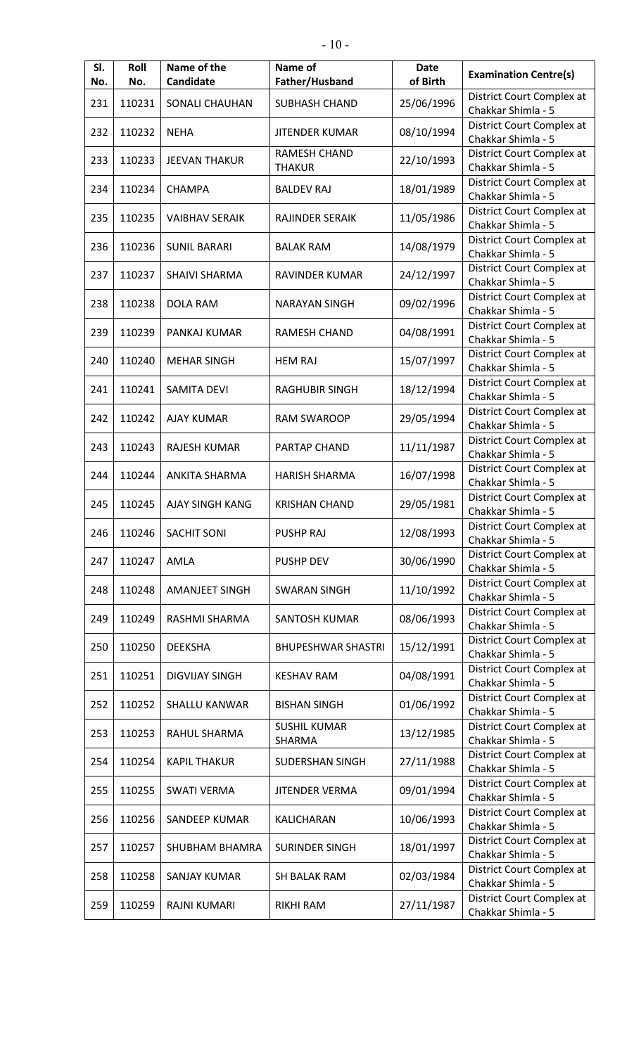| Sl. No. | Roll No. | Name of the Candidate | Name of Father/Husband | Date of Birth | Examination Centre(s) |
|---|---|---|---|---|---|
| 231 | 110231 | SONALI CHAUHAN | SUBHASH CHAND | 25/06/1996 | District Court Complex at Chakkar Shimla - 5 |
| 232 | 110232 | NEHA | JITENDER KUMAR | 08/10/1994 | District Court Complex at Chakkar Shimla - 5 |
| 233 | 110233 | JEEVAN THAKUR | RAMESH CHAND THAKUR | 22/10/1993 | District Court Complex at Chakkar Shimla - 5 |
| 234 | 110234 | CHAMPA | BALDEV RAJ | 18/01/1989 | District Court Complex at Chakkar Shimla - 5 |
| 235 | 110235 | VAIBHAV SERAIK | RAJINDER SERAIK | 11/05/1986 | District Court Complex at Chakkar Shimla - 5 |
| 236 | 110236 | SUNIL BARARI | BALAK RAM | 14/08/1979 | District Court Complex at Chakkar Shimla - 5 |
| 237 | 110237 | SHAIVI SHARMA | RAVINDER KUMAR | 24/12/1997 | District Court Complex at Chakkar Shimla - 5 |
| 238 | 110238 | DOLA RAM | NARAYAN SINGH | 09/02/1996 | District Court Complex at Chakkar Shimla - 5 |
| 239 | 110239 | PANKAJ KUMAR | RAMESH CHAND | 04/08/1991 | District Court Complex at Chakkar Shimla - 5 |
| 240 | 110240 | MEHAR SINGH | HEM RAJ | 15/07/1997 | District Court Complex at Chakkar Shimla - 5 |
| 241 | 110241 | SAMITA DEVI | RAGHUBIR SINGH | 18/12/1994 | District Court Complex at Chakkar Shimla - 5 |
| 242 | 110242 | AJAY KUMAR | RAM SWAROOP | 29/05/1994 | District Court Complex at Chakkar Shimla - 5 |
| 243 | 110243 | RAJESH KUMAR | PARTAP CHAND | 11/11/1987 | District Court Complex at Chakkar Shimla - 5 |
| 244 | 110244 | ANKITA SHARMA | HARISH SHARMA | 16/07/1998 | District Court Complex at Chakkar Shimla - 5 |
| 245 | 110245 | AJAY SINGH KANG | KRISHAN CHAND | 29/05/1981 | District Court Complex at Chakkar Shimla - 5 |
| 246 | 110246 | SACHIT SONI | PUSHP RAJ | 12/08/1993 | District Court Complex at Chakkar Shimla - 5 |
| 247 | 110247 | AMLA | PUSHP DEV | 30/06/1990 | District Court Complex at Chakkar Shimla - 5 |
| 248 | 110248 | AMANJEET SINGH | SWARAN SINGH | 11/10/1992 | District Court Complex at Chakkar Shimla - 5 |
| 249 | 110249 | RASHMI SHARMA | SANTOSH KUMAR | 08/06/1993 | District Court Complex at Chakkar Shimla - 5 |
| 250 | 110250 | DEEKSHA | BHUPESHWAR SHASTRI | 15/12/1991 | District Court Complex at Chakkar Shimla - 5 |
| 251 | 110251 | DIGVIJAY SINGH | KESHAV RAM | 04/08/1991 | District Court Complex at Chakkar Shimla - 5 |
| 252 | 110252 | SHALLU KANWAR | BISHAN SINGH | 01/06/1992 | District Court Complex at Chakkar Shimla - 5 |
| 253 | 110253 | RAHUL SHARMA | SUSHIL KUMAR SHARMA | 13/12/1985 | District Court Complex at Chakkar Shimla - 5 |
| 254 | 110254 | KAPIL THAKUR | SUDERSHAN SINGH | 27/11/1988 | District Court Complex at Chakkar Shimla - 5 |
| 255 | 110255 | SWATI VERMA | JITENDER VERMA | 09/01/1994 | District Court Complex at Chakkar Shimla - 5 |
| 256 | 110256 | SANDEEP KUMAR | KALICHARAN | 10/06/1993 | District Court Complex at Chakkar Shimla - 5 |
| 257 | 110257 | SHUBHAM BHAMRA | SURINDER SINGH | 18/01/1997 | District Court Complex at Chakkar Shimla - 5 |
| 258 | 110258 | SANJAY KUMAR | SH BALAK RAM | 02/03/1984 | District Court Complex at Chakkar Shimla - 5 |
| 259 | 110259 | RAJNI KUMARI | RIKHI RAM | 27/11/1987 | District Court Complex at Chakkar Shimla - 5 |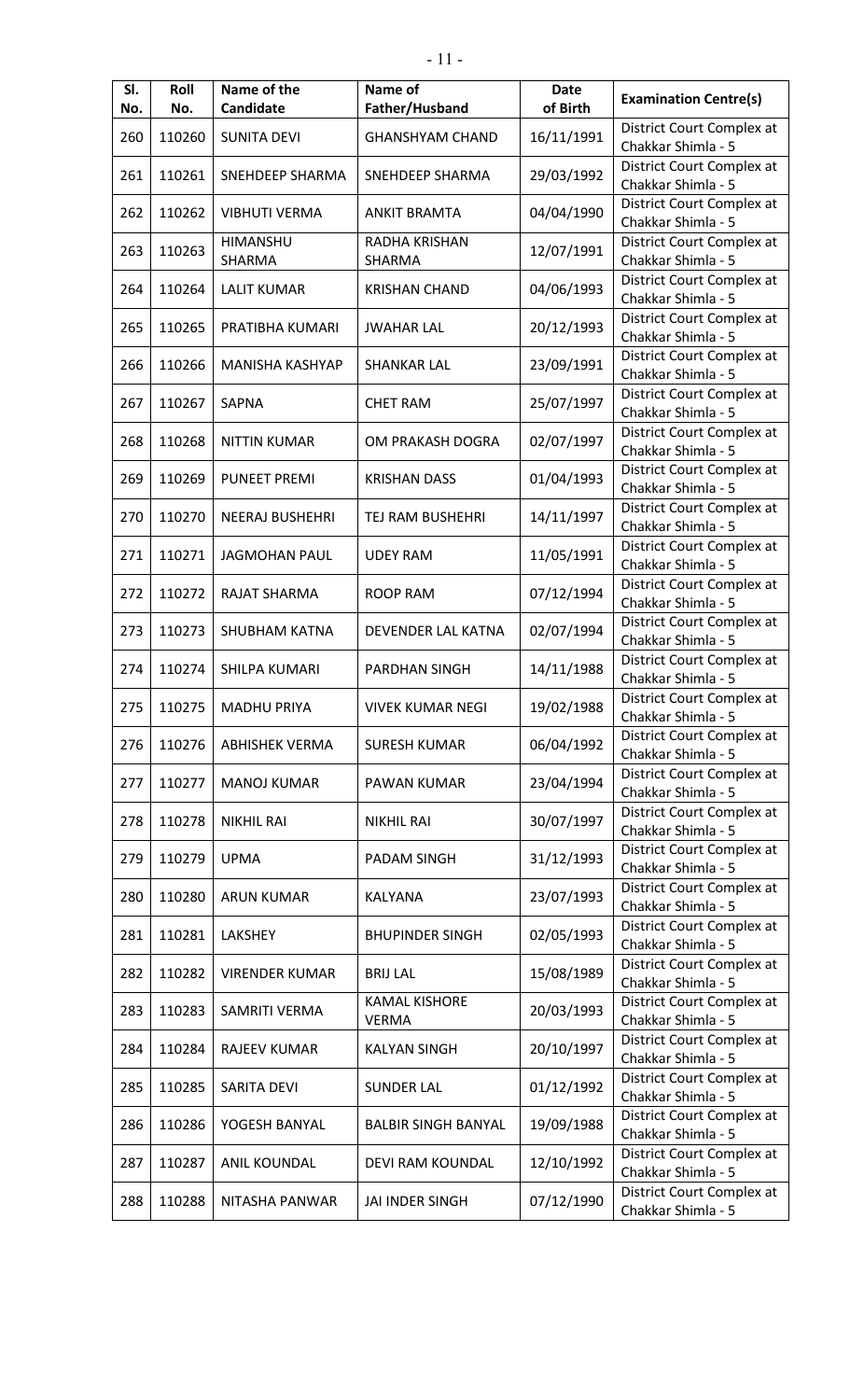| Sl. No. | Roll No. | Name of the Candidate | Name of Father/Husband | Date of Birth | Examination Centre(s) |
|---|---|---|---|---|---|
| 260 | 110260 | SUNITA DEVI | GHANSHYAM CHAND | 16/11/1991 | District Court Complex at Chakkar Shimla - 5 |
| 261 | 110261 | SNEHDEEP SHARMA | SNEHDEEP SHARMA | 29/03/1992 | District Court Complex at Chakkar Shimla - 5 |
| 262 | 110262 | VIBHUTI VERMA | ANKIT BRAMTA | 04/04/1990 | District Court Complex at Chakkar Shimla - 5 |
| 263 | 110263 | HIMANSHU SHARMA | RADHA KRISHAN SHARMA | 12/07/1991 | District Court Complex at Chakkar Shimla - 5 |
| 264 | 110264 | LALIT KUMAR | KRISHAN CHAND | 04/06/1993 | District Court Complex at Chakkar Shimla - 5 |
| 265 | 110265 | PRATIBHA KUMARI | JWAHAR LAL | 20/12/1993 | District Court Complex at Chakkar Shimla - 5 |
| 266 | 110266 | MANISHA KASHYAP | SHANKAR LAL | 23/09/1991 | District Court Complex at Chakkar Shimla - 5 |
| 267 | 110267 | SAPNA | CHET RAM | 25/07/1997 | District Court Complex at Chakkar Shimla - 5 |
| 268 | 110268 | NITTIN KUMAR | OM PRAKASH DOGRA | 02/07/1997 | District Court Complex at Chakkar Shimla - 5 |
| 269 | 110269 | PUNEET PREMI | KRISHAN DASS | 01/04/1993 | District Court Complex at Chakkar Shimla - 5 |
| 270 | 110270 | NEERAJ BUSHEHRI | TEJ RAM BUSHEHRI | 14/11/1997 | District Court Complex at Chakkar Shimla - 5 |
| 271 | 110271 | JAGMOHAN PAUL | UDEY RAM | 11/05/1991 | District Court Complex at Chakkar Shimla - 5 |
| 272 | 110272 | RAJAT SHARMA | ROOP RAM | 07/12/1994 | District Court Complex at Chakkar Shimla - 5 |
| 273 | 110273 | SHUBHAM KATNA | DEVENDER LAL KATNA | 02/07/1994 | District Court Complex at Chakkar Shimla - 5 |
| 274 | 110274 | SHILPA KUMARI | PARDHAN SINGH | 14/11/1988 | District Court Complex at Chakkar Shimla - 5 |
| 275 | 110275 | MADHU PRIYA | VIVEK KUMAR NEGI | 19/02/1988 | District Court Complex at Chakkar Shimla - 5 |
| 276 | 110276 | ABHISHEK VERMA | SURESH KUMAR | 06/04/1992 | District Court Complex at Chakkar Shimla - 5 |
| 277 | 110277 | MANOJ KUMAR | PAWAN KUMAR | 23/04/1994 | District Court Complex at Chakkar Shimla - 5 |
| 278 | 110278 | NIKHIL RAI | NIKHIL RAI | 30/07/1997 | District Court Complex at Chakkar Shimla - 5 |
| 279 | 110279 | UPMA | PADAM SINGH | 31/12/1993 | District Court Complex at Chakkar Shimla - 5 |
| 280 | 110280 | ARUN KUMAR | KALYANA | 23/07/1993 | District Court Complex at Chakkar Shimla - 5 |
| 281 | 110281 | LAKSHEY | BHUPINDER SINGH | 02/05/1993 | District Court Complex at Chakkar Shimla - 5 |
| 282 | 110282 | VIRENDER KUMAR | BRIJ LAL | 15/08/1989 | District Court Complex at Chakkar Shimla - 5 |
| 283 | 110283 | SAMRITI VERMA | KAMAL KISHORE VERMA | 20/03/1993 | District Court Complex at Chakkar Shimla - 5 |
| 284 | 110284 | RAJEEV KUMAR | KALYAN SINGH | 20/10/1997 | District Court Complex at Chakkar Shimla - 5 |
| 285 | 110285 | SARITA DEVI | SUNDER LAL | 01/12/1992 | District Court Complex at Chakkar Shimla - 5 |
| 286 | 110286 | YOGESH BANYAL | BALBIR SINGH BANYAL | 19/09/1988 | District Court Complex at Chakkar Shimla - 5 |
| 287 | 110287 | ANIL KOUNDAL | DEVI RAM KOUNDAL | 12/10/1992 | District Court Complex at Chakkar Shimla - 5 |
| 288 | 110288 | NITASHA PANWAR | JAI INDER SINGH | 07/12/1990 | District Court Complex at Chakkar Shimla - 5 |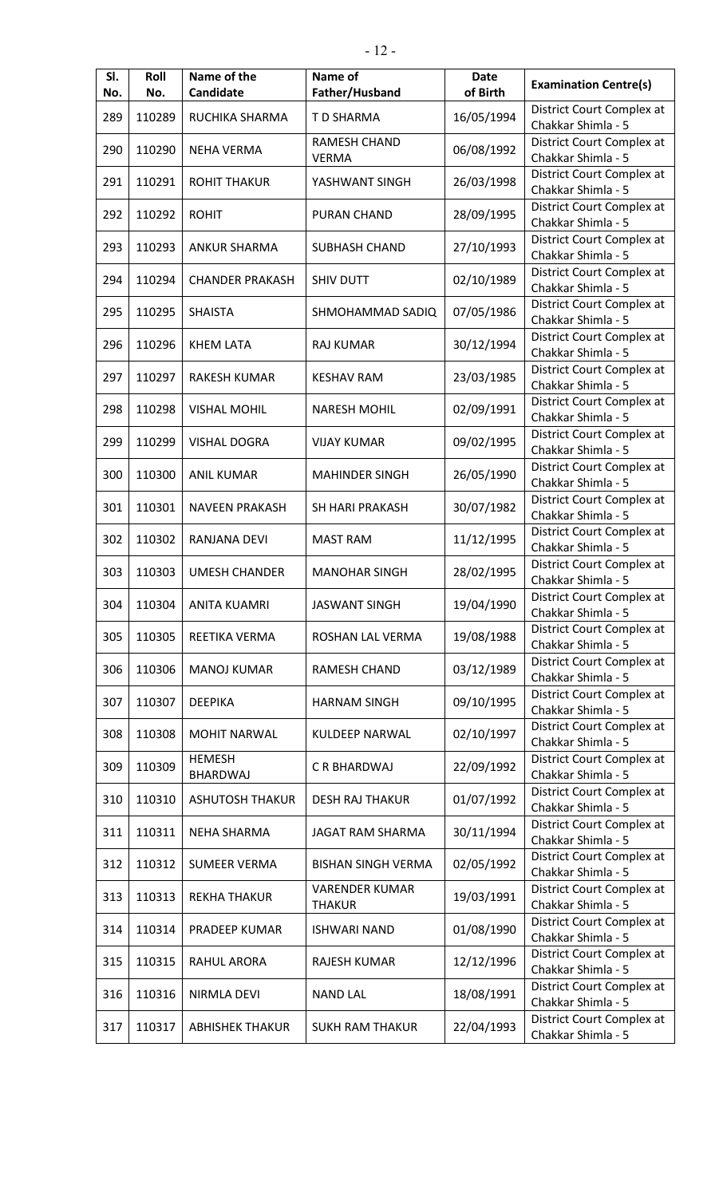| Sl. No. | Roll No. | Name of the Candidate | Name of Father/Husband | Date of Birth | Examination Centre(s) |
|---|---|---|---|---|---|
| 289 | 110289 | RUCHIKA SHARMA | T D SHARMA | 16/05/1994 | District Court Complex at Chakkar Shimla - 5 |
| 290 | 110290 | NEHA VERMA | RAMESH CHAND VERMA | 06/08/1992 | District Court Complex at Chakkar Shimla - 5 |
| 291 | 110291 | ROHIT THAKUR | YASHWANT SINGH | 26/03/1998 | District Court Complex at Chakkar Shimla - 5 |
| 292 | 110292 | ROHIT | PURAN CHAND | 28/09/1995 | District Court Complex at Chakkar Shimla - 5 |
| 293 | 110293 | ANKUR SHARMA | SUBHASH CHAND | 27/10/1993 | District Court Complex at Chakkar Shimla - 5 |
| 294 | 110294 | CHANDER PRAKASH | SHIV DUTT | 02/10/1989 | District Court Complex at Chakkar Shimla - 5 |
| 295 | 110295 | SHAISTA | SHMOHAMMAD SADIQ | 07/05/1986 | District Court Complex at Chakkar Shimla - 5 |
| 296 | 110296 | KHEM LATA | RAJ KUMAR | 30/12/1994 | District Court Complex at Chakkar Shimla - 5 |
| 297 | 110297 | RAKESH KUMAR | KESHAV RAM | 23/03/1985 | District Court Complex at Chakkar Shimla - 5 |
| 298 | 110298 | VISHAL MOHIL | NARESH MOHIL | 02/09/1991 | District Court Complex at Chakkar Shimla - 5 |
| 299 | 110299 | VISHAL DOGRA | VIJAY KUMAR | 09/02/1995 | District Court Complex at Chakkar Shimla - 5 |
| 300 | 110300 | ANIL KUMAR | MAHINDER SINGH | 26/05/1990 | District Court Complex at Chakkar Shimla - 5 |
| 301 | 110301 | NAVEEN PRAKASH | SH HARI PRAKASH | 30/07/1982 | District Court Complex at Chakkar Shimla - 5 |
| 302 | 110302 | RANJANA DEVI | MAST RAM | 11/12/1995 | District Court Complex at Chakkar Shimla - 5 |
| 303 | 110303 | UMESH CHANDER | MANOHAR SINGH | 28/02/1995 | District Court Complex at Chakkar Shimla - 5 |
| 304 | 110304 | ANITA KUAMRI | JASWANT SINGH | 19/04/1990 | District Court Complex at Chakkar Shimla - 5 |
| 305 | 110305 | REETIKA VERMA | ROSHAN LAL VERMA | 19/08/1988 | District Court Complex at Chakkar Shimla - 5 |
| 306 | 110306 | MANOJ KUMAR | RAMESH CHAND | 03/12/1989 | District Court Complex at Chakkar Shimla - 5 |
| 307 | 110307 | DEEPIKA | HARNAM SINGH | 09/10/1995 | District Court Complex at Chakkar Shimla - 5 |
| 308 | 110308 | MOHIT NARWAL | KULDEEP NARWAL | 02/10/1997 | District Court Complex at Chakkar Shimla - 5 |
| 309 | 110309 | HEMESH BHARDWAJ | C R BHARDWAJ | 22/09/1992 | District Court Complex at Chakkar Shimla - 5 |
| 310 | 110310 | ASHUTOSH THAKUR | DESH RAJ THAKUR | 01/07/1992 | District Court Complex at Chakkar Shimla - 5 |
| 311 | 110311 | NEHA SHARMA | JAGAT RAM SHARMA | 30/11/1994 | District Court Complex at Chakkar Shimla - 5 |
| 312 | 110312 | SUMEER VERMA | BISHAN SINGH VERMA | 02/05/1992 | District Court Complex at Chakkar Shimla - 5 |
| 313 | 110313 | REKHA THAKUR | VARENDER KUMAR THAKUR | 19/03/1991 | District Court Complex at Chakkar Shimla - 5 |
| 314 | 110314 | PRADEEP KUMAR | ISHWARI NAND | 01/08/1990 | District Court Complex at Chakkar Shimla - 5 |
| 315 | 110315 | RAHUL ARORA | RAJESH KUMAR | 12/12/1996 | District Court Complex at Chakkar Shimla - 5 |
| 316 | 110316 | NIRMLA DEVI | NAND LAL | 18/08/1991 | District Court Complex at Chakkar Shimla - 5 |
| 317 | 110317 | ABHISHEK THAKUR | SUKH RAM THAKUR | 22/04/1993 | District Court Complex at Chakkar Shimla - 5 |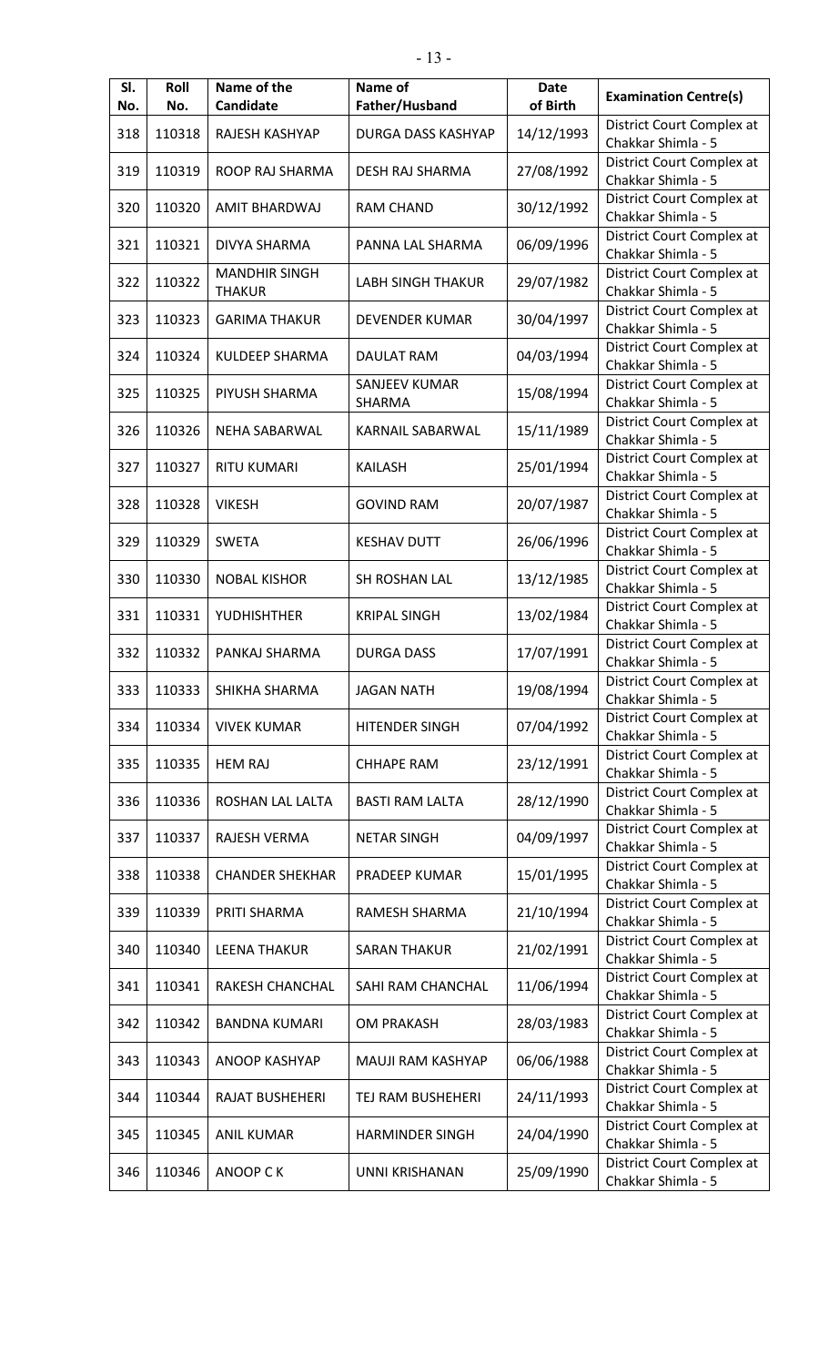| Sl. No. | Roll No. | Name of the Candidate | Name of Father/Husband | Date of Birth | Examination Centre(s) |
|---|---|---|---|---|---|
| 318 | 110318 | RAJESH KASHYAP | DURGA DASS KASHYAP | 14/12/1993 | District Court Complex at Chakkar Shimla - 5 |
| 319 | 110319 | ROOP RAJ SHARMA | DESH RAJ SHARMA | 27/08/1992 | District Court Complex at Chakkar Shimla - 5 |
| 320 | 110320 | AMIT BHARDWAJ | RAM CHAND | 30/12/1992 | District Court Complex at Chakkar Shimla - 5 |
| 321 | 110321 | DIVYA SHARMA | PANNA LAL SHARMA | 06/09/1996 | District Court Complex at Chakkar Shimla - 5 |
| 322 | 110322 | MANDHIR SINGH THAKUR | LABH SINGH THAKUR | 29/07/1982 | District Court Complex at Chakkar Shimla - 5 |
| 323 | 110323 | GARIMA THAKUR | DEVENDER KUMAR | 30/04/1997 | District Court Complex at Chakkar Shimla - 5 |
| 324 | 110324 | KULDEEP SHARMA | DAULAT RAM | 04/03/1994 | District Court Complex at Chakkar Shimla - 5 |
| 325 | 110325 | PIYUSH SHARMA | SANJEEV KUMAR SHARMA | 15/08/1994 | District Court Complex at Chakkar Shimla - 5 |
| 326 | 110326 | NEHA SABARWAL | KARNAIL SABARWAL | 15/11/1989 | District Court Complex at Chakkar Shimla - 5 |
| 327 | 110327 | RITU KUMARI | KAILASH | 25/01/1994 | District Court Complex at Chakkar Shimla - 5 |
| 328 | 110328 | VIKESH | GOVIND RAM | 20/07/1987 | District Court Complex at Chakkar Shimla - 5 |
| 329 | 110329 | SWETA | KESHAV DUTT | 26/06/1996 | District Court Complex at Chakkar Shimla - 5 |
| 330 | 110330 | NOBAL KISHOR | SH ROSHAN LAL | 13/12/1985 | District Court Complex at Chakkar Shimla - 5 |
| 331 | 110331 | YUDHISHTHER | KRIPAL SINGH | 13/02/1984 | District Court Complex at Chakkar Shimla - 5 |
| 332 | 110332 | PANKAJ SHARMA | DURGA DASS | 17/07/1991 | District Court Complex at Chakkar Shimla - 5 |
| 333 | 110333 | SHIKHA SHARMA | JAGAN NATH | 19/08/1994 | District Court Complex at Chakkar Shimla - 5 |
| 334 | 110334 | VIVEK KUMAR | HITENDER SINGH | 07/04/1992 | District Court Complex at Chakkar Shimla - 5 |
| 335 | 110335 | HEM RAJ | CHHAPE RAM | 23/12/1991 | District Court Complex at Chakkar Shimla - 5 |
| 336 | 110336 | ROSHAN LAL LALTA | BASTI RAM LALTA | 28/12/1990 | District Court Complex at Chakkar Shimla - 5 |
| 337 | 110337 | RAJESH VERMA | NETAR SINGH | 04/09/1997 | District Court Complex at Chakkar Shimla - 5 |
| 338 | 110338 | CHANDER SHEKHAR | PRADEEP KUMAR | 15/01/1995 | District Court Complex at Chakkar Shimla - 5 |
| 339 | 110339 | PRITI SHARMA | RAMESH SHARMA | 21/10/1994 | District Court Complex at Chakkar Shimla - 5 |
| 340 | 110340 | LEENA THAKUR | SARAN THAKUR | 21/02/1991 | District Court Complex at Chakkar Shimla - 5 |
| 341 | 110341 | RAKESH CHANCHAL | SAHI RAM CHANCHAL | 11/06/1994 | District Court Complex at Chakkar Shimla - 5 |
| 342 | 110342 | BANDNA KUMARI | OM PRAKASH | 28/03/1983 | District Court Complex at Chakkar Shimla - 5 |
| 343 | 110343 | ANOOP KASHYAP | MAUJI RAM KASHYAP | 06/06/1988 | District Court Complex at Chakkar Shimla - 5 |
| 344 | 110344 | RAJAT BUSHEHERI | TEJ RAM BUSHEHERI | 24/11/1993 | District Court Complex at Chakkar Shimla - 5 |
| 345 | 110345 | ANIL KUMAR | HARMINDER SINGH | 24/04/1990 | District Court Complex at Chakkar Shimla - 5 |
| 346 | 110346 | ANOOP C K | UNNI KRISHANAN | 25/09/1990 | District Court Complex at Chakkar Shimla - 5 |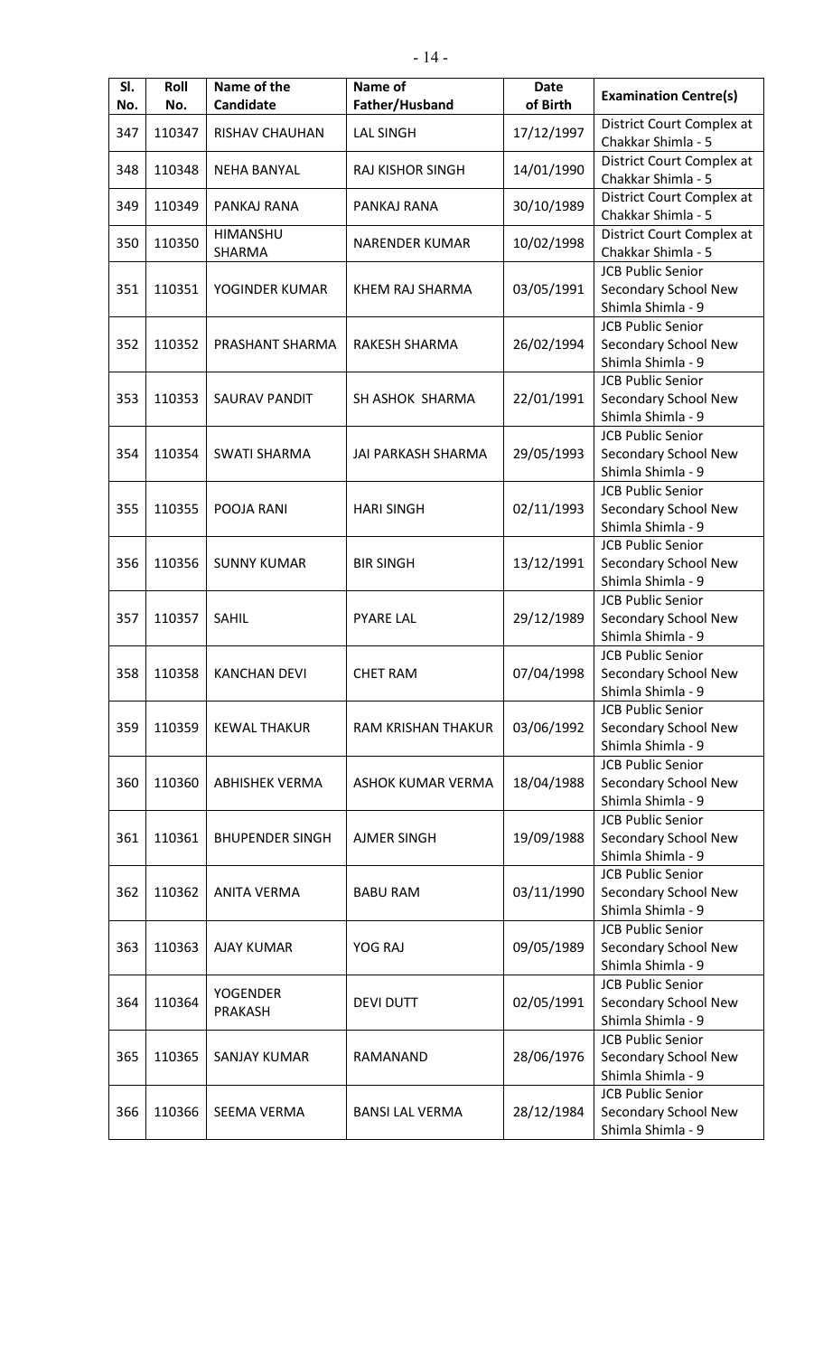| Sl. No. | Roll No. | Name of the Candidate | Name of Father/Husband | Date of Birth | Examination Centre(s) |
|---|---|---|---|---|---|
| 347 | 110347 | RISHAV CHAUHAN | LAL SINGH | 17/12/1997 | District Court Complex at Chakkar Shimla - 5 |
| 348 | 110348 | NEHA BANYAL | RAJ KISHOR SINGH | 14/01/1990 | District Court Complex at Chakkar Shimla - 5 |
| 349 | 110349 | PANKAJ RANA | PANKAJ RANA | 30/10/1989 | District Court Complex at Chakkar Shimla - 5 |
| 350 | 110350 | HIMANSHU SHARMA | NARENDER KUMAR | 10/02/1998 | District Court Complex at Chakkar Shimla - 5 |
| 351 | 110351 | YOGINDER KUMAR | KHEM RAJ SHARMA | 03/05/1991 | JCB Public Senior Secondary School New Shimla Shimla - 9 |
| 352 | 110352 | PRASHANT SHARMA | RAKESH SHARMA | 26/02/1994 | JCB Public Senior Secondary School New Shimla Shimla - 9 |
| 353 | 110353 | SAURAV PANDIT | SH ASHOK SHARMA | 22/01/1991 | JCB Public Senior Secondary School New Shimla Shimla - 9 |
| 354 | 110354 | SWATI SHARMA | JAI PARKASH SHARMA | 29/05/1993 | JCB Public Senior Secondary School New Shimla Shimla - 9 |
| 355 | 110355 | POOJA RANI | HARI SINGH | 02/11/1993 | JCB Public Senior Secondary School New Shimla Shimla - 9 |
| 356 | 110356 | SUNNY KUMAR | BIR SINGH | 13/12/1991 | JCB Public Senior Secondary School New Shimla Shimla - 9 |
| 357 | 110357 | SAHIL | PYARE LAL | 29/12/1989 | JCB Public Senior Secondary School New Shimla Shimla - 9 |
| 358 | 110358 | KANCHAN DEVI | CHET RAM | 07/04/1998 | JCB Public Senior Secondary School New Shimla Shimla - 9 |
| 359 | 110359 | KEWAL THAKUR | RAM KRISHAN THAKUR | 03/06/1992 | JCB Public Senior Secondary School New Shimla Shimla - 9 |
| 360 | 110360 | ABHISHEK VERMA | ASHOK KUMAR VERMA | 18/04/1988 | JCB Public Senior Secondary School New Shimla Shimla - 9 |
| 361 | 110361 | BHUPENDER SINGH | AJMER SINGH | 19/09/1988 | JCB Public Senior Secondary School New Shimla Shimla - 9 |
| 362 | 110362 | ANITA VERMA | BABU RAM | 03/11/1990 | JCB Public Senior Secondary School New Shimla Shimla - 9 |
| 363 | 110363 | AJAY KUMAR | YOG RAJ | 09/05/1989 | JCB Public Senior Secondary School New Shimla Shimla - 9 |
| 364 | 110364 | YOGENDER PRAKASH | DEVI DUTT | 02/05/1991 | JCB Public Senior Secondary School New Shimla Shimla - 9 |
| 365 | 110365 | SANJAY KUMAR | RAMANAND | 28/06/1976 | JCB Public Senior Secondary School New Shimla Shimla - 9 |
| 366 | 110366 | SEEMA VERMA | BANSI LAL VERMA | 28/12/1984 | JCB Public Senior Secondary School New Shimla Shimla - 9 |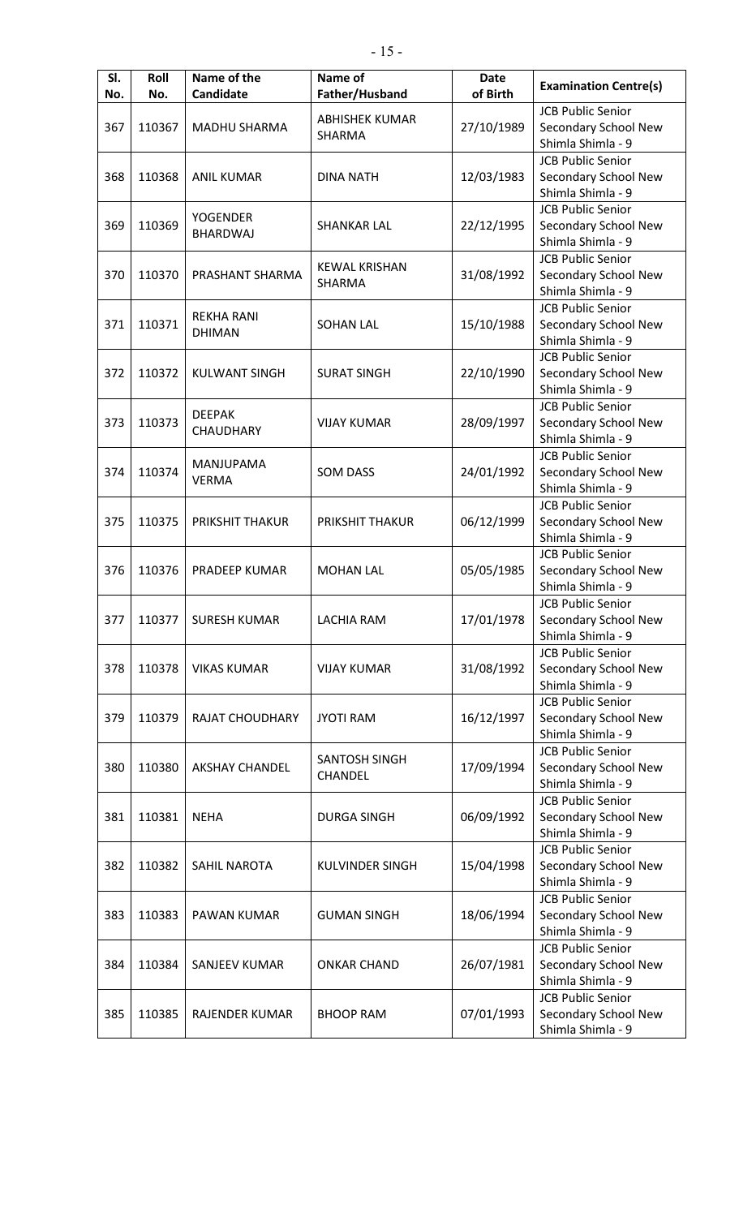| Sl. No. | Roll No. | Name of the Candidate | Name of Father/Husband | Date of Birth | Examination Centre(s) |
|---|---|---|---|---|---|
| 367 | 110367 | MADHU SHARMA | ABHISHEK KUMAR SHARMA | 27/10/1989 | JCB Public Senior Secondary School New Shimla Shimla - 9 |
| 368 | 110368 | ANIL KUMAR | DINA NATH | 12/03/1983 | JCB Public Senior Secondary School New Shimla Shimla - 9 |
| 369 | 110369 | YOGENDER BHARDWAJ | SHANKAR LAL | 22/12/1995 | JCB Public Senior Secondary School New Shimla Shimla - 9 |
| 370 | 110370 | PRASHANT SHARMA | KEWAL KRISHAN SHARMA | 31/08/1992 | JCB Public Senior Secondary School New Shimla Shimla - 9 |
| 371 | 110371 | REKHA RANI DHIMAN | SOHAN LAL | 15/10/1988 | JCB Public Senior Secondary School New Shimla Shimla - 9 |
| 372 | 110372 | KULWANT SINGH | SURAT SINGH | 22/10/1990 | JCB Public Senior Secondary School New Shimla Shimla - 9 |
| 373 | 110373 | DEEPAK CHAUDHARY | VIJAY KUMAR | 28/09/1997 | JCB Public Senior Secondary School New Shimla Shimla - 9 |
| 374 | 110374 | MANJUPAMA VERMA | SOM DASS | 24/01/1992 | JCB Public Senior Secondary School New Shimla Shimla - 9 |
| 375 | 110375 | PRIKSHIT THAKUR | PRIKSHIT THAKUR | 06/12/1999 | JCB Public Senior Secondary School New Shimla Shimla - 9 |
| 376 | 110376 | PRADEEP KUMAR | MOHAN LAL | 05/05/1985 | JCB Public Senior Secondary School New Shimla Shimla - 9 |
| 377 | 110377 | SURESH KUMAR | LACHIA RAM | 17/01/1978 | JCB Public Senior Secondary School New Shimla Shimla - 9 |
| 378 | 110378 | VIKAS KUMAR | VIJAY KUMAR | 31/08/1992 | JCB Public Senior Secondary School New Shimla Shimla - 9 |
| 379 | 110379 | RAJAT CHOUDHARY | JYOTI RAM | 16/12/1997 | JCB Public Senior Secondary School New Shimla Shimla - 9 |
| 380 | 110380 | AKSHAY CHANDEL | SANTOSH SINGH CHANDEL | 17/09/1994 | JCB Public Senior Secondary School New Shimla Shimla - 9 |
| 381 | 110381 | NEHA | DURGA SINGH | 06/09/1992 | JCB Public Senior Secondary School New Shimla Shimla - 9 |
| 382 | 110382 | SAHIL NAROTA | KULVINDER SINGH | 15/04/1998 | JCB Public Senior Secondary School New Shimla Shimla - 9 |
| 383 | 110383 | PAWAN KUMAR | GUMAN SINGH | 18/06/1994 | JCB Public Senior Secondary School New Shimla Shimla - 9 |
| 384 | 110384 | SANJEEV KUMAR | ONKAR CHAND | 26/07/1981 | JCB Public Senior Secondary School New Shimla Shimla - 9 |
| 385 | 110385 | RAJENDER KUMAR | BHOOP RAM | 07/01/1993 | JCB Public Senior Secondary School New Shimla Shimla - 9 |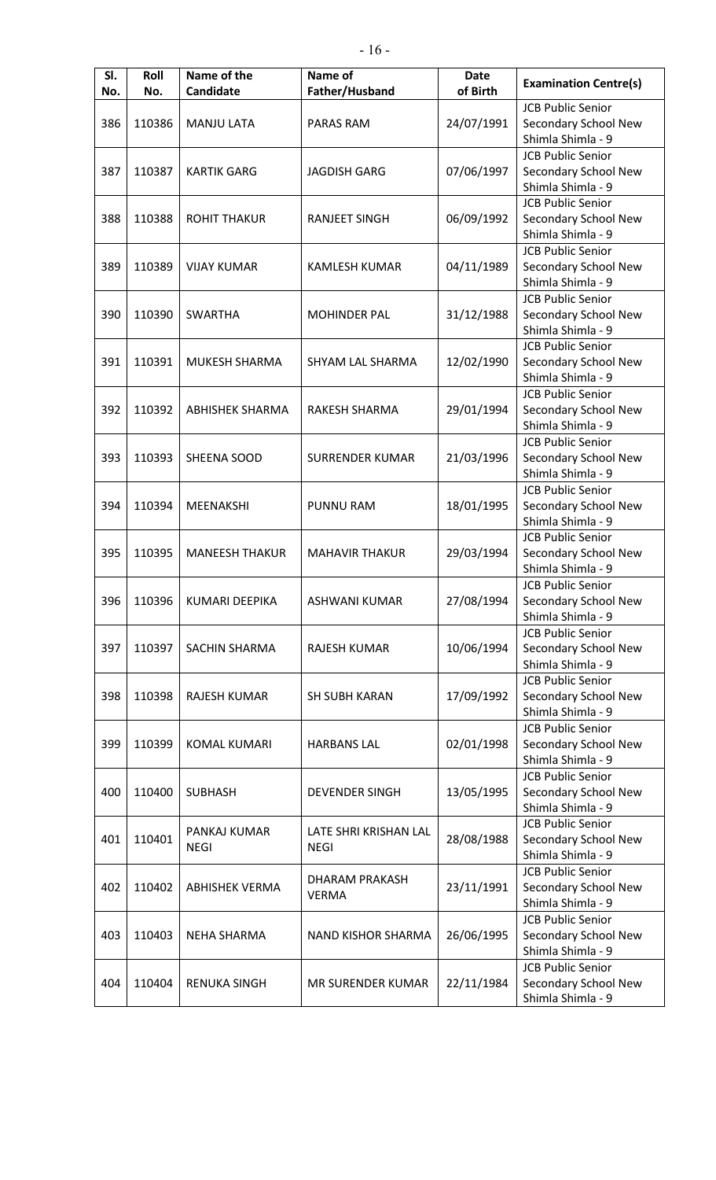| Sl. No. | Roll No. | Name of the Candidate | Name of Father/Husband | Date of Birth | Examination Centre(s) |
|---|---|---|---|---|---|
| 386 | 110386 | MANJU LATA | PARAS RAM | 24/07/1991 | JCB Public Senior Secondary School New Shimla Shimla - 9 |
| 387 | 110387 | KARTIK GARG | JAGDISH GARG | 07/06/1997 | JCB Public Senior Secondary School New Shimla Shimla - 9 |
| 388 | 110388 | ROHIT THAKUR | RANJEET SINGH | 06/09/1992 | JCB Public Senior Secondary School New Shimla Shimla - 9 |
| 389 | 110389 | VIJAY KUMAR | KAMLESH KUMAR | 04/11/1989 | JCB Public Senior Secondary School New Shimla Shimla - 9 |
| 390 | 110390 | SWARTHA | MOHINDER PAL | 31/12/1988 | JCB Public Senior Secondary School New Shimla Shimla - 9 |
| 391 | 110391 | MUKESH SHARMA | SHYAM LAL SHARMA | 12/02/1990 | JCB Public Senior Secondary School New Shimla Shimla - 9 |
| 392 | 110392 | ABHISHEK SHARMA | RAKESH SHARMA | 29/01/1994 | JCB Public Senior Secondary School New Shimla Shimla - 9 |
| 393 | 110393 | SHEENA SOOD | SURRENDER KUMAR | 21/03/1996 | JCB Public Senior Secondary School New Shimla Shimla - 9 |
| 394 | 110394 | MEENAKSHI | PUNNU RAM | 18/01/1995 | JCB Public Senior Secondary School New Shimla Shimla - 9 |
| 395 | 110395 | MANEESH THAKUR | MAHAVIR THAKUR | 29/03/1994 | JCB Public Senior Secondary School New Shimla Shimla - 9 |
| 396 | 110396 | KUMARI DEEPIKA | ASHWANI KUMAR | 27/08/1994 | JCB Public Senior Secondary School New Shimla Shimla - 9 |
| 397 | 110397 | SACHIN SHARMA | RAJESH KUMAR | 10/06/1994 | JCB Public Senior Secondary School New Shimla Shimla - 9 |
| 398 | 110398 | RAJESH KUMAR | SH SUBH KARAN | 17/09/1992 | JCB Public Senior Secondary School New Shimla Shimla - 9 |
| 399 | 110399 | KOMAL KUMARI | HARBANS LAL | 02/01/1998 | JCB Public Senior Secondary School New Shimla Shimla - 9 |
| 400 | 110400 | SUBHASH | DEVENDER SINGH | 13/05/1995 | JCB Public Senior Secondary School New Shimla Shimla - 9 |
| 401 | 110401 | PANKAJ KUMAR NEGI | LATE SHRI KRISHAN LAL NEGI | 28/08/1988 | JCB Public Senior Secondary School New Shimla Shimla - 9 |
| 402 | 110402 | ABHISHEK VERMA | DHARAM PRAKASH VERMA | 23/11/1991 | JCB Public Senior Secondary School New Shimla Shimla - 9 |
| 403 | 110403 | NEHA SHARMA | NAND KISHOR SHARMA | 26/06/1995 | JCB Public Senior Secondary School New Shimla Shimla - 9 |
| 404 | 110404 | RENUKA SINGH | MR SURENDER KUMAR | 22/11/1984 | JCB Public Senior Secondary School New Shimla Shimla - 9 |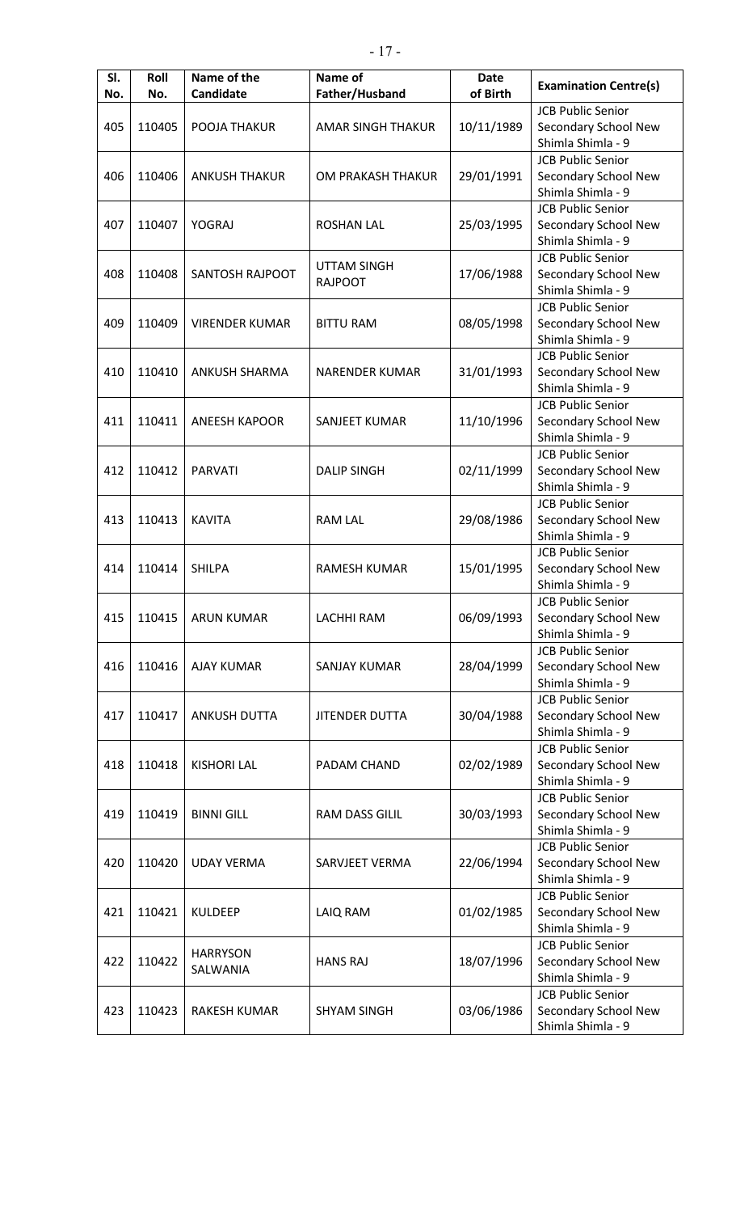| Sl. No. | Roll No. | Name of the Candidate | Name of Father/Husband | Date of Birth | Examination Centre(s) |
|---|---|---|---|---|---|
| 405 | 110405 | POOJA THAKUR | AMAR SINGH THAKUR | 10/11/1989 | JCB Public Senior Secondary School New Shimla Shimla - 9 |
| 406 | 110406 | ANKUSH THAKUR | OM PRAKASH THAKUR | 29/01/1991 | JCB Public Senior Secondary School New Shimla Shimla - 9 |
| 407 | 110407 | YOGRAJ | ROSHAN LAL | 25/03/1995 | JCB Public Senior Secondary School New Shimla Shimla - 9 |
| 408 | 110408 | SANTOSH RAJPOOT | UTTAM SINGH RAJPOOT | 17/06/1988 | JCB Public Senior Secondary School New Shimla Shimla - 9 |
| 409 | 110409 | VIRENDER KUMAR | BITTU RAM | 08/05/1998 | JCB Public Senior Secondary School New Shimla Shimla - 9 |
| 410 | 110410 | ANKUSH SHARMA | NARENDER KUMAR | 31/01/1993 | JCB Public Senior Secondary School New Shimla Shimla - 9 |
| 411 | 110411 | ANEESH KAPOOR | SANJEET KUMAR | 11/10/1996 | JCB Public Senior Secondary School New Shimla Shimla - 9 |
| 412 | 110412 | PARVATI | DALIP SINGH | 02/11/1999 | JCB Public Senior Secondary School New Shimla Shimla - 9 |
| 413 | 110413 | KAVITA | RAM LAL | 29/08/1986 | JCB Public Senior Secondary School New Shimla Shimla - 9 |
| 414 | 110414 | SHILPA | RAMESH KUMAR | 15/01/1995 | JCB Public Senior Secondary School New Shimla Shimla - 9 |
| 415 | 110415 | ARUN KUMAR | LACHHI RAM | 06/09/1993 | JCB Public Senior Secondary School New Shimla Shimla - 9 |
| 416 | 110416 | AJAY KUMAR | SANJAY KUMAR | 28/04/1999 | JCB Public Senior Secondary School New Shimla Shimla - 9 |
| 417 | 110417 | ANKUSH DUTTA | JITENDER DUTTA | 30/04/1988 | JCB Public Senior Secondary School New Shimla Shimla - 9 |
| 418 | 110418 | KISHORI LAL | PADAM CHAND | 02/02/1989 | JCB Public Senior Secondary School New Shimla Shimla - 9 |
| 419 | 110419 | BINNI GILL | RAM DASS GILIL | 30/03/1993 | JCB Public Senior Secondary School New Shimla Shimla - 9 |
| 420 | 110420 | UDAY VERMA | SARVJEET VERMA | 22/06/1994 | JCB Public Senior Secondary School New Shimla Shimla - 9 |
| 421 | 110421 | KULDEEP | LAIQ RAM | 01/02/1985 | JCB Public Senior Secondary School New Shimla Shimla - 9 |
| 422 | 110422 | HARRYSON SALWANIA | HANS RAJ | 18/07/1996 | JCB Public Senior Secondary School New Shimla Shimla - 9 |
| 423 | 110423 | RAKESH KUMAR | SHYAM SINGH | 03/06/1986 | JCB Public Senior Secondary School New Shimla Shimla - 9 |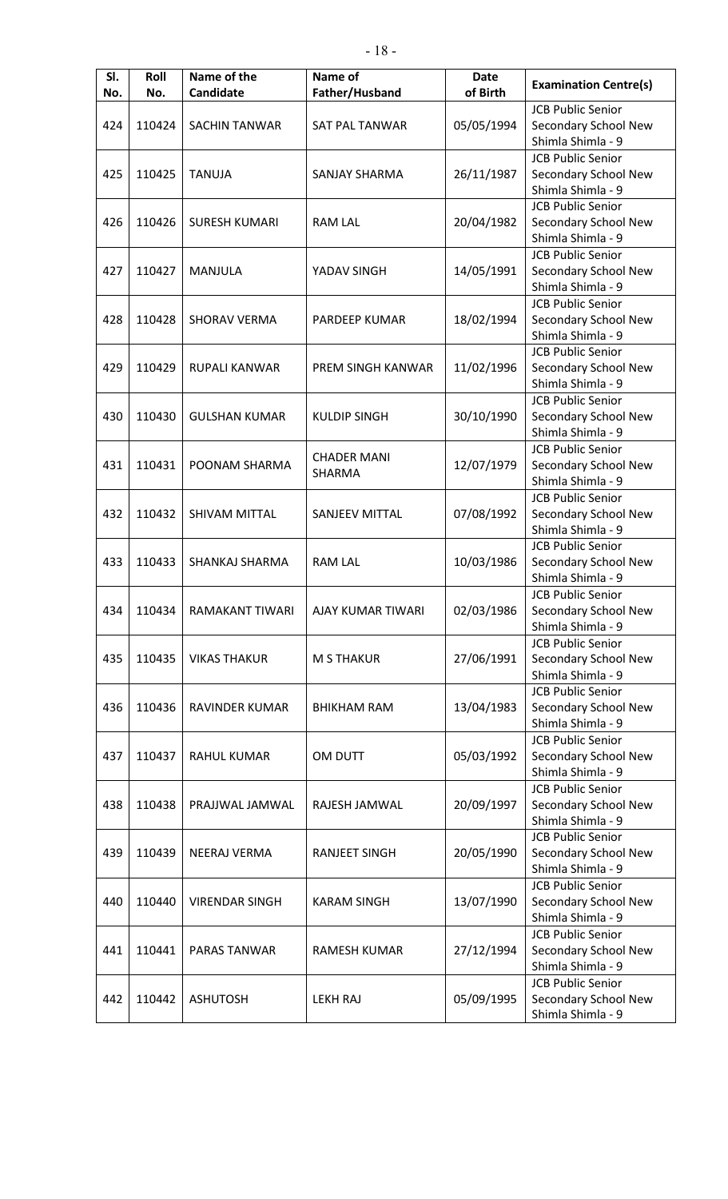| Sl. No. | Roll No. | Name of the Candidate | Name of Father/Husband | Date of Birth | Examination Centre(s) |
|---|---|---|---|---|---|
| 424 | 110424 | SACHIN TANWAR | SAT PAL TANWAR | 05/05/1994 | JCB Public Senior Secondary School New Shimla Shimla - 9 |
| 425 | 110425 | TANUJA | SANJAY SHARMA | 26/11/1987 | JCB Public Senior Secondary School New Shimla Shimla - 9 |
| 426 | 110426 | SURESH KUMARI | RAM LAL | 20/04/1982 | JCB Public Senior Secondary School New Shimla Shimla - 9 |
| 427 | 110427 | MANJULA | YADAV SINGH | 14/05/1991 | JCB Public Senior Secondary School New Shimla Shimla - 9 |
| 428 | 110428 | SHORAV VERMA | PARDEEP KUMAR | 18/02/1994 | JCB Public Senior Secondary School New Shimla Shimla - 9 |
| 429 | 110429 | RUPALI KANWAR | PREM SINGH KANWAR | 11/02/1996 | JCB Public Senior Secondary School New Shimla Shimla - 9 |
| 430 | 110430 | GULSHAN KUMAR | KULDIP SINGH | 30/10/1990 | JCB Public Senior Secondary School New Shimla Shimla - 9 |
| 431 | 110431 | POONAM SHARMA | CHADER MANI SHARMA | 12/07/1979 | JCB Public Senior Secondary School New Shimla Shimla - 9 |
| 432 | 110432 | SHIVAM MITTAL | SANJEEV MITTAL | 07/08/1992 | JCB Public Senior Secondary School New Shimla Shimla - 9 |
| 433 | 110433 | SHANKAJ SHARMA | RAM LAL | 10/03/1986 | JCB Public Senior Secondary School New Shimla Shimla - 9 |
| 434 | 110434 | RAMAKANT TIWARI | AJAY KUMAR TIWARI | 02/03/1986 | JCB Public Senior Secondary School New Shimla Shimla - 9 |
| 435 | 110435 | VIKAS THAKUR | M S THAKUR | 27/06/1991 | JCB Public Senior Secondary School New Shimla Shimla - 9 |
| 436 | 110436 | RAVINDER KUMAR | BHIKHAM RAM | 13/04/1983 | JCB Public Senior Secondary School New Shimla Shimla - 9 |
| 437 | 110437 | RAHUL KUMAR | OM DUTT | 05/03/1992 | JCB Public Senior Secondary School New Shimla Shimla - 9 |
| 438 | 110438 | PRAJJWAL JAMWAL | RAJESH JAMWAL | 20/09/1997 | JCB Public Senior Secondary School New Shimla Shimla - 9 |
| 439 | 110439 | NEERAJ VERMA | RANJEET SINGH | 20/05/1990 | JCB Public Senior Secondary School New Shimla Shimla - 9 |
| 440 | 110440 | VIRENDAR SINGH | KARAM SINGH | 13/07/1990 | JCB Public Senior Secondary School New Shimla Shimla - 9 |
| 441 | 110441 | PARAS TANWAR | RAMESH KUMAR | 27/12/1994 | JCB Public Senior Secondary School New Shimla Shimla - 9 |
| 442 | 110442 | ASHUTOSH | LEKH RAJ | 05/09/1995 | JCB Public Senior Secondary School New Shimla Shimla - 9 |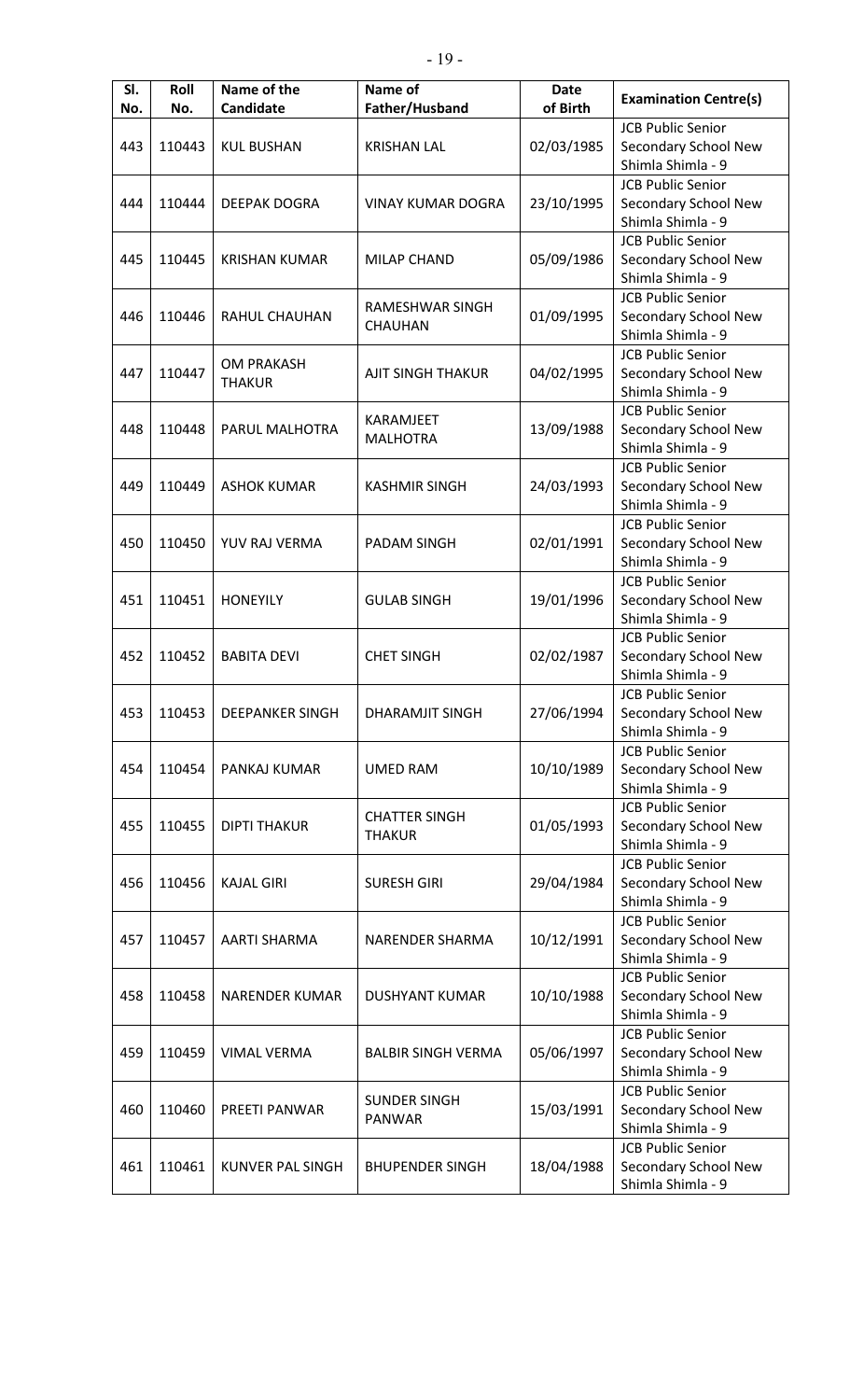| Sl. No. | Roll No. | Name of the Candidate | Name of Father/Husband | Date of Birth | Examination Centre(s) |
|---|---|---|---|---|---|
| 443 | 110443 | KUL BUSHAN | KRISHAN LAL | 02/03/1985 | JCB Public Senior Secondary School New Shimla Shimla - 9 |
| 444 | 110444 | DEEPAK DOGRA | VINAY KUMAR DOGRA | 23/10/1995 | JCB Public Senior Secondary School New Shimla Shimla - 9 |
| 445 | 110445 | KRISHAN KUMAR | MILAP CHAND | 05/09/1986 | JCB Public Senior Secondary School New Shimla Shimla - 9 |
| 446 | 110446 | RAHUL CHAUHAN | RAMESHWAR SINGH CHAUHAN | 01/09/1995 | JCB Public Senior Secondary School New Shimla Shimla - 9 |
| 447 | 110447 | OM PRAKASH THAKUR | AJIT SINGH THAKUR | 04/02/1995 | JCB Public Senior Secondary School New Shimla Shimla - 9 |
| 448 | 110448 | PARUL MALHOTRA | KARAMJEET MALHOTRA | 13/09/1988 | JCB Public Senior Secondary School New Shimla Shimla - 9 |
| 449 | 110449 | ASHOK KUMAR | KASHMIR SINGH | 24/03/1993 | JCB Public Senior Secondary School New Shimla Shimla - 9 |
| 450 | 110450 | YUV RAJ VERMA | PADAM SINGH | 02/01/1991 | JCB Public Senior Secondary School New Shimla Shimla - 9 |
| 451 | 110451 | HONEYILY | GULAB SINGH | 19/01/1996 | JCB Public Senior Secondary School New Shimla Shimla - 9 |
| 452 | 110452 | BABITA DEVI | CHET SINGH | 02/02/1987 | JCB Public Senior Secondary School New Shimla Shimla - 9 |
| 453 | 110453 | DEEPANKER SINGH | DHARAMJIT SINGH | 27/06/1994 | JCB Public Senior Secondary School New Shimla Shimla - 9 |
| 454 | 110454 | PANKAJ KUMAR | UMED RAM | 10/10/1989 | JCB Public Senior Secondary School New Shimla Shimla - 9 |
| 455 | 110455 | DIPTI THAKUR | CHATTER SINGH THAKUR | 01/05/1993 | JCB Public Senior Secondary School New Shimla Shimla - 9 |
| 456 | 110456 | KAJAL GIRI | SURESH GIRI | 29/04/1984 | JCB Public Senior Secondary School New Shimla Shimla - 9 |
| 457 | 110457 | AARTI SHARMA | NARENDER SHARMA | 10/12/1991 | JCB Public Senior Secondary School New Shimla Shimla - 9 |
| 458 | 110458 | NARENDER KUMAR | DUSHYANT KUMAR | 10/10/1988 | JCB Public Senior Secondary School New Shimla Shimla - 9 |
| 459 | 110459 | VIMAL VERMA | BALBIR SINGH VERMA | 05/06/1997 | JCB Public Senior Secondary School New Shimla Shimla - 9 |
| 460 | 110460 | PREETI PANWAR | SUNDER SINGH PANWAR | 15/03/1991 | JCB Public Senior Secondary School New Shimla Shimla - 9 |
| 461 | 110461 | KUNVER PAL SINGH | BHUPENDER SINGH | 18/04/1988 | JCB Public Senior Secondary School New Shimla Shimla - 9 |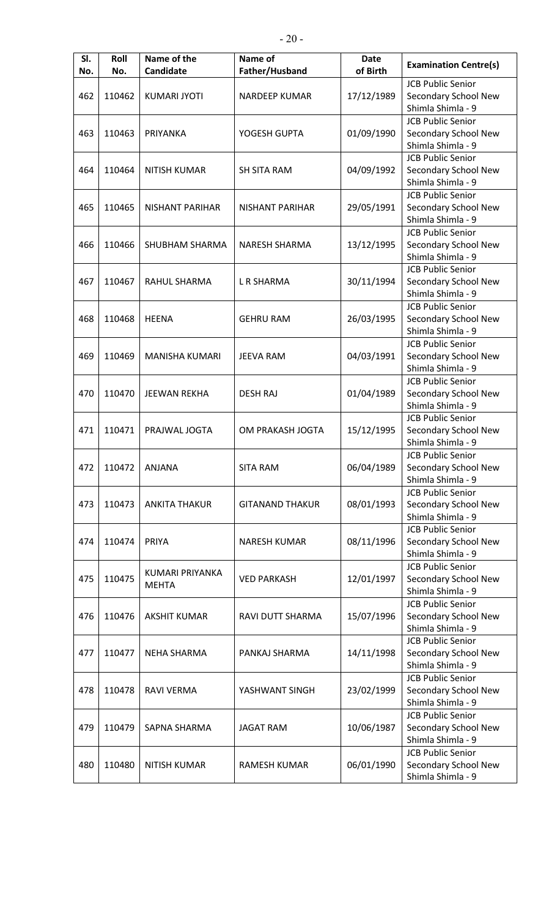| Sl. No. | Roll No. | Name of the Candidate | Name of Father/Husband | Date of Birth | Examination Centre(s) |
|---|---|---|---|---|---|
| 462 | 110462 | KUMARI JYOTI | NARDEEP KUMAR | 17/12/1989 | JCB Public Senior Secondary School New Shimla Shimla - 9 |
| 463 | 110463 | PRIYANKA | YOGESH GUPTA | 01/09/1990 | JCB Public Senior Secondary School New Shimla Shimla - 9 |
| 464 | 110464 | NITISH KUMAR | SH SITA RAM | 04/09/1992 | JCB Public Senior Secondary School New Shimla Shimla - 9 |
| 465 | 110465 | NISHANT PARIHAR | NISHANT PARIHAR | 29/05/1991 | JCB Public Senior Secondary School New Shimla Shimla - 9 |
| 466 | 110466 | SHUBHAM SHARMA | NARESH SHARMA | 13/12/1995 | JCB Public Senior Secondary School New Shimla Shimla - 9 |
| 467 | 110467 | RAHUL SHARMA | L R SHARMA | 30/11/1994 | JCB Public Senior Secondary School New Shimla Shimla - 9 |
| 468 | 110468 | HEENA | GEHRU RAM | 26/03/1995 | JCB Public Senior Secondary School New Shimla Shimla - 9 |
| 469 | 110469 | MANISHA KUMARI | JEEVA RAM | 04/03/1991 | JCB Public Senior Secondary School New Shimla Shimla - 9 |
| 470 | 110470 | JEEWAN REKHA | DESH RAJ | 01/04/1989 | JCB Public Senior Secondary School New Shimla Shimla - 9 |
| 471 | 110471 | PRAJWAL JOGTA | OM PRAKASH JOGTA | 15/12/1995 | JCB Public Senior Secondary School New Shimla Shimla - 9 |
| 472 | 110472 | ANJANA | SITA RAM | 06/04/1989 | JCB Public Senior Secondary School New Shimla Shimla - 9 |
| 473 | 110473 | ANKITA THAKUR | GITANAND THAKUR | 08/01/1993 | JCB Public Senior Secondary School New Shimla Shimla - 9 |
| 474 | 110474 | PRIYA | NARESH KUMAR | 08/11/1996 | JCB Public Senior Secondary School New Shimla Shimla - 9 |
| 475 | 110475 | KUMARI PRIYANKA MEHTA | VED PARKASH | 12/01/1997 | JCB Public Senior Secondary School New Shimla Shimla - 9 |
| 476 | 110476 | AKSHIT KUMAR | RAVI DUTT SHARMA | 15/07/1996 | JCB Public Senior Secondary School New Shimla Shimla - 9 |
| 477 | 110477 | NEHA SHARMA | PANKAJ SHARMA | 14/11/1998 | JCB Public Senior Secondary School New Shimla Shimla - 9 |
| 478 | 110478 | RAVI VERMA | YASHWANT SINGH | 23/02/1999 | JCB Public Senior Secondary School New Shimla Shimla - 9 |
| 479 | 110479 | SAPNA SHARMA | JAGAT RAM | 10/06/1987 | JCB Public Senior Secondary School New Shimla Shimla - 9 |
| 480 | 110480 | NITISH KUMAR | RAMESH KUMAR | 06/01/1990 | JCB Public Senior Secondary School New Shimla Shimla - 9 |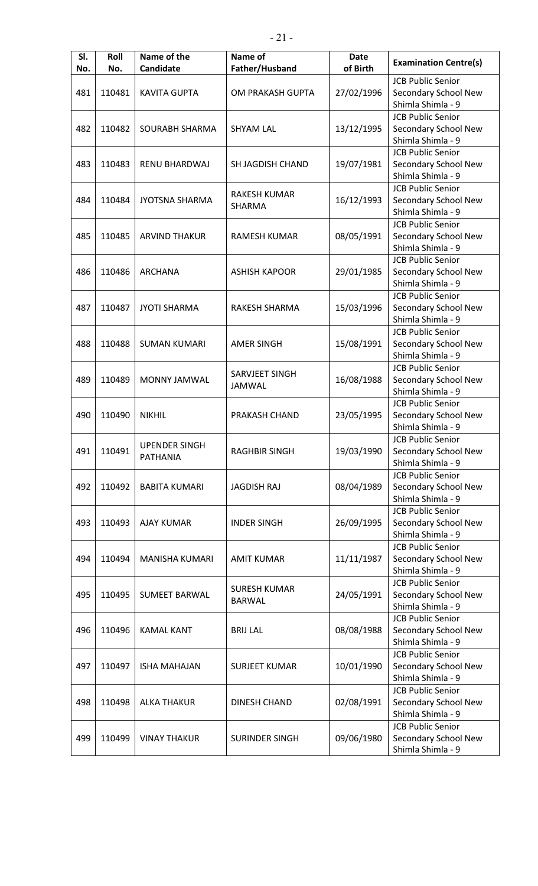| Sl. No. | Roll No. | Name of the Candidate | Name of Father/Husband | Date of Birth | Examination Centre(s) |
|---|---|---|---|---|---|
| 481 | 110481 | KAVITA GUPTA | OM PRAKASH GUPTA | 27/02/1996 | JCB Public Senior Secondary School New Shimla Shimla - 9 |
| 482 | 110482 | SOURABH SHARMA | SHYAM LAL | 13/12/1995 | JCB Public Senior Secondary School New Shimla Shimla - 9 |
| 483 | 110483 | RENU BHARDWAJ | SH JAGDISH CHAND | 19/07/1981 | JCB Public Senior Secondary School New Shimla Shimla - 9 |
| 484 | 110484 | JYOTSNA SHARMA | RAKESH KUMAR SHARMA | 16/12/1993 | JCB Public Senior Secondary School New Shimla Shimla - 9 |
| 485 | 110485 | ARVIND THAKUR | RAMESH KUMAR | 08/05/1991 | JCB Public Senior Secondary School New Shimla Shimla - 9 |
| 486 | 110486 | ARCHANA | ASHISH KAPOOR | 29/01/1985 | JCB Public Senior Secondary School New Shimla Shimla - 9 |
| 487 | 110487 | JYOTI SHARMA | RAKESH SHARMA | 15/03/1996 | JCB Public Senior Secondary School New Shimla Shimla - 9 |
| 488 | 110488 | SUMAN KUMARI | AMER SINGH | 15/08/1991 | JCB Public Senior Secondary School New Shimla Shimla - 9 |
| 489 | 110489 | MONNY JAMWAL | SARVJEET SINGH JAMWAL | 16/08/1988 | JCB Public Senior Secondary School New Shimla Shimla - 9 |
| 490 | 110490 | NIKHIL | PRAKASH CHAND | 23/05/1995 | JCB Public Senior Secondary School New Shimla Shimla - 9 |
| 491 | 110491 | UPENDER SINGH PATHANIA | RAGHBIR SINGH | 19/03/1990 | JCB Public Senior Secondary School New Shimla Shimla - 9 |
| 492 | 110492 | BABITA KUMARI | JAGDISH RAJ | 08/04/1989 | JCB Public Senior Secondary School New Shimla Shimla - 9 |
| 493 | 110493 | AJAY KUMAR | INDER SINGH | 26/09/1995 | JCB Public Senior Secondary School New Shimla Shimla - 9 |
| 494 | 110494 | MANISHA KUMARI | AMIT KUMAR | 11/11/1987 | JCB Public Senior Secondary School New Shimla Shimla - 9 |
| 495 | 110495 | SUMEET BARWAL | SURESH KUMAR BARWAL | 24/05/1991 | JCB Public Senior Secondary School New Shimla Shimla - 9 |
| 496 | 110496 | KAMAL KANT | BRIJ LAL | 08/08/1988 | JCB Public Senior Secondary School New Shimla Shimla - 9 |
| 497 | 110497 | ISHA MAHAJAN | SURJEET KUMAR | 10/01/1990 | JCB Public Senior Secondary School New Shimla Shimla - 9 |
| 498 | 110498 | ALKA THAKUR | DINESH CHAND | 02/08/1991 | JCB Public Senior Secondary School New Shimla Shimla - 9 |
| 499 | 110499 | VINAY THAKUR | SURINDER SINGH | 09/06/1980 | JCB Public Senior Secondary School New Shimla Shimla - 9 |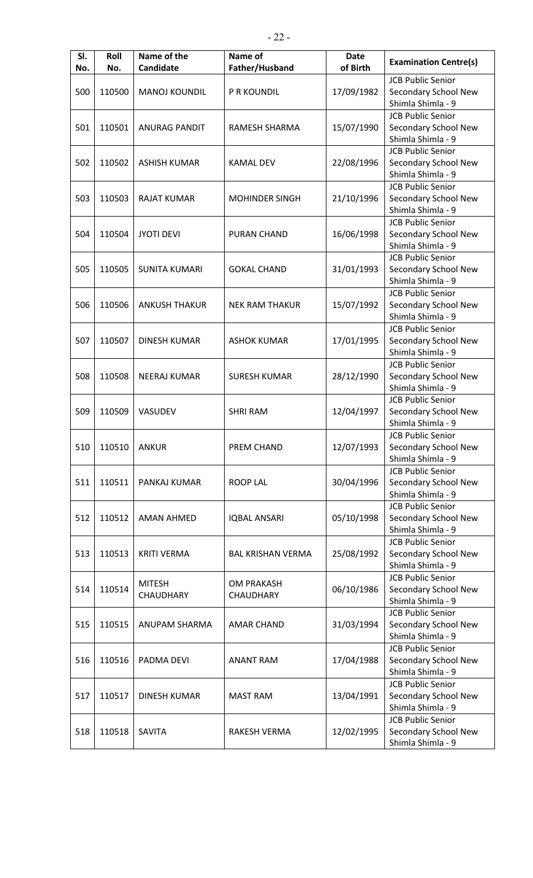| Sl. No. | Roll No. | Name of the Candidate | Name of Father/Husband | Date of Birth | Examination Centre(s) |
|---|---|---|---|---|---|
| 500 | 110500 | MANOJ KOUNDIL | P R KOUNDIL | 17/09/1982 | JCB Public Senior Secondary School New Shimla Shimla - 9 |
| 501 | 110501 | ANURAG PANDIT | RAMESH SHARMA | 15/07/1990 | JCB Public Senior Secondary School New Shimla Shimla - 9 |
| 502 | 110502 | ASHISH KUMAR | KAMAL DEV | 22/08/1996 | JCB Public Senior Secondary School New Shimla Shimla - 9 |
| 503 | 110503 | RAJAT KUMAR | MOHINDER SINGH | 21/10/1996 | JCB Public Senior Secondary School New Shimla Shimla - 9 |
| 504 | 110504 | JYOTI DEVI | PURAN CHAND | 16/06/1998 | JCB Public Senior Secondary School New Shimla Shimla - 9 |
| 505 | 110505 | SUNITA KUMARI | GOKAL CHAND | 31/01/1993 | JCB Public Senior Secondary School New Shimla Shimla - 9 |
| 506 | 110506 | ANKUSH THAKUR | NEK RAM THAKUR | 15/07/1992 | JCB Public Senior Secondary School New Shimla Shimla - 9 |
| 507 | 110507 | DINESH KUMAR | ASHOK KUMAR | 17/01/1995 | JCB Public Senior Secondary School New Shimla Shimla - 9 |
| 508 | 110508 | NEERAJ KUMAR | SURESH KUMAR | 28/12/1990 | JCB Public Senior Secondary School New Shimla Shimla - 9 |
| 509 | 110509 | VASUDEV | SHRI RAM | 12/04/1997 | JCB Public Senior Secondary School New Shimla Shimla - 9 |
| 510 | 110510 | ANKUR | PREM CHAND | 12/07/1993 | JCB Public Senior Secondary School New Shimla Shimla - 9 |
| 511 | 110511 | PANKAJ KUMAR | ROOP LAL | 30/04/1996 | JCB Public Senior Secondary School New Shimla Shimla - 9 |
| 512 | 110512 | AMAN AHMED | IQBAL ANSARI | 05/10/1998 | JCB Public Senior Secondary School New Shimla Shimla - 9 |
| 513 | 110513 | KRITI VERMA | BAL KRISHAN VERMA | 25/08/1992 | JCB Public Senior Secondary School New Shimla Shimla - 9 |
| 514 | 110514 | MITESH CHAUDHARY | OM PRAKASH CHAUDHARY | 06/10/1986 | JCB Public Senior Secondary School New Shimla Shimla - 9 |
| 515 | 110515 | ANUPAM SHARMA | AMAR CHAND | 31/03/1994 | JCB Public Senior Secondary School New Shimla Shimla - 9 |
| 516 | 110516 | PADMA DEVI | ANANT RAM | 17/04/1988 | JCB Public Senior Secondary School New Shimla Shimla - 9 |
| 517 | 110517 | DINESH KUMAR | MAST RAM | 13/04/1991 | JCB Public Senior Secondary School New Shimla Shimla - 9 |
| 518 | 110518 | SAVITA | RAKESH VERMA | 12/02/1995 | JCB Public Senior Secondary School New Shimla Shimla - 9 |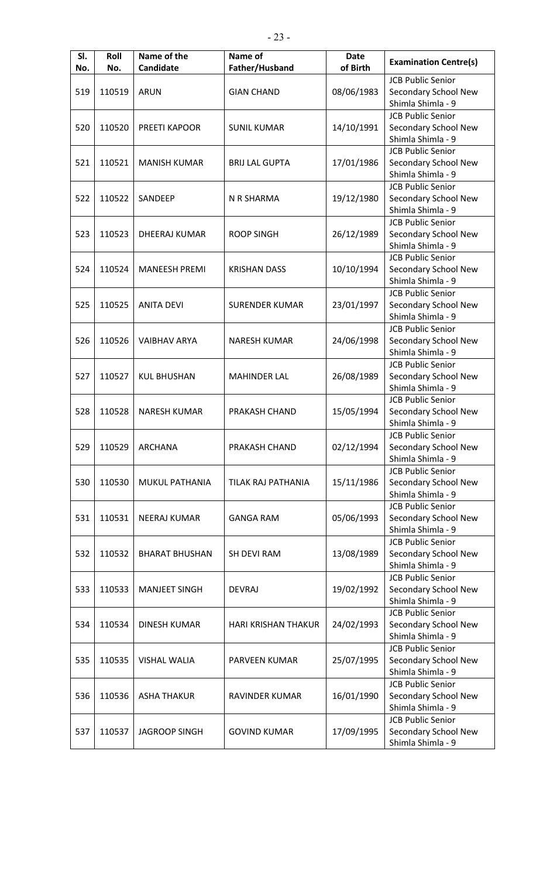| Sl. No. | Roll No. | Name of the Candidate | Name of Father/Husband | Date of Birth | Examination Centre(s) |
|---|---|---|---|---|---|
| 519 | 110519 | ARUN | GIAN CHAND | 08/06/1983 | JCB Public Senior Secondary School New Shimla Shimla - 9 |
| 520 | 110520 | PREETI KAPOOR | SUNIL KUMAR | 14/10/1991 | JCB Public Senior Secondary School New Shimla Shimla - 9 |
| 521 | 110521 | MANISH KUMAR | BRIJ LAL GUPTA | 17/01/1986 | JCB Public Senior Secondary School New Shimla Shimla - 9 |
| 522 | 110522 | SANDEEP | N R SHARMA | 19/12/1980 | JCB Public Senior Secondary School New Shimla Shimla - 9 |
| 523 | 110523 | DHEERAJ KUMAR | ROOP SINGH | 26/12/1989 | JCB Public Senior Secondary School New Shimla Shimla - 9 |
| 524 | 110524 | MANEESH PREMI | KRISHAN DASS | 10/10/1994 | JCB Public Senior Secondary School New Shimla Shimla - 9 |
| 525 | 110525 | ANITA DEVI | SURENDER KUMAR | 23/01/1997 | JCB Public Senior Secondary School New Shimla Shimla - 9 |
| 526 | 110526 | VAIBHAV ARYA | NARESH KUMAR | 24/06/1998 | JCB Public Senior Secondary School New Shimla Shimla - 9 |
| 527 | 110527 | KUL BHUSHAN | MAHINDER LAL | 26/08/1989 | JCB Public Senior Secondary School New Shimla Shimla - 9 |
| 528 | 110528 | NARESH KUMAR | PRAKASH CHAND | 15/05/1994 | JCB Public Senior Secondary School New Shimla Shimla - 9 |
| 529 | 110529 | ARCHANA | PRAKASH CHAND | 02/12/1994 | JCB Public Senior Secondary School New Shimla Shimla - 9 |
| 530 | 110530 | MUKUL PATHANIA | TILAK RAJ PATHANIA | 15/11/1986 | JCB Public Senior Secondary School New Shimla Shimla - 9 |
| 531 | 110531 | NEERAJ KUMAR | GANGA RAM | 05/06/1993 | JCB Public Senior Secondary School New Shimla Shimla - 9 |
| 532 | 110532 | BHARAT BHUSHAN | SH DEVI RAM | 13/08/1989 | JCB Public Senior Secondary School New Shimla Shimla - 9 |
| 533 | 110533 | MANJEET SINGH | DEVRAJ | 19/02/1992 | JCB Public Senior Secondary School New Shimla Shimla - 9 |
| 534 | 110534 | DINESH KUMAR | HARI KRISHAN THAKUR | 24/02/1993 | JCB Public Senior Secondary School New Shimla Shimla - 9 |
| 535 | 110535 | VISHAL WALIA | PARVEEN KUMAR | 25/07/1995 | JCB Public Senior Secondary School New Shimla Shimla - 9 |
| 536 | 110536 | ASHA THAKUR | RAVINDER KUMAR | 16/01/1990 | JCB Public Senior Secondary School New Shimla Shimla - 9 |
| 537 | 110537 | JAGROOP SINGH | GOVIND KUMAR | 17/09/1995 | JCB Public Senior Secondary School New Shimla Shimla - 9 |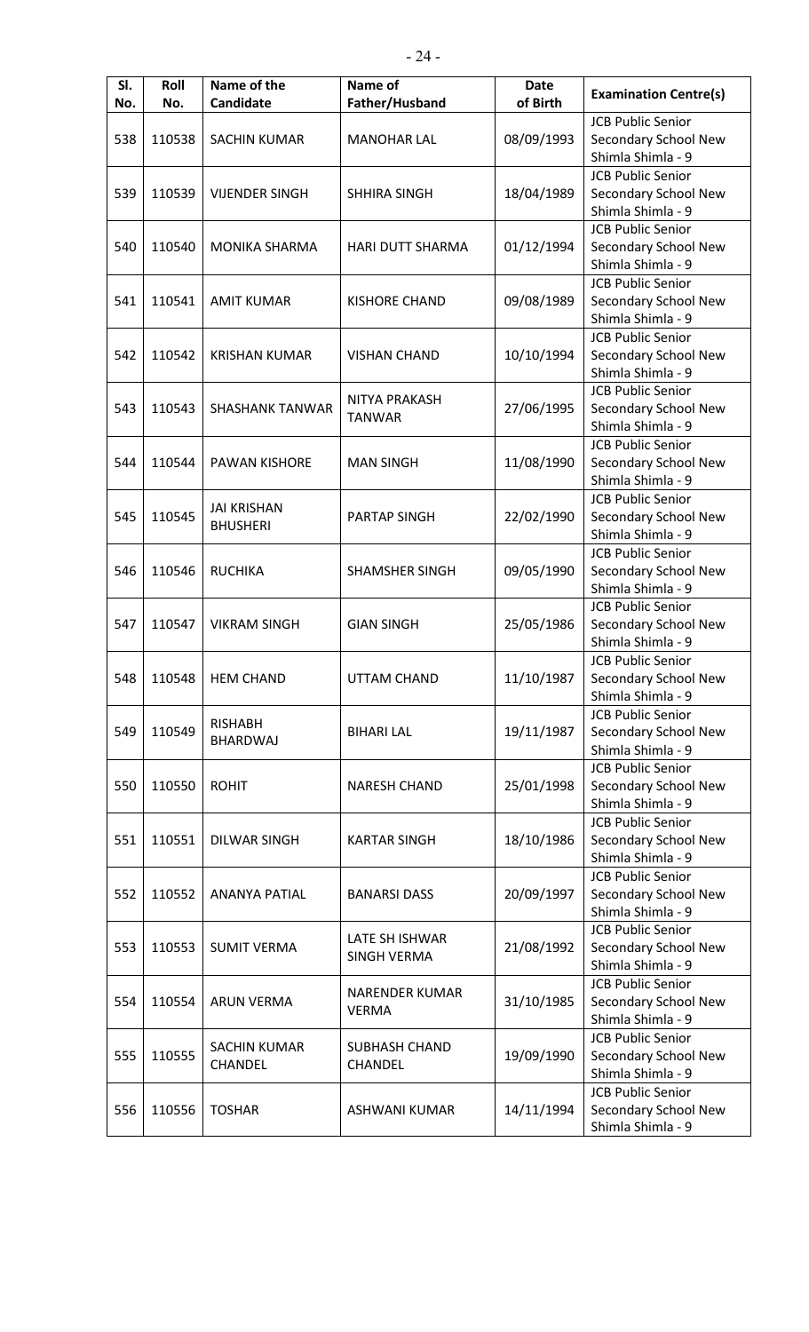| Sl. No. | Roll No. | Name of the Candidate | Name of Father/Husband | Date of Birth | Examination Centre(s) |
|---|---|---|---|---|---|
| 538 | 110538 | SACHIN KUMAR | MANOHAR LAL | 08/09/1993 | JCB Public Senior Secondary School New Shimla Shimla - 9 |
| 539 | 110539 | VIJENDER SINGH | SHHIRA SINGH | 18/04/1989 | JCB Public Senior Secondary School New Shimla Shimla - 9 |
| 540 | 110540 | MONIKA SHARMA | HARI DUTT SHARMA | 01/12/1994 | JCB Public Senior Secondary School New Shimla Shimla - 9 |
| 541 | 110541 | AMIT KUMAR | KISHORE CHAND | 09/08/1989 | JCB Public Senior Secondary School New Shimla Shimla - 9 |
| 542 | 110542 | KRISHAN KUMAR | VISHAN CHAND | 10/10/1994 | JCB Public Senior Secondary School New Shimla Shimla - 9 |
| 543 | 110543 | SHASHANK TANWAR | NITYA PRAKASH TANWAR | 27/06/1995 | JCB Public Senior Secondary School New Shimla Shimla - 9 |
| 544 | 110544 | PAWAN KISHORE | MAN SINGH | 11/08/1990 | JCB Public Senior Secondary School New Shimla Shimla - 9 |
| 545 | 110545 | JAI KRISHAN BHUSHERI | PARTAP SINGH | 22/02/1990 | JCB Public Senior Secondary School New Shimla Shimla - 9 |
| 546 | 110546 | RUCHIKA | SHAMSHER SINGH | 09/05/1990 | JCB Public Senior Secondary School New Shimla Shimla - 9 |
| 547 | 110547 | VIKRAM SINGH | GIAN SINGH | 25/05/1986 | JCB Public Senior Secondary School New Shimla Shimla - 9 |
| 548 | 110548 | HEM CHAND | UTTAM CHAND | 11/10/1987 | JCB Public Senior Secondary School New Shimla Shimla - 9 |
| 549 | 110549 | RISHABH BHARDWAJ | BIHARI LAL | 19/11/1987 | JCB Public Senior Secondary School New Shimla Shimla - 9 |
| 550 | 110550 | ROHIT | NARESH CHAND | 25/01/1998 | JCB Public Senior Secondary School New Shimla Shimla - 9 |
| 551 | 110551 | DILWAR SINGH | KARTAR SINGH | 18/10/1986 | JCB Public Senior Secondary School New Shimla Shimla - 9 |
| 552 | 110552 | ANANYA PATIAL | BANARSI DASS | 20/09/1997 | JCB Public Senior Secondary School New Shimla Shimla - 9 |
| 553 | 110553 | SUMIT VERMA | LATE SH ISHWAR SINGH VERMA | 21/08/1992 | JCB Public Senior Secondary School New Shimla Shimla - 9 |
| 554 | 110554 | ARUN VERMA | NARENDER KUMAR VERMA | 31/10/1985 | JCB Public Senior Secondary School New Shimla Shimla - 9 |
| 555 | 110555 | SACHIN KUMAR CHANDEL | SUBHASH CHAND CHANDEL | 19/09/1990 | JCB Public Senior Secondary School New Shimla Shimla - 9 |
| 556 | 110556 | TOSHAR | ASHWANI KUMAR | 14/11/1994 | JCB Public Senior Secondary School New Shimla Shimla - 9 |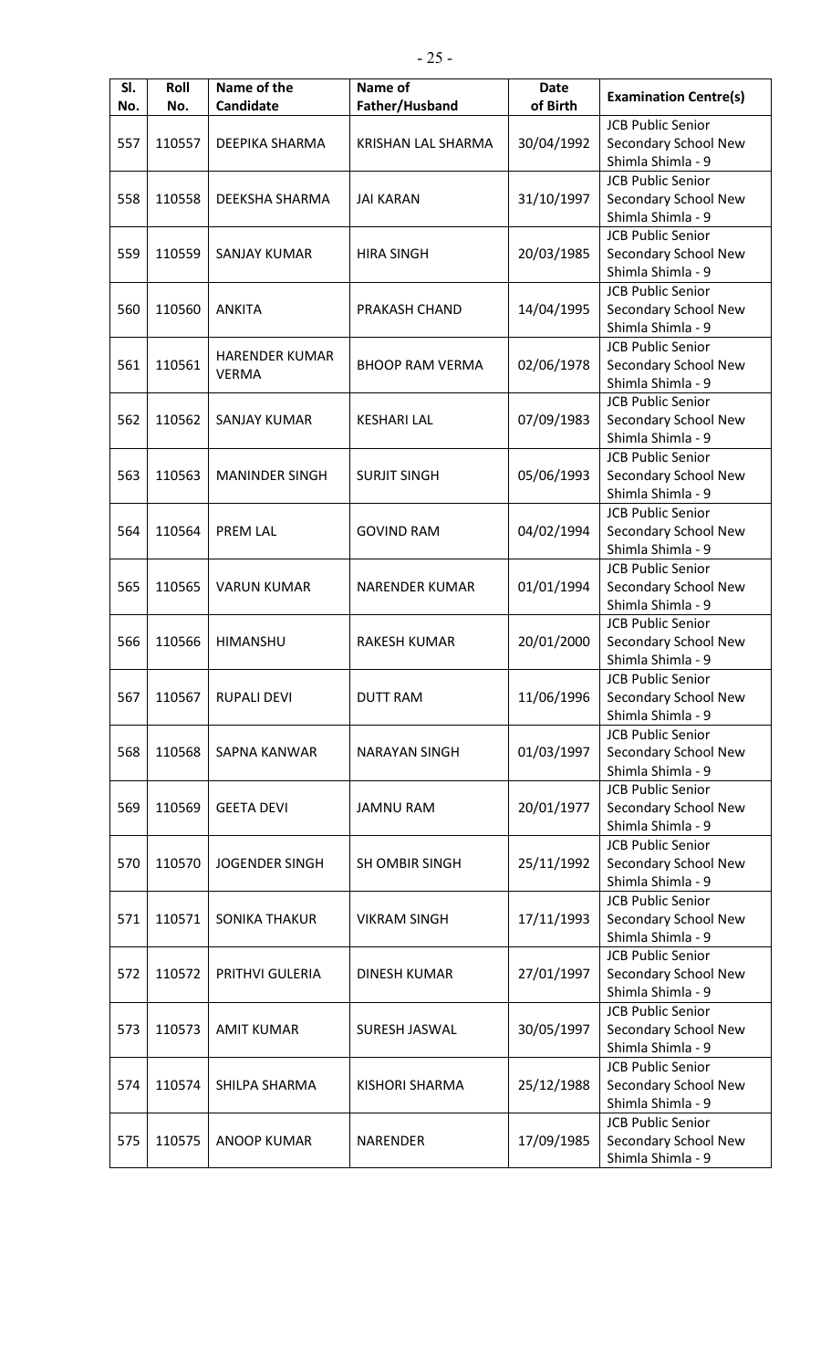| Sl. No. | Roll No. | Name of the Candidate | Name of Father/Husband | Date of Birth | Examination Centre(s) |
|---|---|---|---|---|---|
| 557 | 110557 | DEEPIKA SHARMA | KRISHAN LAL SHARMA | 30/04/1992 | JCB Public Senior Secondary School New Shimla Shimla - 9 |
| 558 | 110558 | DEEKSHA SHARMA | JAI KARAN | 31/10/1997 | JCB Public Senior Secondary School New Shimla Shimla - 9 |
| 559 | 110559 | SANJAY KUMAR | HIRA SINGH | 20/03/1985 | JCB Public Senior Secondary School New Shimla Shimla - 9 |
| 560 | 110560 | ANKITA | PRAKASH CHAND | 14/04/1995 | JCB Public Senior Secondary School New Shimla Shimla - 9 |
| 561 | 110561 | HARENDER KUMAR VERMA | BHOOP RAM VERMA | 02/06/1978 | JCB Public Senior Secondary School New Shimla Shimla - 9 |
| 562 | 110562 | SANJAY KUMAR | KESHARI LAL | 07/09/1983 | JCB Public Senior Secondary School New Shimla Shimla - 9 |
| 563 | 110563 | MANINDER SINGH | SURJIT SINGH | 05/06/1993 | JCB Public Senior Secondary School New Shimla Shimla - 9 |
| 564 | 110564 | PREM LAL | GOVIND RAM | 04/02/1994 | JCB Public Senior Secondary School New Shimla Shimla - 9 |
| 565 | 110565 | VARUN KUMAR | NARENDER KUMAR | 01/01/1994 | JCB Public Senior Secondary School New Shimla Shimla - 9 |
| 566 | 110566 | HIMANSHU | RAKESH KUMAR | 20/01/2000 | JCB Public Senior Secondary School New Shimla Shimla - 9 |
| 567 | 110567 | RUPALI DEVI | DUTT RAM | 11/06/1996 | JCB Public Senior Secondary School New Shimla Shimla - 9 |
| 568 | 110568 | SAPNA KANWAR | NARAYAN SINGH | 01/03/1997 | JCB Public Senior Secondary School New Shimla Shimla - 9 |
| 569 | 110569 | GEETA DEVI | JAMNU RAM | 20/01/1977 | JCB Public Senior Secondary School New Shimla Shimla - 9 |
| 570 | 110570 | JOGENDER SINGH | SH OMBIR SINGH | 25/11/1992 | JCB Public Senior Secondary School New Shimla Shimla - 9 |
| 571 | 110571 | SONIKA THAKUR | VIKRAM SINGH | 17/11/1993 | JCB Public Senior Secondary School New Shimla Shimla - 9 |
| 572 | 110572 | PRITHVI GULERIA | DINESH KUMAR | 27/01/1997 | JCB Public Senior Secondary School New Shimla Shimla - 9 |
| 573 | 110573 | AMIT KUMAR | SURESH JASWAL | 30/05/1997 | JCB Public Senior Secondary School New Shimla Shimla - 9 |
| 574 | 110574 | SHILPA SHARMA | KISHORI SHARMA | 25/12/1988 | JCB Public Senior Secondary School New Shimla Shimla - 9 |
| 575 | 110575 | ANOOP KUMAR | NARENDER | 17/09/1985 | JCB Public Senior Secondary School New Shimla Shimla - 9 |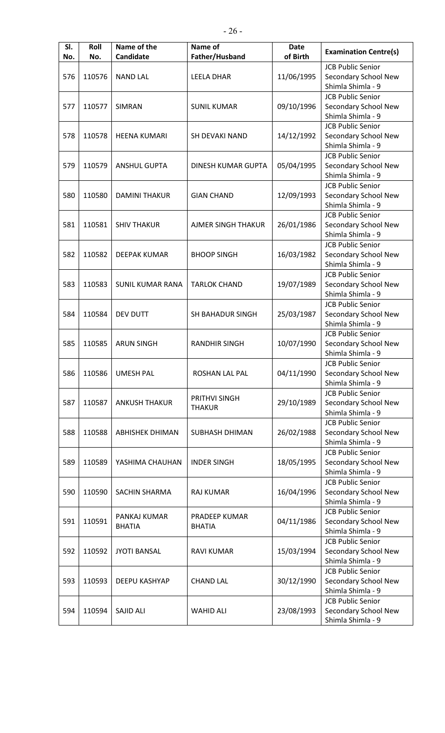| Sl. No. | Roll No. | Name of the Candidate | Name of Father/Husband | Date of Birth | Examination Centre(s) |
|---|---|---|---|---|---|
| 576 | 110576 | NAND LAL | LEELA DHAR | 11/06/1995 | JCB Public Senior Secondary School New Shimla Shimla - 9 |
| 577 | 110577 | SIMRAN | SUNIL KUMAR | 09/10/1996 | JCB Public Senior Secondary School New Shimla Shimla - 9 |
| 578 | 110578 | HEENA KUMARI | SH DEVAKI NAND | 14/12/1992 | JCB Public Senior Secondary School New Shimla Shimla - 9 |
| 579 | 110579 | ANSHUL GUPTA | DINESH KUMAR GUPTA | 05/04/1995 | JCB Public Senior Secondary School New Shimla Shimla - 9 |
| 580 | 110580 | DAMINI THAKUR | GIAN CHAND | 12/09/1993 | JCB Public Senior Secondary School New Shimla Shimla - 9 |
| 581 | 110581 | SHIV THAKUR | AJMER SINGH THAKUR | 26/01/1986 | JCB Public Senior Secondary School New Shimla Shimla - 9 |
| 582 | 110582 | DEEPAK KUMAR | BHOOP SINGH | 16/03/1982 | JCB Public Senior Secondary School New Shimla Shimla - 9 |
| 583 | 110583 | SUNIL KUMAR RANA | TARLOK CHAND | 19/07/1989 | JCB Public Senior Secondary School New Shimla Shimla - 9 |
| 584 | 110584 | DEV DUTT | SH BAHADUR SINGH | 25/03/1987 | JCB Public Senior Secondary School New Shimla Shimla - 9 |
| 585 | 110585 | ARUN SINGH | RANDHIR SINGH | 10/07/1990 | JCB Public Senior Secondary School New Shimla Shimla - 9 |
| 586 | 110586 | UMESH PAL | ROSHAN LAL PAL | 04/11/1990 | JCB Public Senior Secondary School New Shimla Shimla - 9 |
| 587 | 110587 | ANKUSH THAKUR | PRITHVI SINGH THAKUR | 29/10/1989 | JCB Public Senior Secondary School New Shimla Shimla - 9 |
| 588 | 110588 | ABHISHEK DHIMAN | SUBHASH DHIMAN | 26/02/1988 | JCB Public Senior Secondary School New Shimla Shimla - 9 |
| 589 | 110589 | YASHIMA CHAUHAN | INDER SINGH | 18/05/1995 | JCB Public Senior Secondary School New Shimla Shimla - 9 |
| 590 | 110590 | SACHIN SHARMA | RAJ KUMAR | 16/04/1996 | JCB Public Senior Secondary School New Shimla Shimla - 9 |
| 591 | 110591 | PANKAJ KUMAR BHATIA | PRADEEP KUMAR BHATIA | 04/11/1986 | JCB Public Senior Secondary School New Shimla Shimla - 9 |
| 592 | 110592 | JYOTI BANSAL | RAVI KUMAR | 15/03/1994 | JCB Public Senior Secondary School New Shimla Shimla - 9 |
| 593 | 110593 | DEEPU KASHYAP | CHAND LAL | 30/12/1990 | JCB Public Senior Secondary School New Shimla Shimla - 9 |
| 594 | 110594 | SAJID ALI | WAHID ALI | 23/08/1993 | JCB Public Senior Secondary School New Shimla Shimla - 9 |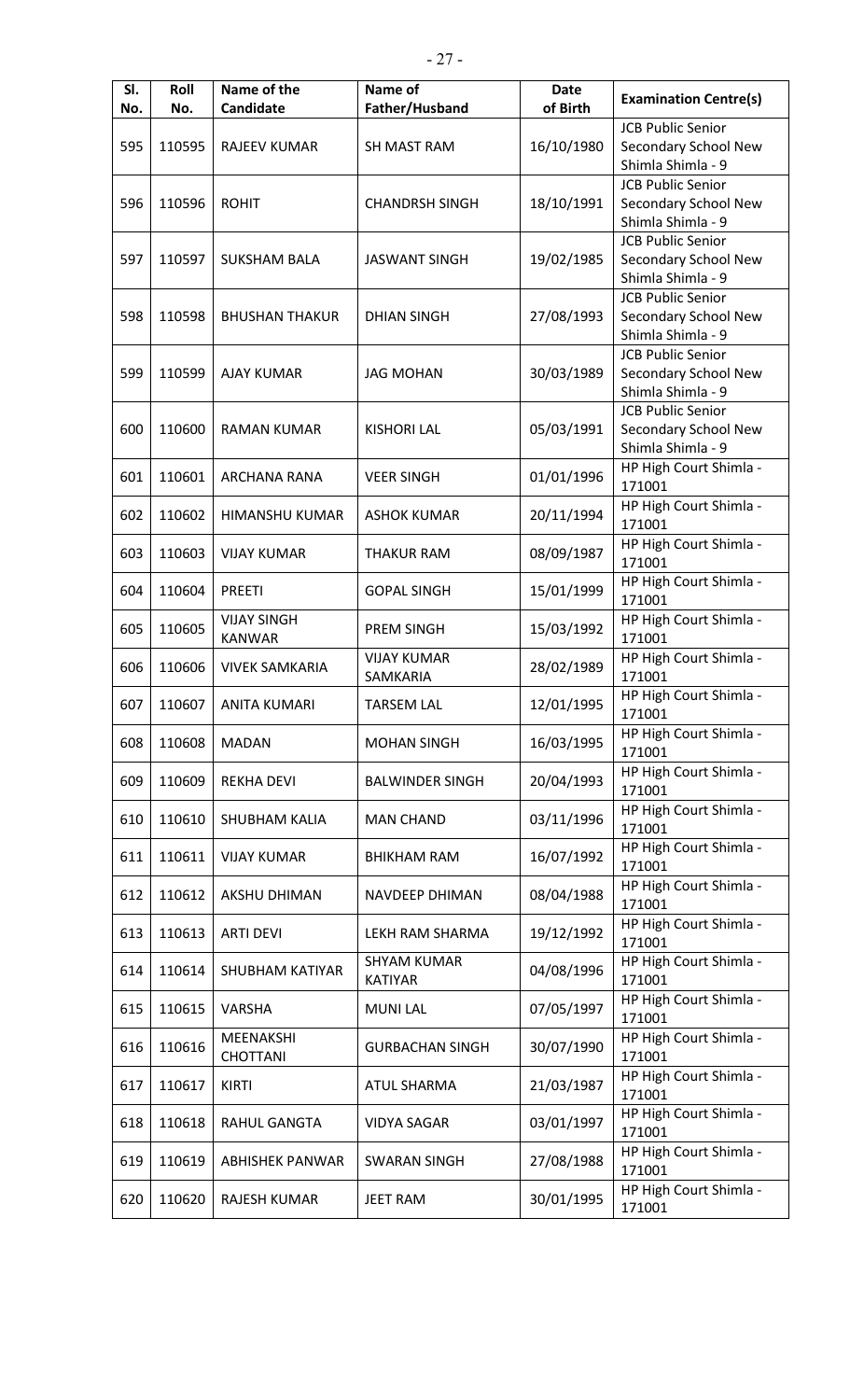| Sl. No. | Roll No. | Name of the Candidate | Name of Father/Husband | Date of Birth | Examination Centre(s) |
|---|---|---|---|---|---|
| 595 | 110595 | RAJEEV KUMAR | SH MAST RAM | 16/10/1980 | JCB Public Senior Secondary School New Shimla Shimla - 9 |
| 596 | 110596 | ROHIT | CHANDRSH SINGH | 18/10/1991 | JCB Public Senior Secondary School New Shimla Shimla - 9 |
| 597 | 110597 | SUKSHAM BALA | JASWANT SINGH | 19/02/1985 | JCB Public Senior Secondary School New Shimla Shimla - 9 |
| 598 | 110598 | BHUSHAN THAKUR | DHIAN SINGH | 27/08/1993 | JCB Public Senior Secondary School New Shimla Shimla - 9 |
| 599 | 110599 | AJAY KUMAR | JAG MOHAN | 30/03/1989 | JCB Public Senior Secondary School New Shimla Shimla - 9 |
| 600 | 110600 | RAMAN KUMAR | KISHORI LAL | 05/03/1991 | JCB Public Senior Secondary School New Shimla Shimla - 9 |
| 601 | 110601 | ARCHANA RANA | VEER SINGH | 01/01/1996 | HP High Court Shimla - 171001 |
| 602 | 110602 | HIMANSHU KUMAR | ASHOK KUMAR | 20/11/1994 | HP High Court Shimla - 171001 |
| 603 | 110603 | VIJAY KUMAR | THAKUR RAM | 08/09/1987 | HP High Court Shimla - 171001 |
| 604 | 110604 | PREETI | GOPAL SINGH | 15/01/1999 | HP High Court Shimla - 171001 |
| 605 | 110605 | VIJAY SINGH KANWAR | PREM SINGH | 15/03/1992 | HP High Court Shimla - 171001 |
| 606 | 110606 | VIVEK SAMKARIA | VIJAY KUMAR SAMKARIA | 28/02/1989 | HP High Court Shimla - 171001 |
| 607 | 110607 | ANITA KUMARI | TARSEM LAL | 12/01/1995 | HP High Court Shimla - 171001 |
| 608 | 110608 | MADAN | MOHAN SINGH | 16/03/1995 | HP High Court Shimla - 171001 |
| 609 | 110609 | REKHA DEVI | BALWINDER SINGH | 20/04/1993 | HP High Court Shimla - 171001 |
| 610 | 110610 | SHUBHAM KALIA | MAN CHAND | 03/11/1996 | HP High Court Shimla - 171001 |
| 611 | 110611 | VIJAY KUMAR | BHIKHAM RAM | 16/07/1992 | HP High Court Shimla - 171001 |
| 612 | 110612 | AKSHU DHIMAN | NAVDEEP DHIMAN | 08/04/1988 | HP High Court Shimla - 171001 |
| 613 | 110613 | ARTI DEVI | LEKH RAM SHARMA | 19/12/1992 | HP High Court Shimla - 171001 |
| 614 | 110614 | SHUBHAM KATIYAR | SHYAM KUMAR KATIYAR | 04/08/1996 | HP High Court Shimla - 171001 |
| 615 | 110615 | VARSHA | MUNI LAL | 07/05/1997 | HP High Court Shimla - 171001 |
| 616 | 110616 | MEENAKSHI CHOTTANI | GURBACHAN SINGH | 30/07/1990 | HP High Court Shimla - 171001 |
| 617 | 110617 | KIRTI | ATUL SHARMA | 21/03/1987 | HP High Court Shimla - 171001 |
| 618 | 110618 | RAHUL GANGTA | VIDYA SAGAR | 03/01/1997 | HP High Court Shimla - 171001 |
| 619 | 110619 | ABHISHEK PANWAR | SWARAN SINGH | 27/08/1988 | HP High Court Shimla - 171001 |
| 620 | 110620 | RAJESH KUMAR | JEET RAM | 30/01/1995 | HP High Court Shimla - 171001 |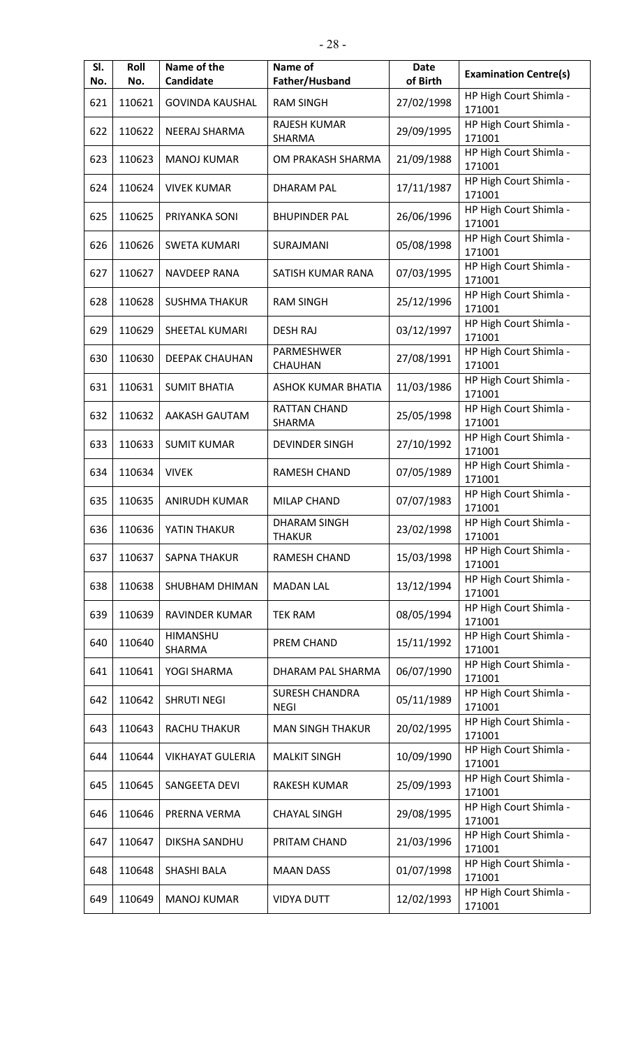| Sl. No. | Roll No. | Name of the Candidate | Name of Father/Husband | Date of Birth | Examination Centre(s) |
|---|---|---|---|---|---|
| 621 | 110621 | GOVINDA KAUSHAL | RAM SINGH | 27/02/1998 | HP High Court Shimla - 171001 |
| 622 | 110622 | NEERAJ SHARMA | RAJESH KUMAR SHARMA | 29/09/1995 | HP High Court Shimla - 171001 |
| 623 | 110623 | MANOJ KUMAR | OM PRAKASH SHARMA | 21/09/1988 | HP High Court Shimla - 171001 |
| 624 | 110624 | VIVEK KUMAR | DHARAM PAL | 17/11/1987 | HP High Court Shimla - 171001 |
| 625 | 110625 | PRIYANKA SONI | BHUPINDER PAL | 26/06/1996 | HP High Court Shimla - 171001 |
| 626 | 110626 | SWETA KUMARI | SURAJMANI | 05/08/1998 | HP High Court Shimla - 171001 |
| 627 | 110627 | NAVDEEP RANA | SATISH KUMAR RANA | 07/03/1995 | HP High Court Shimla - 171001 |
| 628 | 110628 | SUSHMA THAKUR | RAM SINGH | 25/12/1996 | HP High Court Shimla - 171001 |
| 629 | 110629 | SHEETAL KUMARI | DESH RAJ | 03/12/1997 | HP High Court Shimla - 171001 |
| 630 | 110630 | DEEPAK CHAUHAN | PARMESHWER CHAUHAN | 27/08/1991 | HP High Court Shimla - 171001 |
| 631 | 110631 | SUMIT BHATIA | ASHOK KUMAR BHATIA | 11/03/1986 | HP High Court Shimla - 171001 |
| 632 | 110632 | AAKASH GAUTAM | RATTAN CHAND SHARMA | 25/05/1998 | HP High Court Shimla - 171001 |
| 633 | 110633 | SUMIT KUMAR | DEVINDER SINGH | 27/10/1992 | HP High Court Shimla - 171001 |
| 634 | 110634 | VIVEK | RAMESH CHAND | 07/05/1989 | HP High Court Shimla - 171001 |
| 635 | 110635 | ANIRUDH KUMAR | MILAP CHAND | 07/07/1983 | HP High Court Shimla - 171001 |
| 636 | 110636 | YATIN THAKUR | DHARAM SINGH THAKUR | 23/02/1998 | HP High Court Shimla - 171001 |
| 637 | 110637 | SAPNA THAKUR | RAMESH CHAND | 15/03/1998 | HP High Court Shimla - 171001 |
| 638 | 110638 | SHUBHAM DHIMAN | MADAN LAL | 13/12/1994 | HP High Court Shimla - 171001 |
| 639 | 110639 | RAVINDER KUMAR | TEK RAM | 08/05/1994 | HP High Court Shimla - 171001 |
| 640 | 110640 | HIMANSHU SHARMA | PREM CHAND | 15/11/1992 | HP High Court Shimla - 171001 |
| 641 | 110641 | YOGI SHARMA | DHARAM PAL SHARMA | 06/07/1990 | HP High Court Shimla - 171001 |
| 642 | 110642 | SHRUTI NEGI | SURESH CHANDRA NEGI | 05/11/1989 | HP High Court Shimla - 171001 |
| 643 | 110643 | RACHU THAKUR | MAN SINGH THAKUR | 20/02/1995 | HP High Court Shimla - 171001 |
| 644 | 110644 | VIKHAYAT GULERIA | MALKIT SINGH | 10/09/1990 | HP High Court Shimla - 171001 |
| 645 | 110645 | SANGEETA DEVI | RAKESH KUMAR | 25/09/1993 | HP High Court Shimla - 171001 |
| 646 | 110646 | PRERNA VERMA | CHAYAL SINGH | 29/08/1995 | HP High Court Shimla - 171001 |
| 647 | 110647 | DIKSHA SANDHU | PRITAM CHAND | 21/03/1996 | HP High Court Shimla - 171001 |
| 648 | 110648 | SHASHI BALA | MAAN DASS | 01/07/1998 | HP High Court Shimla - 171001 |
| 649 | 110649 | MANOJ KUMAR | VIDYA DUTT | 12/02/1993 | HP High Court Shimla - 171001 |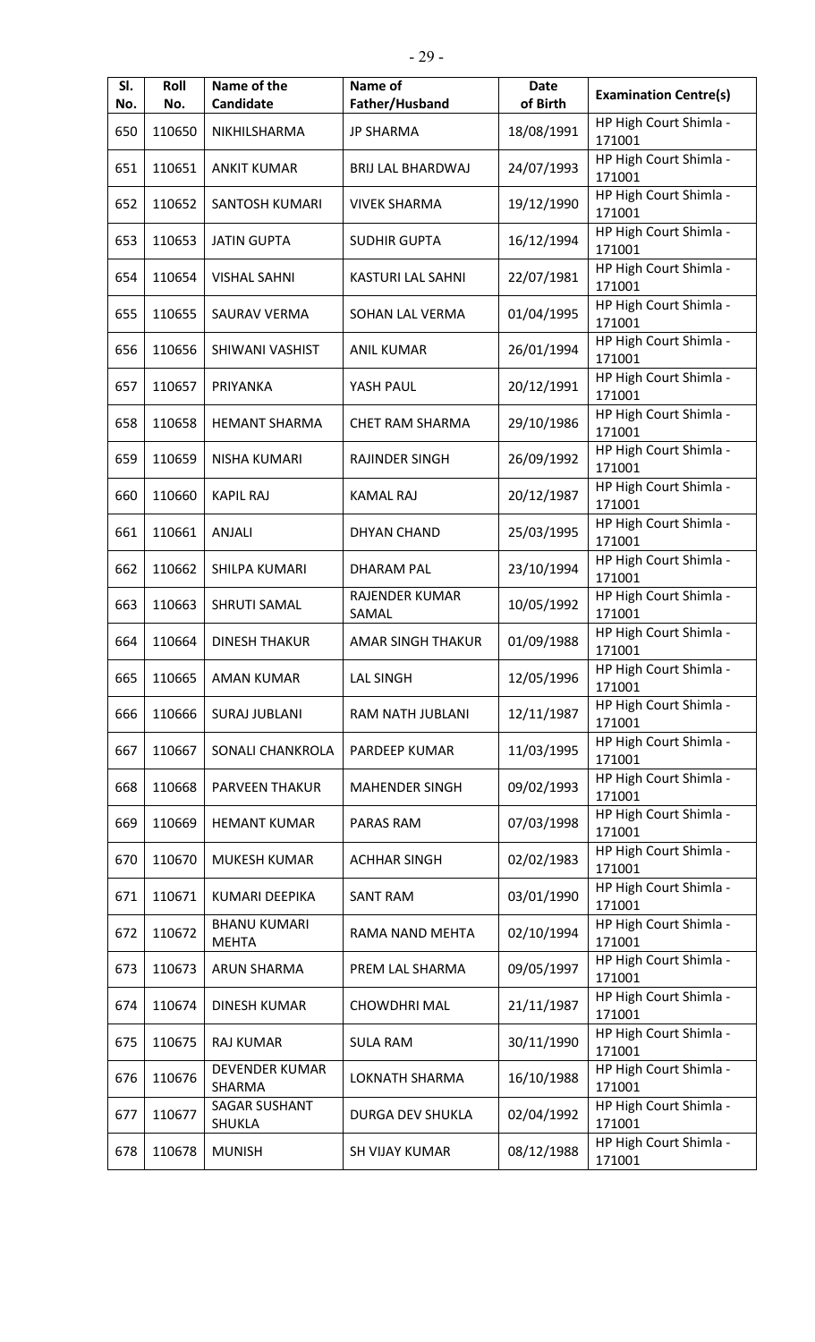| Sl. No. | Roll No. | Name of the Candidate | Name of Father/Husband | Date of Birth | Examination Centre(s) |
|---|---|---|---|---|---|
| 650 | 110650 | NIKHILSHARMA | JP SHARMA | 18/08/1991 | HP High Court Shimla - 171001 |
| 651 | 110651 | ANKIT KUMAR | BRIJ LAL BHARDWAJ | 24/07/1993 | HP High Court Shimla - 171001 |
| 652 | 110652 | SANTOSH KUMARI | VIVEK SHARMA | 19/12/1990 | HP High Court Shimla - 171001 |
| 653 | 110653 | JATIN GUPTA | SUDHIR GUPTA | 16/12/1994 | HP High Court Shimla - 171001 |
| 654 | 110654 | VISHAL SAHNI | KASTURI LAL SAHNI | 22/07/1981 | HP High Court Shimla - 171001 |
| 655 | 110655 | SAURAV VERMA | SOHAN LAL VERMA | 01/04/1995 | HP High Court Shimla - 171001 |
| 656 | 110656 | SHIWANI VASHIST | ANIL KUMAR | 26/01/1994 | HP High Court Shimla - 171001 |
| 657 | 110657 | PRIYANKA | YASH PAUL | 20/12/1991 | HP High Court Shimla - 171001 |
| 658 | 110658 | HEMANT SHARMA | CHET RAM SHARMA | 29/10/1986 | HP High Court Shimla - 171001 |
| 659 | 110659 | NISHA KUMARI | RAJINDER SINGH | 26/09/1992 | HP High Court Shimla - 171001 |
| 660 | 110660 | KAPIL RAJ | KAMAL RAJ | 20/12/1987 | HP High Court Shimla - 171001 |
| 661 | 110661 | ANJALI | DHYAN CHAND | 25/03/1995 | HP High Court Shimla - 171001 |
| 662 | 110662 | SHILPA KUMARI | DHARAM PAL | 23/10/1994 | HP High Court Shimla - 171001 |
| 663 | 110663 | SHRUTI SAMAL | RAJENDER KUMAR SAMAL | 10/05/1992 | HP High Court Shimla - 171001 |
| 664 | 110664 | DINESH THAKUR | AMAR SINGH THAKUR | 01/09/1988 | HP High Court Shimla - 171001 |
| 665 | 110665 | AMAN KUMAR | LAL SINGH | 12/05/1996 | HP High Court Shimla - 171001 |
| 666 | 110666 | SURAJ JUBLANI | RAM NATH JUBLANI | 12/11/1987 | HP High Court Shimla - 171001 |
| 667 | 110667 | SONALI CHANKROLA | PARDEEP KUMAR | 11/03/1995 | HP High Court Shimla - 171001 |
| 668 | 110668 | PARVEEN THAKUR | MAHENDER SINGH | 09/02/1993 | HP High Court Shimla - 171001 |
| 669 | 110669 | HEMANT KUMAR | PARAS RAM | 07/03/1998 | HP High Court Shimla - 171001 |
| 670 | 110670 | MUKESH KUMAR | ACHHAR SINGH | 02/02/1983 | HP High Court Shimla - 171001 |
| 671 | 110671 | KUMARI DEEPIKA | SANT RAM | 03/01/1990 | HP High Court Shimla - 171001 |
| 672 | 110672 | BHANU KUMARI MEHTA | RAMA NAND MEHTA | 02/10/1994 | HP High Court Shimla - 171001 |
| 673 | 110673 | ARUN SHARMA | PREM LAL SHARMA | 09/05/1997 | HP High Court Shimla - 171001 |
| 674 | 110674 | DINESH KUMAR | CHOWDHRI MAL | 21/11/1987 | HP High Court Shimla - 171001 |
| 675 | 110675 | RAJ KUMAR | SULA RAM | 30/11/1990 | HP High Court Shimla - 171001 |
| 676 | 110676 | DEVENDER KUMAR SHARMA | LOKNATH SHARMA | 16/10/1988 | HP High Court Shimla - 171001 |
| 677 | 110677 | SAGAR SUSHANT SHUKLA | DURGA DEV SHUKLA | 02/04/1992 | HP High Court Shimla - 171001 |
| 678 | 110678 | MUNISH | SH VIJAY KUMAR | 08/12/1988 | HP High Court Shimla - 171001 |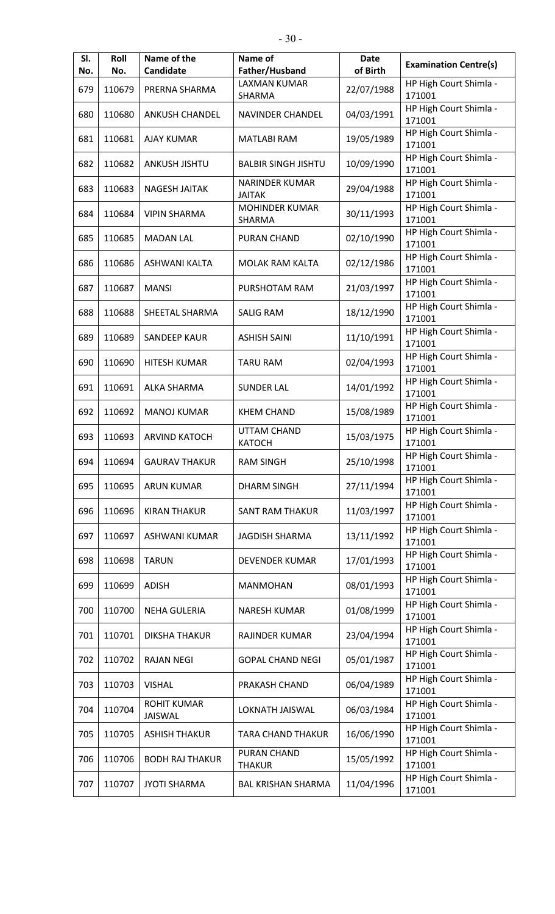| Sl. No. | Roll No. | Name of the Candidate | Name of Father/Husband | Date of Birth | Examination Centre(s) |
|---|---|---|---|---|---|
| 679 | 110679 | PRERNA SHARMA | LAXMAN KUMAR SHARMA | 22/07/1988 | HP High Court Shimla - 171001 |
| 680 | 110680 | ANKUSH CHANDEL | NAVINDER CHANDEL | 04/03/1991 | HP High Court Shimla - 171001 |
| 681 | 110681 | AJAY KUMAR | MATLABI RAM | 19/05/1989 | HP High Court Shimla - 171001 |
| 682 | 110682 | ANKUSH JISHTU | BALBIR SINGH JISHTU | 10/09/1990 | HP High Court Shimla - 171001 |
| 683 | 110683 | NAGESH JAITAK | NARINDER KUMAR JAITAK | 29/04/1988 | HP High Court Shimla - 171001 |
| 684 | 110684 | VIPIN SHARMA | MOHINDER KUMAR SHARMA | 30/11/1993 | HP High Court Shimla - 171001 |
| 685 | 110685 | MADAN LAL | PURAN CHAND | 02/10/1990 | HP High Court Shimla - 171001 |
| 686 | 110686 | ASHWANI KALTA | MOLAK RAM KALTA | 02/12/1986 | HP High Court Shimla - 171001 |
| 687 | 110687 | MANSI | PURSHOTAM RAM | 21/03/1997 | HP High Court Shimla - 171001 |
| 688 | 110688 | SHEETAL SHARMA | SALIG RAM | 18/12/1990 | HP High Court Shimla - 171001 |
| 689 | 110689 | SANDEEP KAUR | ASHISH SAINI | 11/10/1991 | HP High Court Shimla - 171001 |
| 690 | 110690 | HITESH KUMAR | TARU RAM | 02/04/1993 | HP High Court Shimla - 171001 |
| 691 | 110691 | ALKA SHARMA | SUNDER LAL | 14/01/1992 | HP High Court Shimla - 171001 |
| 692 | 110692 | MANOJ KUMAR | KHEM CHAND | 15/08/1989 | HP High Court Shimla - 171001 |
| 693 | 110693 | ARVIND KATOCH | UTTAM CHAND KATOCH | 15/03/1975 | HP High Court Shimla - 171001 |
| 694 | 110694 | GAURAV THAKUR | RAM SINGH | 25/10/1998 | HP High Court Shimla - 171001 |
| 695 | 110695 | ARUN KUMAR | DHARM SINGH | 27/11/1994 | HP High Court Shimla - 171001 |
| 696 | 110696 | KIRAN THAKUR | SANT RAM THAKUR | 11/03/1997 | HP High Court Shimla - 171001 |
| 697 | 110697 | ASHWANI KUMAR | JAGDISH SHARMA | 13/11/1992 | HP High Court Shimla - 171001 |
| 698 | 110698 | TARUN | DEVENDER KUMAR | 17/01/1993 | HP High Court Shimla - 171001 |
| 699 | 110699 | ADISH | MANMOHAN | 08/01/1993 | HP High Court Shimla - 171001 |
| 700 | 110700 | NEHA GULERIA | NARESH KUMAR | 01/08/1999 | HP High Court Shimla - 171001 |
| 701 | 110701 | DIKSHA THAKUR | RAJINDER KUMAR | 23/04/1994 | HP High Court Shimla - 171001 |
| 702 | 110702 | RAJAN NEGI | GOPAL CHAND NEGI | 05/01/1987 | HP High Court Shimla - 171001 |
| 703 | 110703 | VISHAL | PRAKASH CHAND | 06/04/1989 | HP High Court Shimla - 171001 |
| 704 | 110704 | ROHIT KUMAR JAISWAL | LOKNATH JAISWAL | 06/03/1984 | HP High Court Shimla - 171001 |
| 705 | 110705 | ASHISH THAKUR | TARA CHAND THAKUR | 16/06/1990 | HP High Court Shimla - 171001 |
| 706 | 110706 | BODH RAJ THAKUR | PURAN CHAND THAKUR | 15/05/1992 | HP High Court Shimla - 171001 |
| 707 | 110707 | JYOTI SHARMA | BAL KRISHAN SHARMA | 11/04/1996 | HP High Court Shimla - 171001 |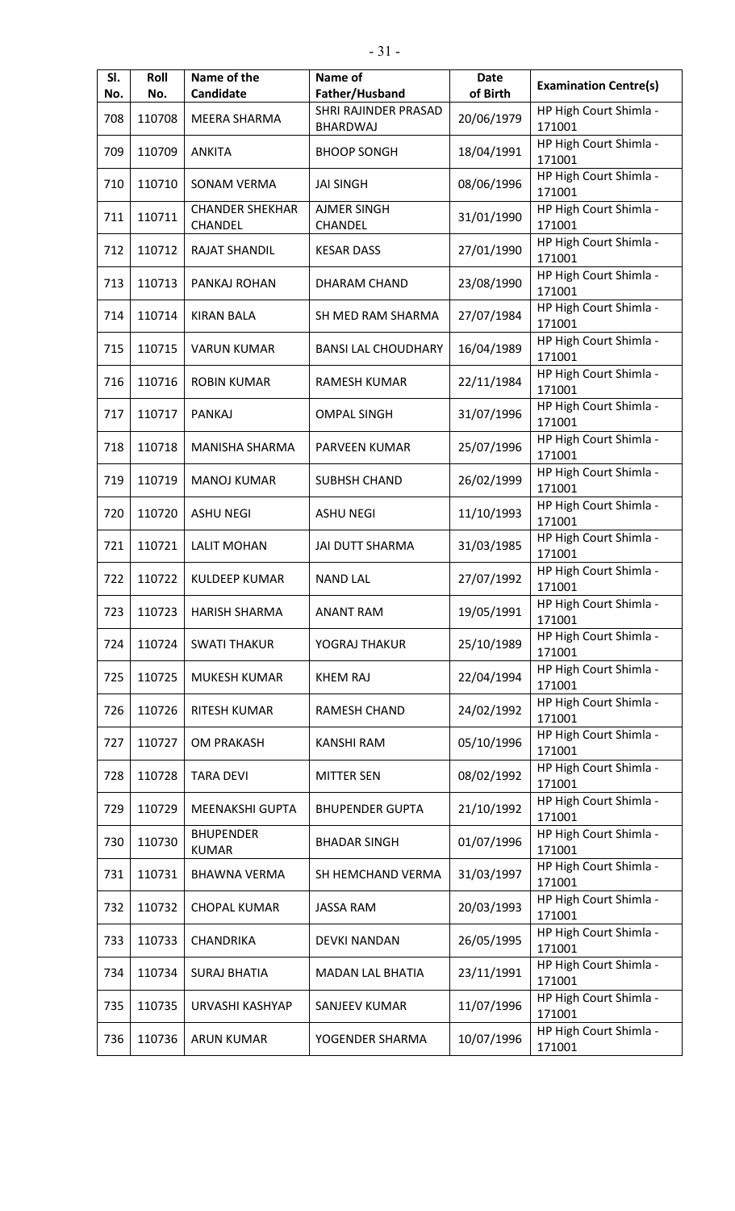| Sl. No. | Roll No. | Name of the Candidate | Name of Father/Husband | Date of Birth | Examination Centre(s) |
|---|---|---|---|---|---|
| 708 | 110708 | MEERA SHARMA | SHRI RAJINDER PRASAD BHARDWAJ | 20/06/1979 | HP High Court Shimla - 171001 |
| 709 | 110709 | ANKITA | BHOOP SONGH | 18/04/1991 | HP High Court Shimla - 171001 |
| 710 | 110710 | SONAM VERMA | JAI SINGH | 08/06/1996 | HP High Court Shimla - 171001 |
| 711 | 110711 | CHANDER SHEKHAR CHANDEL | AJMER SINGH CHANDEL | 31/01/1990 | HP High Court Shimla - 171001 |
| 712 | 110712 | RAJAT SHANDIL | KESAR DASS | 27/01/1990 | HP High Court Shimla - 171001 |
| 713 | 110713 | PANKAJ ROHAN | DHARAM CHAND | 23/08/1990 | HP High Court Shimla - 171001 |
| 714 | 110714 | KIRAN BALA | SH MED RAM SHARMA | 27/07/1984 | HP High Court Shimla - 171001 |
| 715 | 110715 | VARUN KUMAR | BANSI LAL CHOUDHARY | 16/04/1989 | HP High Court Shimla - 171001 |
| 716 | 110716 | ROBIN KUMAR | RAMESH KUMAR | 22/11/1984 | HP High Court Shimla - 171001 |
| 717 | 110717 | PANKAJ | OMPAL SINGH | 31/07/1996 | HP High Court Shimla - 171001 |
| 718 | 110718 | MANISHA SHARMA | PARVEEN KUMAR | 25/07/1996 | HP High Court Shimla - 171001 |
| 719 | 110719 | MANOJ KUMAR | SUBHSH CHAND | 26/02/1999 | HP High Court Shimla - 171001 |
| 720 | 110720 | ASHU NEGI | ASHU NEGI | 11/10/1993 | HP High Court Shimla - 171001 |
| 721 | 110721 | LALIT MOHAN | JAI DUTT SHARMA | 31/03/1985 | HP High Court Shimla - 171001 |
| 722 | 110722 | KULDEEP KUMAR | NAND LAL | 27/07/1992 | HP High Court Shimla - 171001 |
| 723 | 110723 | HARISH SHARMA | ANANT RAM | 19/05/1991 | HP High Court Shimla - 171001 |
| 724 | 110724 | SWATI THAKUR | YOGRAJ THAKUR | 25/10/1989 | HP High Court Shimla - 171001 |
| 725 | 110725 | MUKESH KUMAR | KHEM RAJ | 22/04/1994 | HP High Court Shimla - 171001 |
| 726 | 110726 | RITESH KUMAR | RAMESH CHAND | 24/02/1992 | HP High Court Shimla - 171001 |
| 727 | 110727 | OM PRAKASH | KANSHI RAM | 05/10/1996 | HP High Court Shimla - 171001 |
| 728 | 110728 | TARA DEVI | MITTER SEN | 08/02/1992 | HP High Court Shimla - 171001 |
| 729 | 110729 | MEENAKSHI GUPTA | BHUPENDER GUPTA | 21/10/1992 | HP High Court Shimla - 171001 |
| 730 | 110730 | BHUPENDER KUMAR | BHADAR SINGH | 01/07/1996 | HP High Court Shimla - 171001 |
| 731 | 110731 | BHAWNA VERMA | SH HEMCHAND VERMA | 31/03/1997 | HP High Court Shimla - 171001 |
| 732 | 110732 | CHOPAL KUMAR | JASSA RAM | 20/03/1993 | HP High Court Shimla - 171001 |
| 733 | 110733 | CHANDRIKA | DEVKI NANDAN | 26/05/1995 | HP High Court Shimla - 171001 |
| 734 | 110734 | SURAJ BHATIA | MADAN LAL BHATIA | 23/11/1991 | HP High Court Shimla - 171001 |
| 735 | 110735 | URVASHI KASHYAP | SANJEEV KUMAR | 11/07/1996 | HP High Court Shimla - 171001 |
| 736 | 110736 | ARUN KUMAR | YOGENDER SHARMA | 10/07/1996 | HP High Court Shimla - 171001 |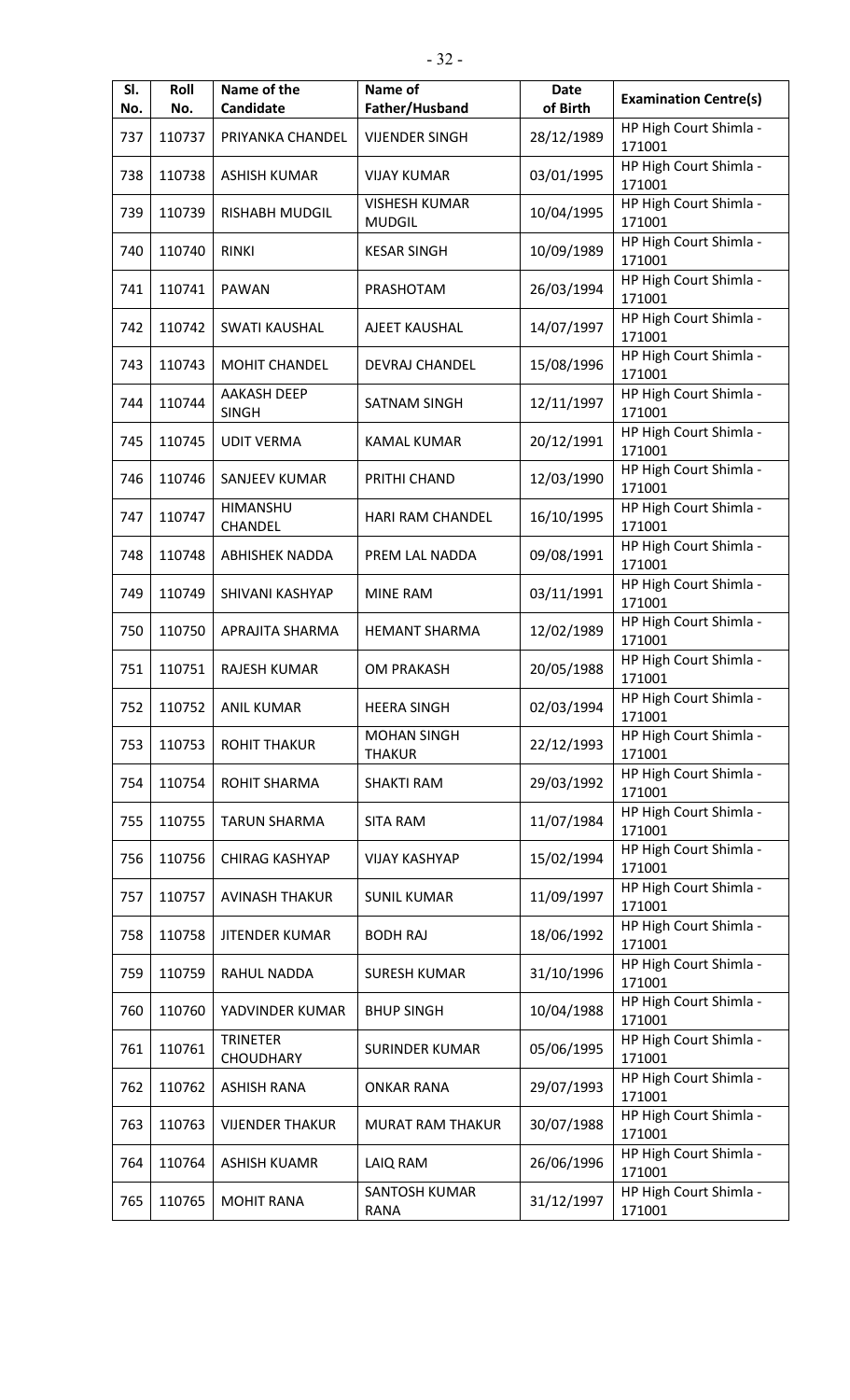| Sl. No. | Roll No. | Name of the Candidate | Name of Father/Husband | Date of Birth | Examination Centre(s) |
|---|---|---|---|---|---|
| 737 | 110737 | PRIYANKA CHANDEL | VIJENDER SINGH | 28/12/1989 | HP High Court Shimla - 171001 |
| 738 | 110738 | ASHISH KUMAR | VIJAY KUMAR | 03/01/1995 | HP High Court Shimla - 171001 |
| 739 | 110739 | RISHABH MUDGIL | VISHESH KUMAR MUDGIL | 10/04/1995 | HP High Court Shimla - 171001 |
| 740 | 110740 | RINKI | KESAR SINGH | 10/09/1989 | HP High Court Shimla - 171001 |
| 741 | 110741 | PAWAN | PRASHOTAM | 26/03/1994 | HP High Court Shimla - 171001 |
| 742 | 110742 | SWATI KAUSHAL | AJEET KAUSHAL | 14/07/1997 | HP High Court Shimla - 171001 |
| 743 | 110743 | MOHIT CHANDEL | DEVRAJ CHANDEL | 15/08/1996 | HP High Court Shimla - 171001 |
| 744 | 110744 | AAKASH DEEP SINGH | SATNAM SINGH | 12/11/1997 | HP High Court Shimla - 171001 |
| 745 | 110745 | UDIT VERMA | KAMAL KUMAR | 20/12/1991 | HP High Court Shimla - 171001 |
| 746 | 110746 | SANJEEV KUMAR | PRITHI CHAND | 12/03/1990 | HP High Court Shimla - 171001 |
| 747 | 110747 | HIMANSHU CHANDEL | HARI RAM CHANDEL | 16/10/1995 | HP High Court Shimla - 171001 |
| 748 | 110748 | ABHISHEK NADDA | PREM LAL NADDA | 09/08/1991 | HP High Court Shimla - 171001 |
| 749 | 110749 | SHIVANI KASHYAP | MINE RAM | 03/11/1991 | HP High Court Shimla - 171001 |
| 750 | 110750 | APRAJITA SHARMA | HEMANT SHARMA | 12/02/1989 | HP High Court Shimla - 171001 |
| 751 | 110751 | RAJESH KUMAR | OM PRAKASH | 20/05/1988 | HP High Court Shimla - 171001 |
| 752 | 110752 | ANIL KUMAR | HEERA SINGH | 02/03/1994 | HP High Court Shimla - 171001 |
| 753 | 110753 | ROHIT THAKUR | MOHAN SINGH THAKUR | 22/12/1993 | HP High Court Shimla - 171001 |
| 754 | 110754 | ROHIT SHARMA | SHAKTI RAM | 29/03/1992 | HP High Court Shimla - 171001 |
| 755 | 110755 | TARUN SHARMA | SITA RAM | 11/07/1984 | HP High Court Shimla - 171001 |
| 756 | 110756 | CHIRAG KASHYAP | VIJAY KASHYAP | 15/02/1994 | HP High Court Shimla - 171001 |
| 757 | 110757 | AVINASH THAKUR | SUNIL KUMAR | 11/09/1997 | HP High Court Shimla - 171001 |
| 758 | 110758 | JITENDER KUMAR | BODH RAJ | 18/06/1992 | HP High Court Shimla - 171001 |
| 759 | 110759 | RAHUL NADDA | SURESH KUMAR | 31/10/1996 | HP High Court Shimla - 171001 |
| 760 | 110760 | YADVINDER KUMAR | BHUP SINGH | 10/04/1988 | HP High Court Shimla - 171001 |
| 761 | 110761 | TRINETER CHOUDHARY | SURINDER KUMAR | 05/06/1995 | HP High Court Shimla - 171001 |
| 762 | 110762 | ASHISH RANA | ONKAR RANA | 29/07/1993 | HP High Court Shimla - 171001 |
| 763 | 110763 | VIJENDER THAKUR | MURAT RAM THAKUR | 30/07/1988 | HP High Court Shimla - 171001 |
| 764 | 110764 | ASHISH KUAMR | LAIQ RAM | 26/06/1996 | HP High Court Shimla - 171001 |
| 765 | 110765 | MOHIT RANA | SANTOSH KUMAR RANA | 31/12/1997 | HP High Court Shimla - 171001 |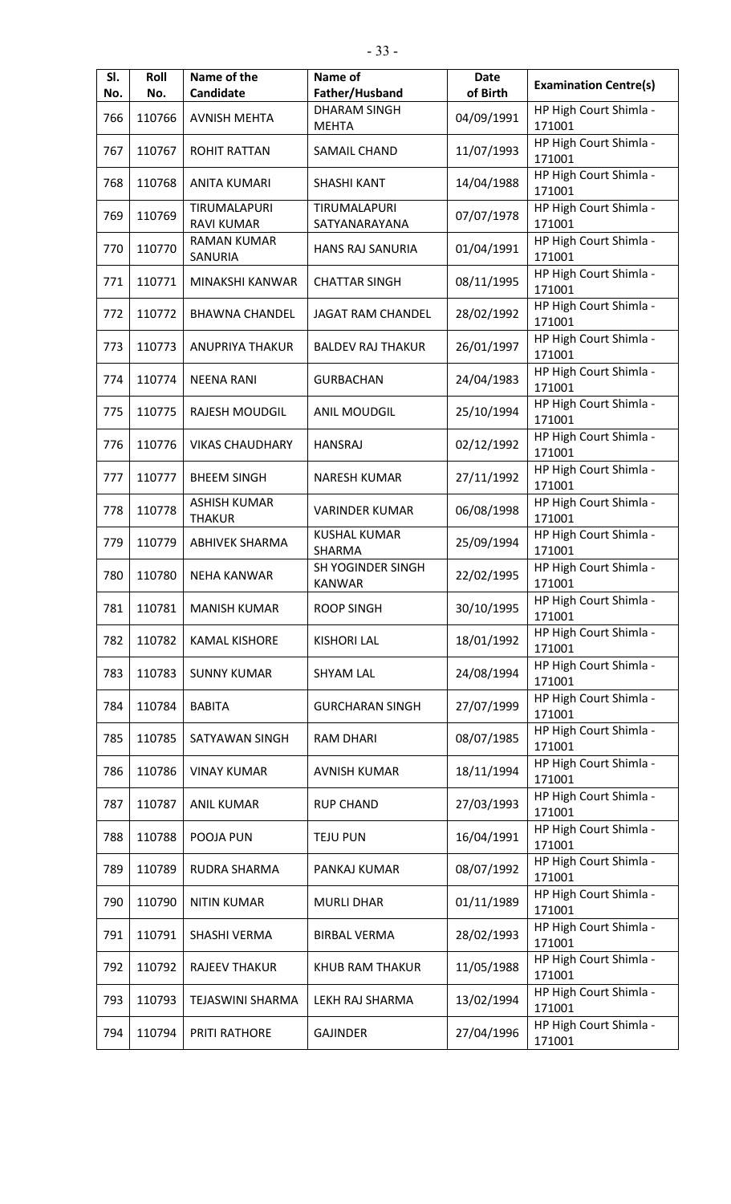| Sl. No. | Roll No. | Name of the Candidate | Name of Father/Husband | Date of Birth | Examination Centre(s) |
|---|---|---|---|---|---|
| 766 | 110766 | AVNISH MEHTA | DHARAM SINGH MEHTA | 04/09/1991 | HP High Court Shimla - 171001 |
| 767 | 110767 | ROHIT RATTAN | SAMAIL CHAND | 11/07/1993 | HP High Court Shimla - 171001 |
| 768 | 110768 | ANITA KUMARI | SHASHI KANT | 14/04/1988 | HP High Court Shimla - 171001 |
| 769 | 110769 | TIRUMALAPURI RAVI KUMAR | TIRUMALAPURI SATYANARAYANA | 07/07/1978 | HP High Court Shimla - 171001 |
| 770 | 110770 | RAMAN KUMAR SANURIA | HANS RAJ SANURIA | 01/04/1991 | HP High Court Shimla - 171001 |
| 771 | 110771 | MINAKSHI KANWAR | CHATTAR SINGH | 08/11/1995 | HP High Court Shimla - 171001 |
| 772 | 110772 | BHAWNA CHANDEL | JAGAT RAM CHANDEL | 28/02/1992 | HP High Court Shimla - 171001 |
| 773 | 110773 | ANUPRIYA THAKUR | BALDEV RAJ THAKUR | 26/01/1997 | HP High Court Shimla - 171001 |
| 774 | 110774 | NEENA RANI | GURBACHAN | 24/04/1983 | HP High Court Shimla - 171001 |
| 775 | 110775 | RAJESH MOUDGIL | ANIL MOUDGIL | 25/10/1994 | HP High Court Shimla - 171001 |
| 776 | 110776 | VIKAS CHAUDHARY | HANSRAJ | 02/12/1992 | HP High Court Shimla - 171001 |
| 777 | 110777 | BHEEM SINGH | NARESH KUMAR | 27/11/1992 | HP High Court Shimla - 171001 |
| 778 | 110778 | ASHISH KUMAR THAKUR | VARINDER KUMAR | 06/08/1998 | HP High Court Shimla - 171001 |
| 779 | 110779 | ABHIVEK SHARMA | KUSHAL KUMAR SHARMA | 25/09/1994 | HP High Court Shimla - 171001 |
| 780 | 110780 | NEHA KANWAR | SH YOGINDER SINGH KANWAR | 22/02/1995 | HP High Court Shimla - 171001 |
| 781 | 110781 | MANISH KUMAR | ROOP SINGH | 30/10/1995 | HP High Court Shimla - 171001 |
| 782 | 110782 | KAMAL KISHORE | KISHORI LAL | 18/01/1992 | HP High Court Shimla - 171001 |
| 783 | 110783 | SUNNY KUMAR | SHYAM LAL | 24/08/1994 | HP High Court Shimla - 171001 |
| 784 | 110784 | BABITA | GURCHARAN SINGH | 27/07/1999 | HP High Court Shimla - 171001 |
| 785 | 110785 | SATYAWAN SINGH | RAM DHARI | 08/07/1985 | HP High Court Shimla - 171001 |
| 786 | 110786 | VINAY KUMAR | AVNISH KUMAR | 18/11/1994 | HP High Court Shimla - 171001 |
| 787 | 110787 | ANIL KUMAR | RUP CHAND | 27/03/1993 | HP High Court Shimla - 171001 |
| 788 | 110788 | POOJA PUN | TEJU PUN | 16/04/1991 | HP High Court Shimla - 171001 |
| 789 | 110789 | RUDRA SHARMA | PANKAJ KUMAR | 08/07/1992 | HP High Court Shimla - 171001 |
| 790 | 110790 | NITIN KUMAR | MURLI DHAR | 01/11/1989 | HP High Court Shimla - 171001 |
| 791 | 110791 | SHASHI VERMA | BIRBAL VERMA | 28/02/1993 | HP High Court Shimla - 171001 |
| 792 | 110792 | RAJEEV THAKUR | KHUB RAM THAKUR | 11/05/1988 | HP High Court Shimla - 171001 |
| 793 | 110793 | TEJASWINI SHARMA | LEKH RAJ SHARMA | 13/02/1994 | HP High Court Shimla - 171001 |
| 794 | 110794 | PRITI RATHORE | GAJINDER | 27/04/1996 | HP High Court Shimla - 171001 |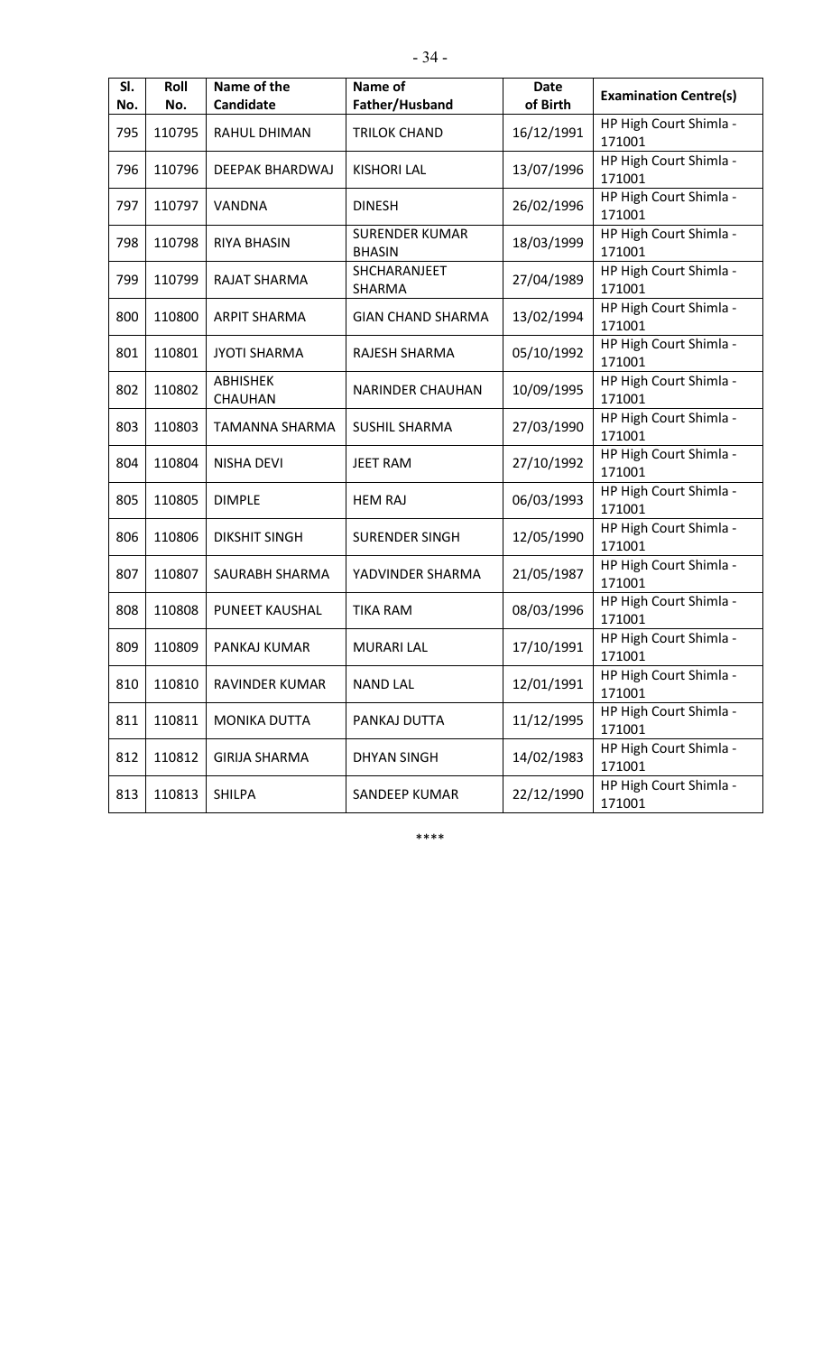| Sl. No. | Roll No. | Name of the Candidate | Name of Father/Husband | Date of Birth | Examination Centre(s) |
|---|---|---|---|---|---|
| 795 | 110795 | RAHUL DHIMAN | TRILOK CHAND | 16/12/1991 | HP High Court Shimla - 171001 |
| 796 | 110796 | DEEPAK BHARDWAJ | KISHORI LAL | 13/07/1996 | HP High Court Shimla - 171001 |
| 797 | 110797 | VANDNA | DINESH | 26/02/1996 | HP High Court Shimla - 171001 |
| 798 | 110798 | RIYA BHASIN | SURENDER KUMAR BHASIN | 18/03/1999 | HP High Court Shimla - 171001 |
| 799 | 110799 | RAJAT SHARMA | SHCHARANJEET SHARMA | 27/04/1989 | HP High Court Shimla - 171001 |
| 800 | 110800 | ARPIT SHARMA | GIAN CHAND SHARMA | 13/02/1994 | HP High Court Shimla - 171001 |
| 801 | 110801 | JYOTI SHARMA | RAJESH SHARMA | 05/10/1992 | HP High Court Shimla - 171001 |
| 802 | 110802 | ABHISHEK CHAUHAN | NARINDER CHAUHAN | 10/09/1995 | HP High Court Shimla - 171001 |
| 803 | 110803 | TAMANNA SHARMA | SUSHIL SHARMA | 27/03/1990 | HP High Court Shimla - 171001 |
| 804 | 110804 | NISHA DEVI | JEET RAM | 27/10/1992 | HP High Court Shimla - 171001 |
| 805 | 110805 | DIMPLE | HEM RAJ | 06/03/1993 | HP High Court Shimla - 171001 |
| 806 | 110806 | DIKSHIT SINGH | SURENDER SINGH | 12/05/1990 | HP High Court Shimla - 171001 |
| 807 | 110807 | SAURABH SHARMA | YADVINDER SHARMA | 21/05/1987 | HP High Court Shimla - 171001 |
| 808 | 110808 | PUNEET KAUSHAL | TIKA RAM | 08/03/1996 | HP High Court Shimla - 171001 |
| 809 | 110809 | PANKAJ KUMAR | MURARI LAL | 17/10/1991 | HP High Court Shimla - 171001 |
| 810 | 110810 | RAVINDER KUMAR | NAND LAL | 12/01/1991 | HP High Court Shimla - 171001 |
| 811 | 110811 | MONIKA DUTTA | PANKAJ DUTTA | 11/12/1995 | HP High Court Shimla - 171001 |
| 812 | 110812 | GIRIJA SHARMA | DHYAN SINGH | 14/02/1983 | HP High Court Shimla - 171001 |
| 813 | 110813 | SHILPA | SANDEEP KUMAR | 22/12/1990 | HP High Court Shimla - 171001 |

****